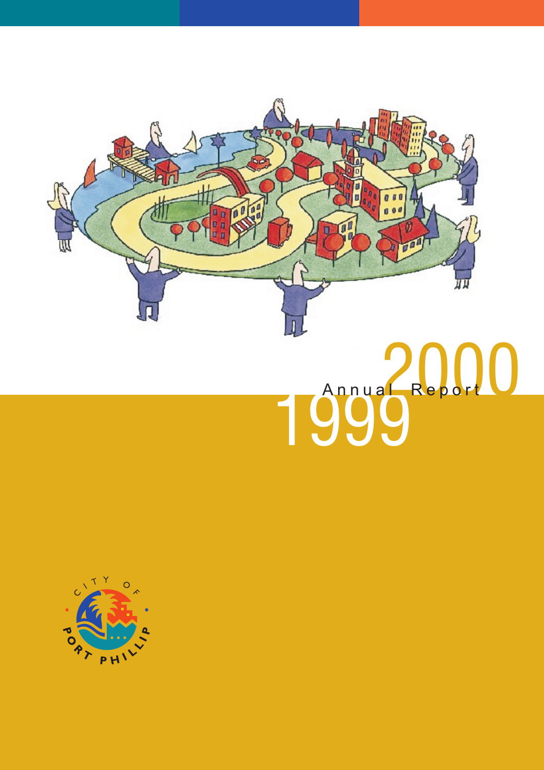# Annual Report 1999 2000

CITY OF PORT PHILLIP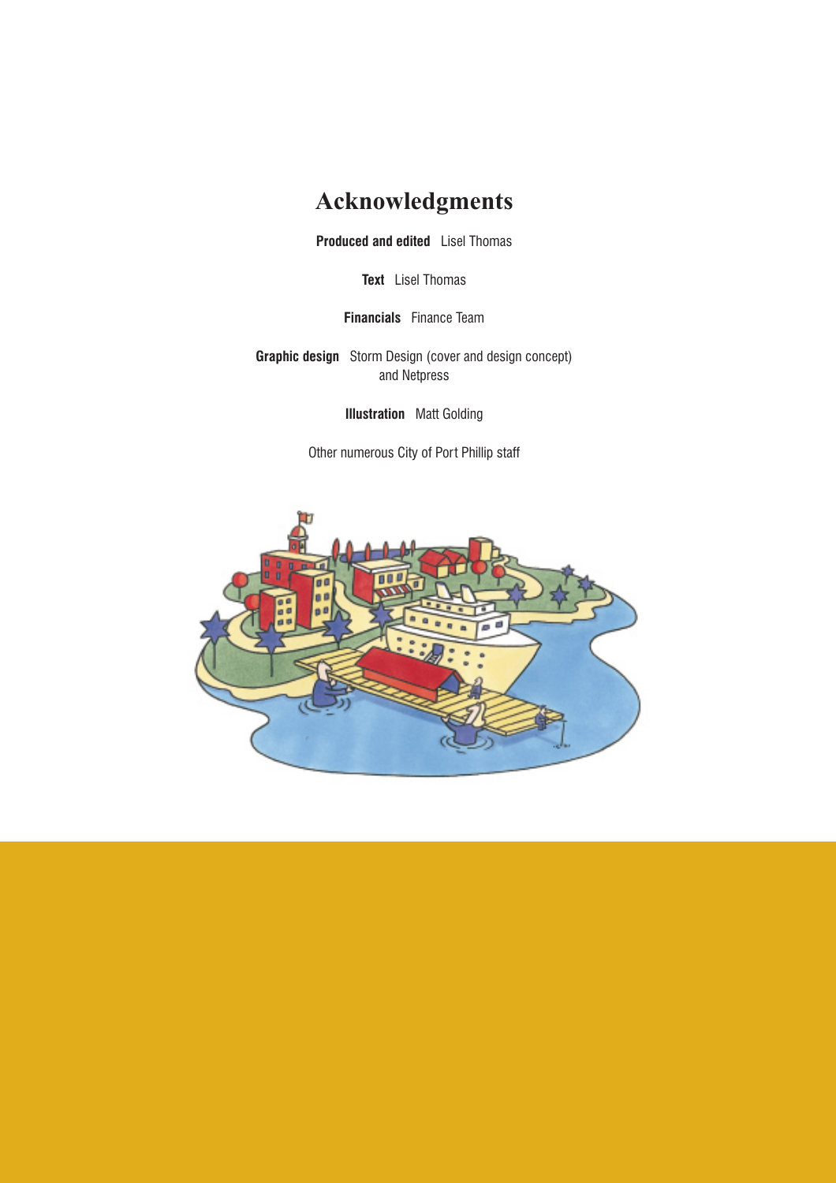# Acknowledgments

**Produced and edited** Lisel Thomas

**Text** Lisel Thomas

**Financials** Finance Team

**Graphic design** Storm Design (cover and design concept) and Netpress

**Illustration** Matt Golding

Other numerous City of Port Phillip staff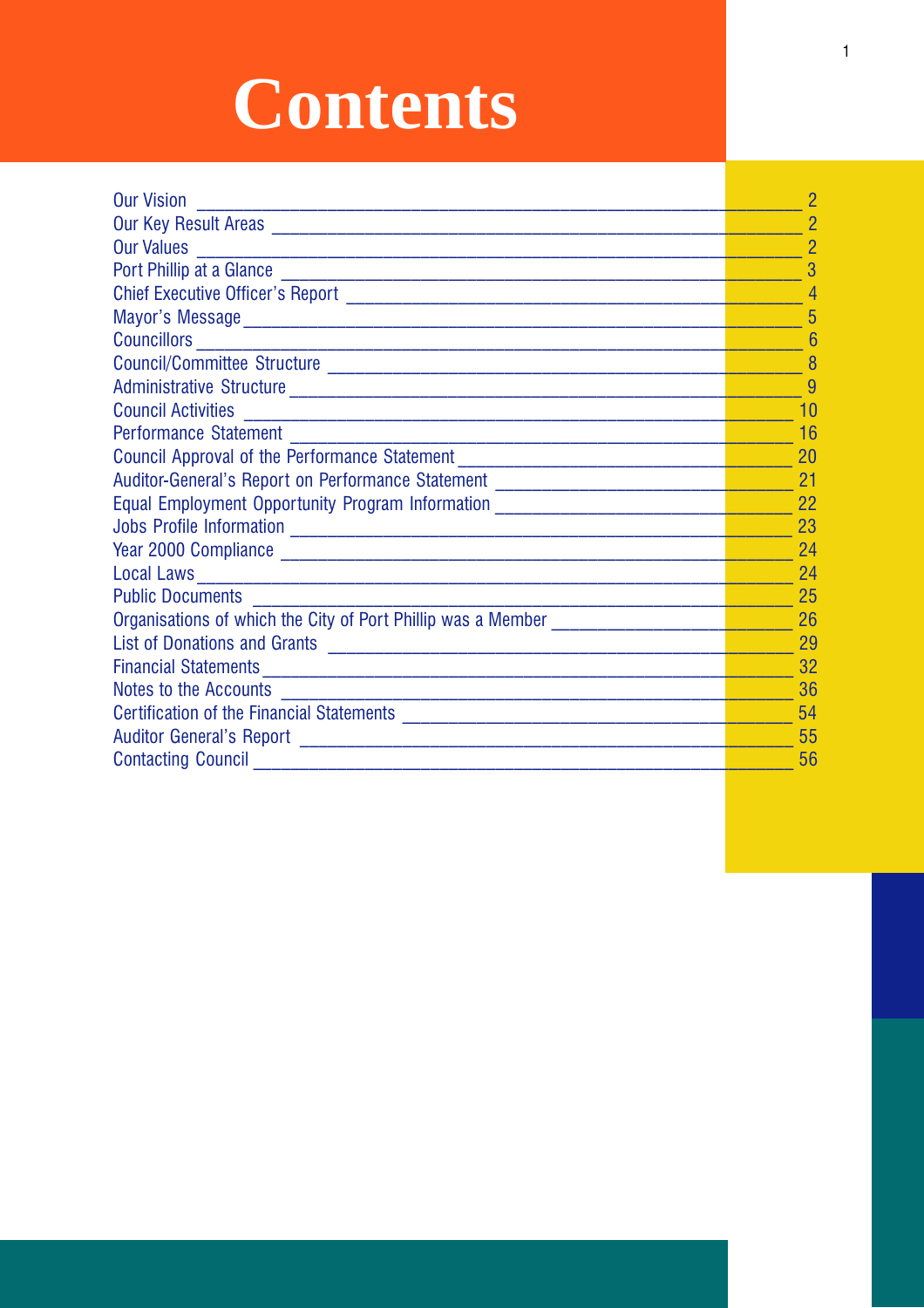# Contents

| | |
|---|---|
| Our Vision | 2 |
| Our Key Result Areas | 2 |
| Our Values | 2 |
| Port Phillip at a Glance | 3 |
| Chief Executive Officer's Report | 4 |
| Mayor's Message | 5 |
| Councillors | 6 |
| Council/Committee Structure | 8 |
| Administrative Structure | 9 |
| Council Activities | 10 |
| Performance Statement | 16 |
| Council Approval of the Performance Statement | 20 |
| Auditor-General's Report on Performance Statement | 21 |
| Equal Employment Opportunity Program Information | 22 |
| Jobs Profile Information | 23 |
| Year 2000 Compliance | 24 |
| Local Laws | 24 |
| Public Documents | 25 |
| Organisations of which the City of Port Phillip was a Member | 26 |
| List of Donations and Grants | 29 |
| Financial Statements | 32 |
| Notes to the Accounts | 36 |
| Certification of the Financial Statements | 54 |
| Auditor General's Report | 55 |
| Contacting Council | 56 |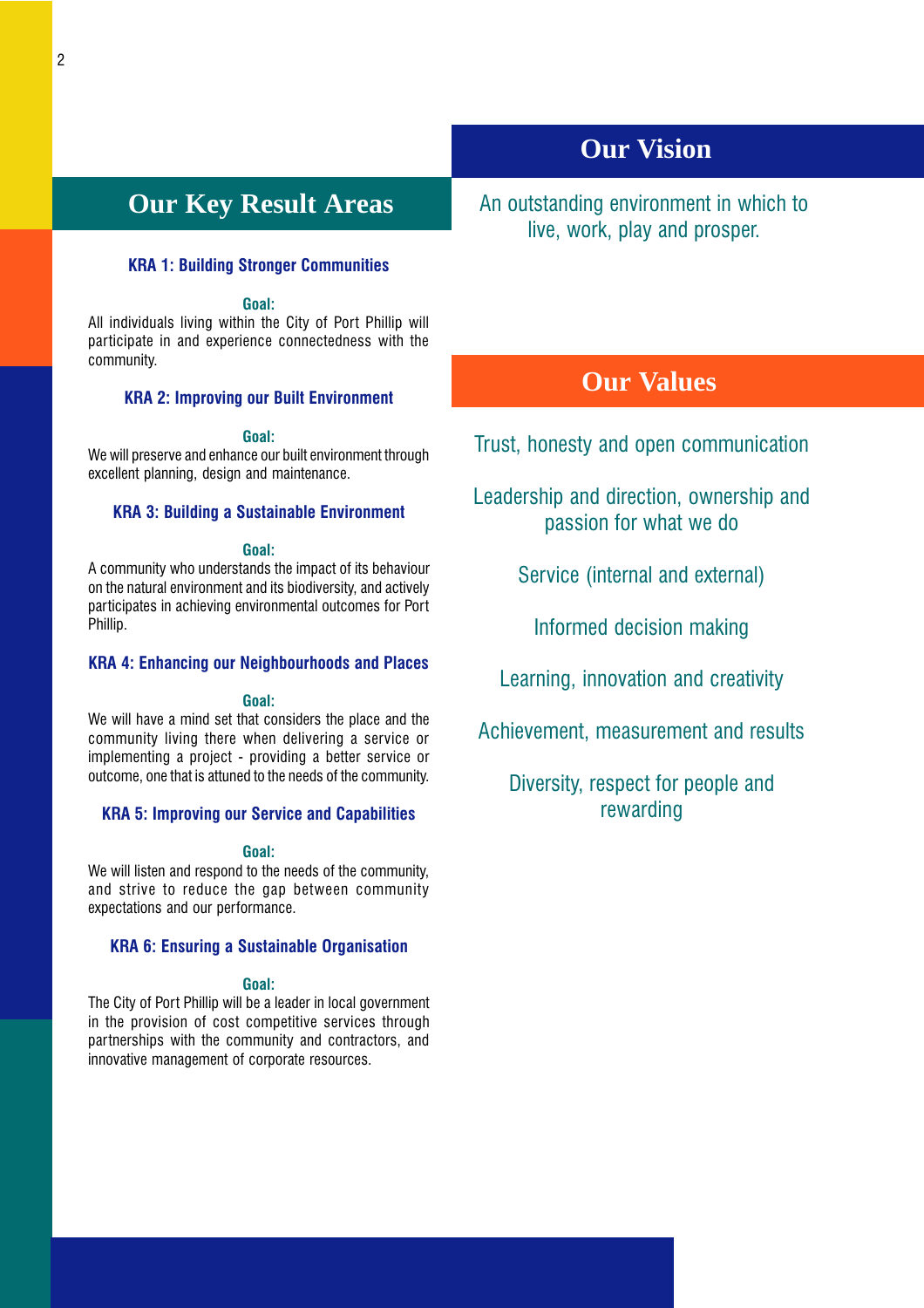## Our Key Result Areas

### KRA 1: Building Stronger Communities

**Goal:**
All individuals living within the City of Port Phillip will participate in and experience connectedness with the community.

### KRA 2: Improving our Built Environment

**Goal:**
We will preserve and enhance our built environment through excellent planning, design and maintenance.

### KRA 3: Building a Sustainable Environment

**Goal:**
A community who understands the impact of its behaviour on the natural environment and its biodiversity, and actively participates in achieving environmental outcomes for Port Phillip.

### KRA 4: Enhancing our Neighbourhoods and Places

**Goal:**
We will have a mind set that considers the place and the community living there when delivering a service or implementing a project - providing a better service or outcome, one that is attuned to the needs of the community.

### KRA 5: Improving our Service and Capabilities

**Goal:**
We will listen and respond to the needs of the community, and strive to reduce the gap between community expectations and our performance.

### KRA 6: Ensuring a Sustainable Organisation

**Goal:**
The City of Port Phillip will be a leader in local government in the provision of cost competitive services through partnerships with the community and contractors, and innovative management of corporate resources.

## Our Vision

An outstanding environment in which to live, work, play and prosper.

## Our Values

Trust, honesty and open communication

Leadership and direction, ownership and passion for what we do

Service (internal and external)

Informed decision making

Learning, innovation and creativity

Achievement, measurement and results

Diversity, respect for people and rewarding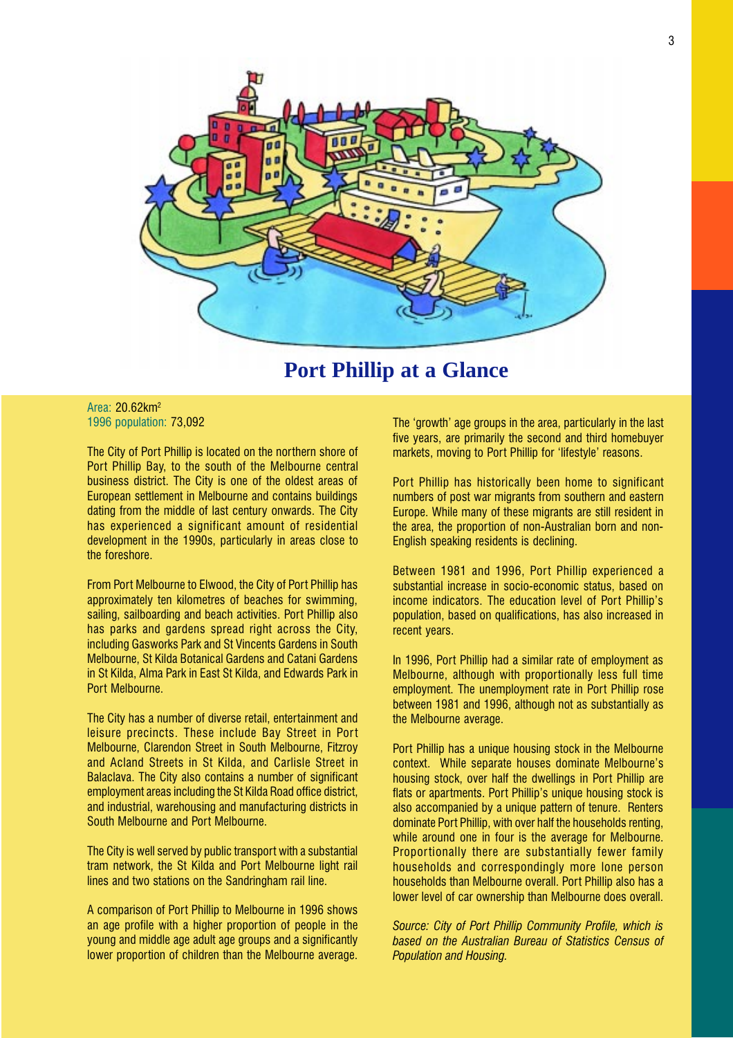# Port Phillip at a Glance

Area: $20.62km^2$
1996 population: 73,092

The City of Port Phillip is located on the northern shore of Port Phillip Bay, to the south of the Melbourne central business district. The City is one of the oldest areas of European settlement in Melbourne and contains buildings dating from the middle of last century onwards. The City has experienced a significant amount of residential development in the 1990s, particularly in areas close to the foreshore.

From Port Melbourne to Elwood, the City of Port Phillip has approximately ten kilometres of beaches for swimming, sailing, sailboarding and beach activities. Port Phillip also has parks and gardens spread right across the City, including Gasworks Park and St Vincents Gardens in South Melbourne, St Kilda Botanical Gardens and Catani Gardens in St Kilda, Alma Park in East St Kilda, and Edwards Park in Port Melbourne.

The City has a number of diverse retail, entertainment and leisure precincts. These include Bay Street in Port Melbourne, Clarendon Street in South Melbourne, Fitzroy and Acland Streets in St Kilda, and Carlisle Street in Balaclava. The City also contains a number of significant employment areas including the St Kilda Road office district, and industrial, warehousing and manufacturing districts in South Melbourne and Port Melbourne.

The City is well served by public transport with a substantial tram network, the St Kilda and Port Melbourne light rail lines and two stations on the Sandringham rail line.

A comparison of Port Phillip to Melbourne in 1996 shows an age profile with a higher proportion of people in the young and middle age adult age groups and a significantly lower proportion of children than the Melbourne average.

The 'growth' age groups in the area, particularly in the last five years, are primarily the second and third homebuyer markets, moving to Port Phillip for 'lifestyle' reasons.

Port Phillip has historically been home to significant numbers of post war migrants from southern and eastern Europe. While many of these migrants are still resident in the area, the proportion of non-Australian born and non-English speaking residents is declining.

Between 1981 and 1996, Port Phillip experienced a substantial increase in socio-economic status, based on income indicators. The education level of Port Phillip's population, based on qualifications, has also increased in recent years.

In 1996, Port Phillip had a similar rate of employment as Melbourne, although with proportionally less full time employment. The unemployment rate in Port Phillip rose between 1981 and 1996, although not as substantially as the Melbourne average.

Port Phillip has a unique housing stock in the Melbourne context. While separate houses dominate Melbourne's housing stock, over half the dwellings in Port Phillip are flats or apartments. Port Phillip's unique housing stock is also accompanied by a unique pattern of tenure. Renters dominate Port Phillip, with over half the households renting, while around one in four is the average for Melbourne. Proportionally there are substantially fewer family households and correspondingly more lone person households than Melbourne overall. Port Phillip also has a lower level of car ownership than Melbourne does overall.

*Source: City of Port Phillip Community Profile, which is based on the Australian Bureau of Statistics Census of Population and Housing.*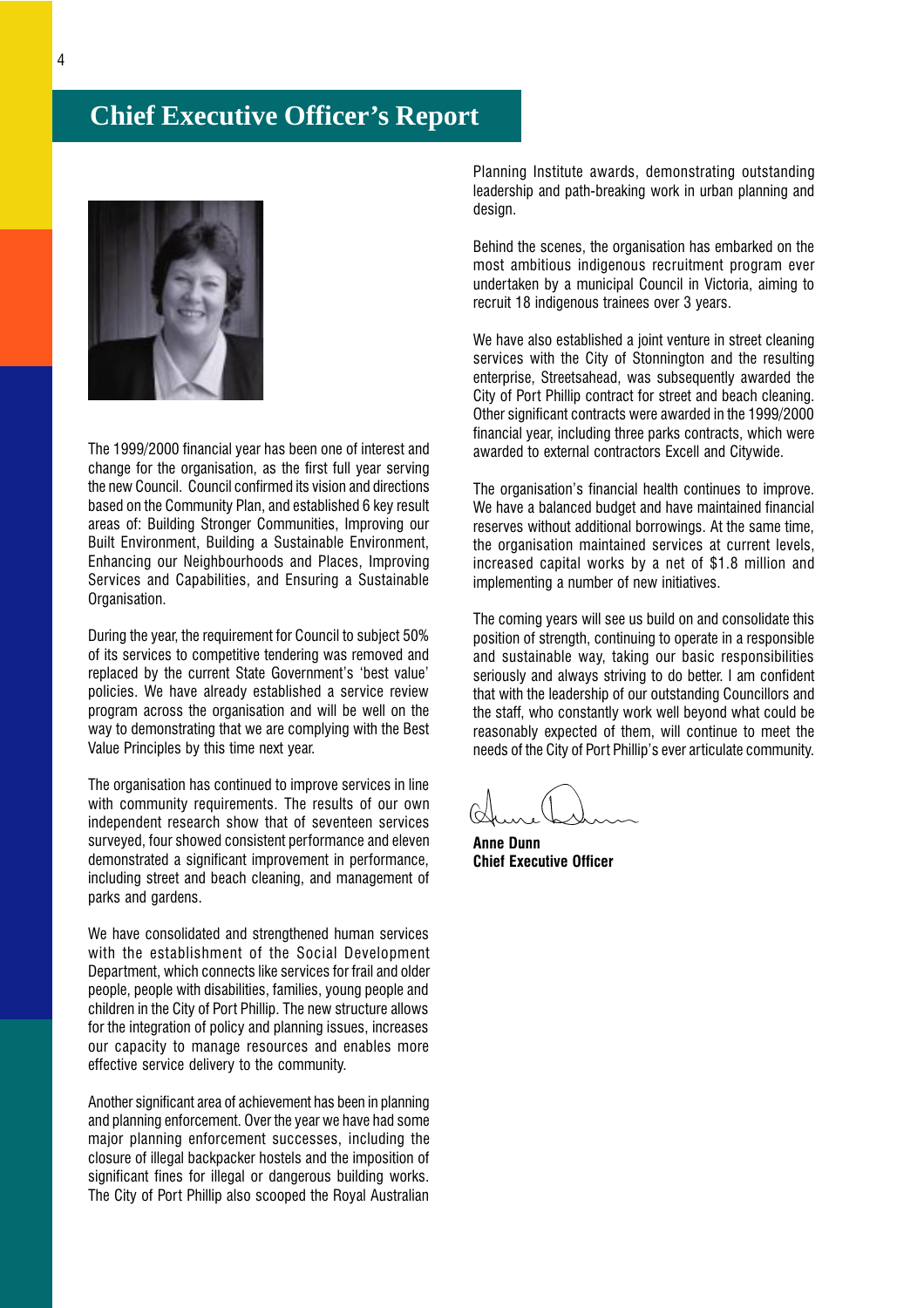# Chief Executive Officer's Report

The 1999/2000 financial year has been one of interest and change for the organisation, as the first full year serving the new Council. Council confirmed its vision and directions based on the Community Plan, and established 6 key result areas of: Building Stronger Communities, Improving our Built Environment, Building a Sustainable Environment, Enhancing our Neighbourhoods and Places, Improving Services and Capabilities, and Ensuring a Sustainable Organisation.

During the year, the requirement for Council to subject 50% of its services to competitive tendering was removed and replaced by the current State Government's 'best value' policies. We have already established a service review program across the organisation and will be well on the way to demonstrating that we are complying with the Best Value Principles by this time next year.

The organisation has continued to improve services in line with community requirements. The results of our own independent research show that of seventeen services surveyed, four showed consistent performance and eleven demonstrated a significant improvement in performance, including street and beach cleaning, and management of parks and gardens.

We have consolidated and strengthened human services with the establishment of the Social Development Department, which connects like services for frail and older people, people with disabilities, families, young people and children in the City of Port Phillip. The new structure allows for the integration of policy and planning issues, increases our capacity to manage resources and enables more effective service delivery to the community.

Another significant area of achievement has been in planning and planning enforcement. Over the year we have had some major planning enforcement successes, including the closure of illegal backpacker hostels and the imposition of significant fines for illegal or dangerous building works. The City of Port Phillip also scooped the Royal Australian Planning Institute awards, demonstrating outstanding leadership and path-breaking work in urban planning and design.

Behind the scenes, the organisation has embarked on the most ambitious indigenous recruitment program ever undertaken by a municipal Council in Victoria, aiming to recruit 18 indigenous trainees over 3 years.

We have also established a joint venture in street cleaning services with the City of Stonnington and the resulting enterprise, Streetsahead, was subsequently awarded the City of Port Phillip contract for street and beach cleaning. Other significant contracts were awarded in the 1999/2000 financial year, including three parks contracts, which were awarded to external contractors Excell and Citywide.

The organisation's financial health continues to improve. We have a balanced budget and have maintained financial reserves without additional borrowings. At the same time, the organisation maintained services at current levels, increased capital works by a net of $1.8 million and implementing a number of new initiatives.

The coming years will see us build on and consolidate this position of strength, continuing to operate in a responsible and sustainable way, taking our basic responsibilities seriously and always striving to do better. I am confident that with the leadership of our outstanding Councillors and the staff, who constantly work well beyond what could be reasonably expected of them, will continue to meet the needs of the City of Port Phillip's ever articulate community.

**Anne Dunn**
**Chief Executive Officer**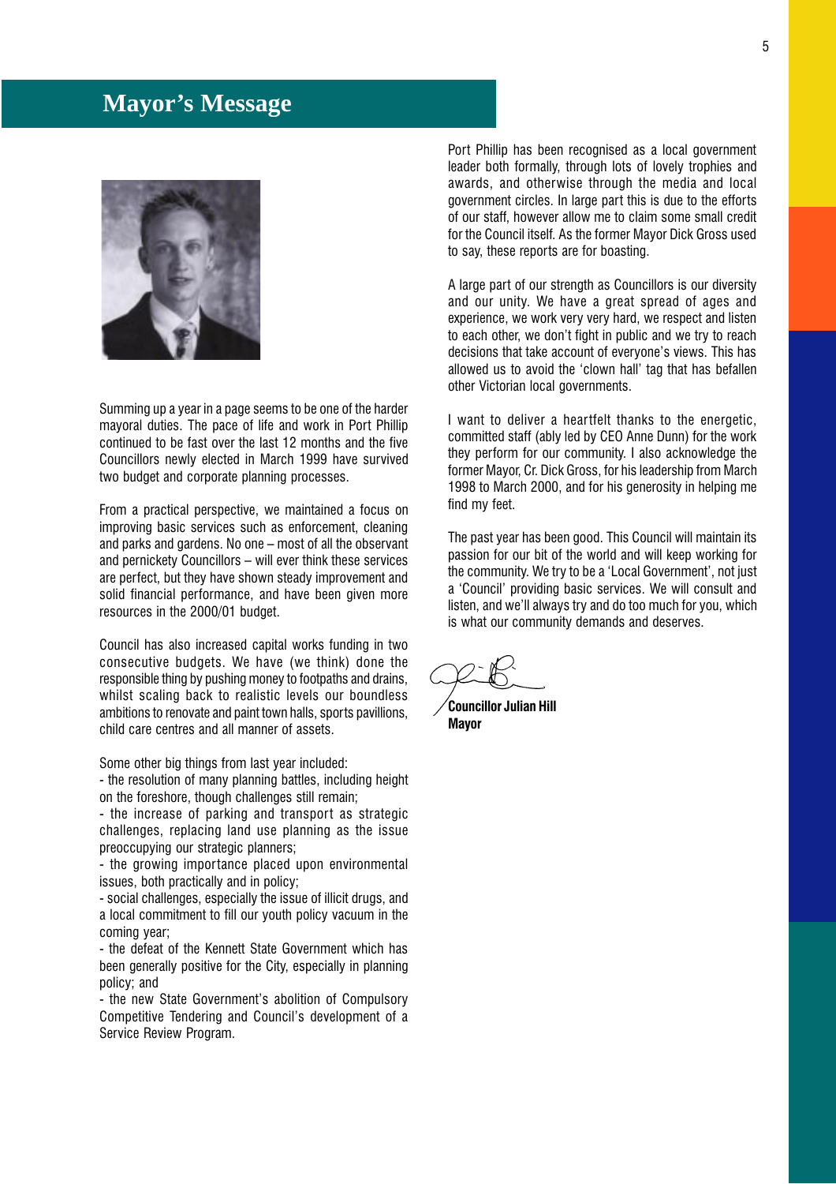# Mayor's Message

Summing up a year in a page seems to be one of the harder mayoral duties. The pace of life and work in Port Phillip continued to be fast over the last 12 months and the five Councillors newly elected in March 1999 have survived two budget and corporate planning processes.

From a practical perspective, we maintained a focus on improving basic services such as enforcement, cleaning and parks and gardens. No one – most of all the observant and pernickety Councillors – will ever think these services are perfect, but they have shown steady improvement and solid financial performance, and have been given more resources in the 2000/01 budget.

Council has also increased capital works funding in two consecutive budgets. We have (we think) done the responsible thing by pushing money to footpaths and drains, whilst scaling back to realistic levels our boundless ambitions to renovate and paint town halls, sports pavillions, child care centres and all manner of assets.

Some other big things from last year included:

- the resolution of many planning battles, including height on the foreshore, though challenges still remain;
- the increase of parking and transport as strategic challenges, replacing land use planning as the issue preoccupying our strategic planners;
- the growing importance placed upon environmental issues, both practically and in policy;
- social challenges, especially the issue of illicit drugs, and a local commitment to fill our youth policy vacuum in the coming year;
- the defeat of the Kennett State Government which has been generally positive for the City, especially in planning policy; and
- the new State Government's abolition of Compulsory Competitive Tendering and Council's development of a Service Review Program.

Port Phillip has been recognised as a local government leader both formally, through lots of lovely trophies and awards, and otherwise through the media and local government circles. In large part this is due to the efforts of our staff, however allow me to claim some small credit for the Council itself. As the former Mayor Dick Gross used to say, these reports are for boasting.

A large part of our strength as Councillors is our diversity and our unity. We have a great spread of ages and experience, we work very very hard, we respect and listen to each other, we don't fight in public and we try to reach decisions that take account of everyone's views. This has allowed us to avoid the 'clown hall' tag that has befallen other Victorian local governments.

I want to deliver a heartfelt thanks to the energetic, committed staff (ably led by CEO Anne Dunn) for the work they perform for our community. I also acknowledge the former Mayor, Cr. Dick Gross, for his leadership from March 1998 to March 2000, and for his generosity in helping me find my feet.

The past year has been good. This Council will maintain its passion for our bit of the world and will keep working for the community. We try to be a 'Local Government', not just a 'Council' providing basic services. We will consult and listen, and we'll always try and do too much for you, which is what our community demands and deserves.

**Councillor Julian Hill**
**Mayor**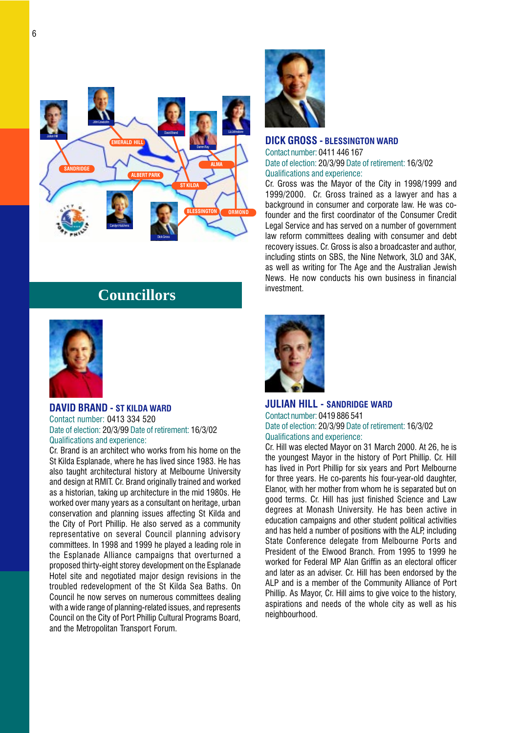## Councillors

### DAVID BRAND - ST KILDA WARD

Contact number: 0413 334 520
Date of election: 20/3/99 Date of retirement: 16/3/02
Qualifications and experience:
Cr. Brand is an architect who works from his home on the St Kilda Esplanade, where he has lived since 1983. He has also taught architectural history at Melbourne University and design at RMIT. Cr. Brand originally trained and worked as a historian, taking up architecture in the mid 1980s. He worked over many years as a consultant on heritage, urban conservation and planning issues affecting St Kilda and the City of Port Phillip. He also served as a community representative on several Council planning advisory committees. In 1998 and 1999 he played a leading role in the Esplanade Alliance campaigns that overturned a proposed thirty-eight storey development on the Esplanade Hotel site and negotiated major design revisions in the troubled redevelopment of the St Kilda Sea Baths. On Council he now serves on numerous committees dealing with a wide range of planning-related issues, and represents Council on the City of Port Phillip Cultural Programs Board, and the Metropolitan Transport Forum.

### DICK GROSS - BLESSINGTON WARD

Contact number: 0411 446 167
Date of election: 20/3/99 Date of retirement: 16/3/02
Qualifications and experience:
Cr. Gross was the Mayor of the City in 1998/1999 and 1999/2000. Cr. Gross trained as a lawyer and has a background in consumer and corporate law. He was co-founder and the first coordinator of the Consumer Credit Legal Service and has served on a number of government law reform committees dealing with consumer and debt recovery issues. Cr. Gross is also a broadcaster and author, including stints on SBS, the Nine Network, 3LO and 3AK, as well as writing for The Age and the Australian Jewish News. He now conducts his own business in financial investment.

### JULIAN HILL - SANDRIDGE WARD

Contact number: 0419 886 541
Date of election: 20/3/99 Date of retirement: 16/3/02
Qualifications and experience:
Cr. Hill was elected Mayor on 31 March 2000. At 26, he is the youngest Mayor in the history of Port Phillip. Cr. Hill has lived in Port Phillip for six years and Port Melbourne for three years. He co-parents his four-year-old daughter, Elanor, with her mother from whom he is separated but on good terms. Cr. Hill has just finished Science and Law degrees at Monash University. He has been active in education campaigns and other student political activities and has held a number of positions with the ALP, including State Conference delegate from Melbourne Ports and President of the Elwood Branch. From 1995 to 1999 he worked for Federal MP Alan Griffin as an electoral officer and later as an adviser. Cr. Hill has been endorsed by the ALP and is a member of the Community Alliance of Port Phillip. As Mayor, Cr. Hill aims to give voice to the history, aspirations and needs of the whole city as well as his neighbourhood.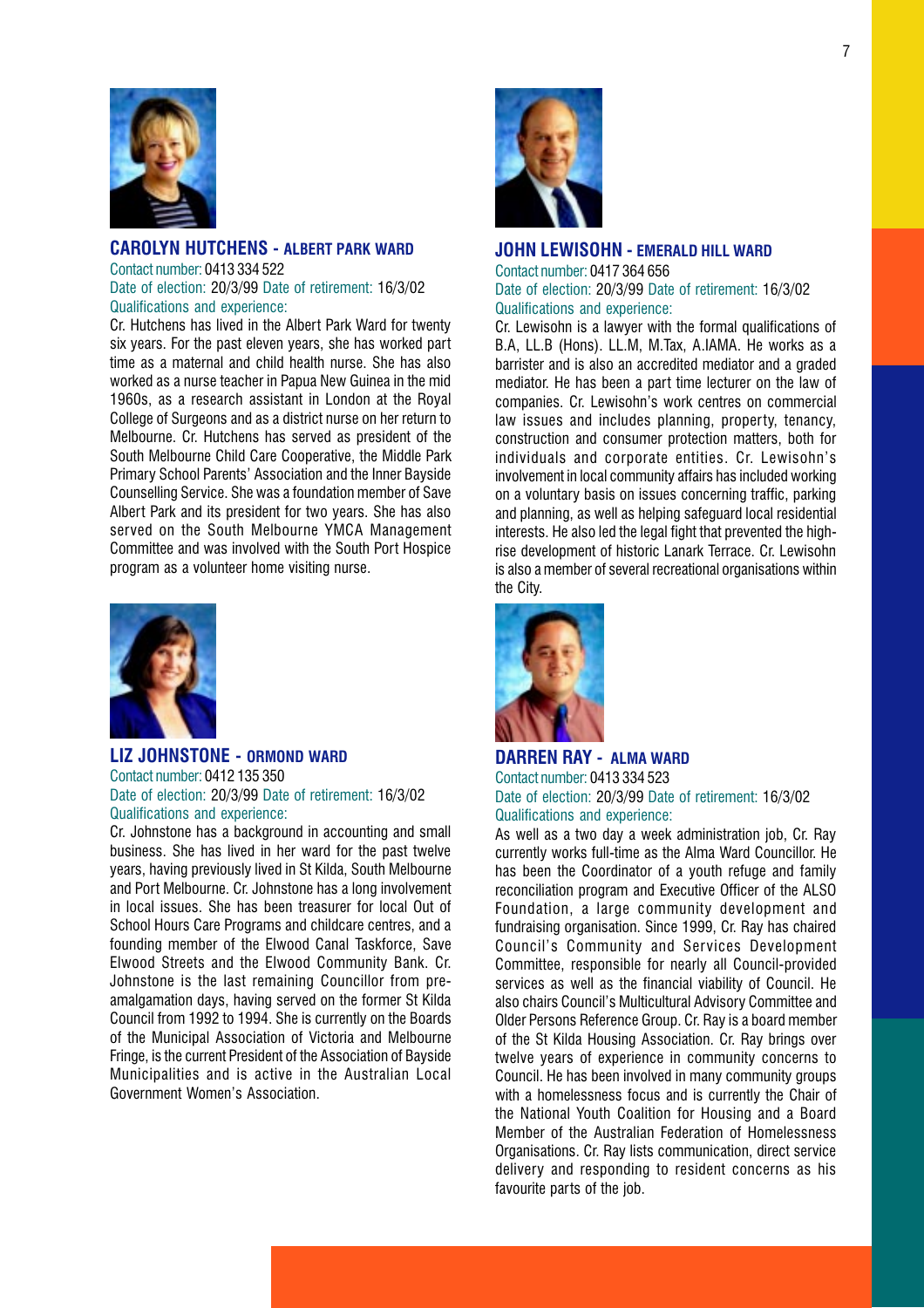## CAROLYN HUTCHENS - ALBERT PARK WARD

Contact number: 0413 334 522

Date of election: 20/3/99 Date of retirement: 16/3/02

Qualifications and experience:

Cr. Hutchens has lived in the Albert Park Ward for twenty six years. For the past eleven years, she has worked part time as a maternal and child health nurse. She has also worked as a nurse teacher in Papua New Guinea in the mid 1960s, as a research assistant in London at the Royal College of Surgeons and as a district nurse on her return to Melbourne. Cr. Hutchens has served as president of the South Melbourne Child Care Cooperative, the Middle Park Primary School Parents' Association and the Inner Bayside Counselling Service. She was a foundation member of Save Albert Park and its president for two years. She has also served on the South Melbourne YMCA Management Committee and was involved with the South Port Hospice program as a volunteer home visiting nurse.

## LIZ JOHNSTONE - ORMOND WARD

Contact number: 0412 135 350

Date of election: 20/3/99 Date of retirement: 16/3/02

Qualifications and experience:

Cr. Johnstone has a background in accounting and small business. She has lived in her ward for the past twelve years, having previously lived in St Kilda, South Melbourne and Port Melbourne. Cr. Johnstone has a long involvement in local issues. She has been treasurer for local Out of School Hours Care Programs and childcare centres, and a founding member of the Elwood Canal Taskforce, Save Elwood Streets and the Elwood Community Bank. Cr. Johnstone is the last remaining Councillor from pre-amalgamation days, having served on the former St Kilda Council from 1992 to 1994. She is currently on the Boards of the Municipal Association of Victoria and Melbourne Fringe, is the current President of the Association of Bayside Municipalities and is active in the Australian Local Government Women's Association.

## JOHN LEWISOHN - EMERALD HILL WARD

Contact number: 0417 364 656

Date of election: 20/3/99 Date of retirement: 16/3/02

Qualifications and experience:

Cr. Lewisohn is a lawyer with the formal qualifications of B.A, LL.B (Hons). LL.M, M.Tax, A.IAMA. He works as a barrister and is also an accredited mediator and a graded mediator. He has been a part time lecturer on the law of companies. Cr. Lewisohn's work centres on commercial law issues and includes planning, property, tenancy, construction and consumer protection matters, both for individuals and corporate entities. Cr. Lewisohn's involvement in local community affairs has included working on a voluntary basis on issues concerning traffic, parking and planning, as well as helping safeguard local residential interests. He also led the legal fight that prevented the high-rise development of historic Lanark Terrace. Cr. Lewisohn is also a member of several recreational organisations within the City.

## DARREN RAY - ALMA WARD

Contact number: 0413 334 523

Date of election: 20/3/99 Date of retirement: 16/3/02

Qualifications and experience:

As well as a two day a week administration job, Cr. Ray currently works full-time as the Alma Ward Councillor. He has been the Coordinator of a youth refuge and family reconciliation program and Executive Officer of the ALSO Foundation, a large community development and fundraising organisation. Since 1999, Cr. Ray has chaired Council's Community and Services Development Committee, responsible for nearly all Council-provided services as well as the financial viability of Council. He also chairs Council's Multicultural Advisory Committee and Older Persons Reference Group. Cr. Ray is a board member of the St Kilda Housing Association. Cr. Ray brings over twelve years of experience in community concerns to Council. He has been involved in many community groups with a homelessness focus and is currently the Chair of the National Youth Coalition for Housing and a Board Member of the Australian Federation of Homelessness Organisations. Cr. Ray lists communication, direct service delivery and responding to resident concerns as his favourite parts of the job.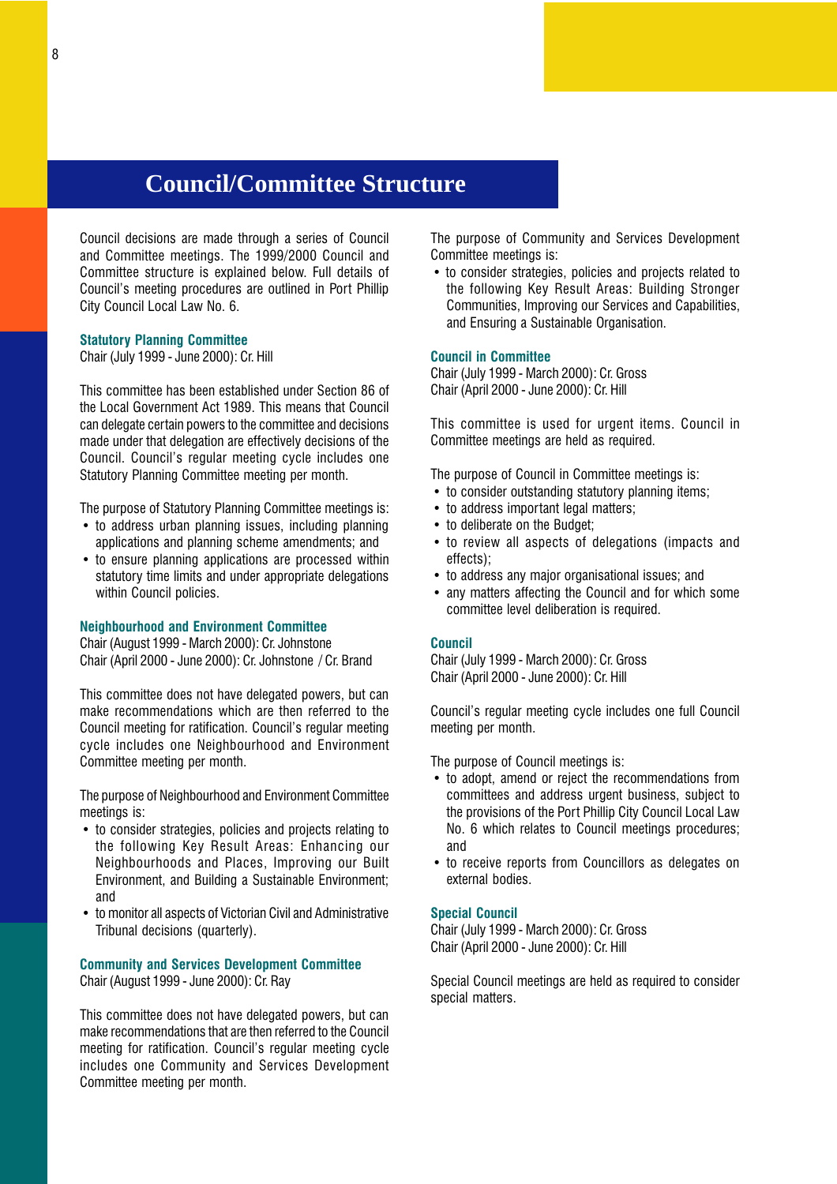# Council/Committee Structure

Council decisions are made through a series of Council and Committee meetings. The 1999/2000 Council and Committee structure is explained below. Full details of Council's meeting procedures are outlined in Port Phillip City Council Local Law No. 6.

### Statutory Planning Committee

Chair (July 1999 - June 2000): Cr. Hill

This committee has been established under Section 86 of the Local Government Act 1989. This means that Council can delegate certain powers to the committee and decisions made under that delegation are effectively decisions of the Council. Council's regular meeting cycle includes one Statutory Planning Committee meeting per month.

The purpose of Statutory Planning Committee meetings is:

- to address urban planning issues, including planning applications and planning scheme amendments; and
- to ensure planning applications are processed within statutory time limits and under appropriate delegations within Council policies.

### Neighbourhood and Environment Committee

Chair (August 1999 - March 2000): Cr. Johnstone
Chair (April 2000 - June 2000): Cr. Johnstone / Cr. Brand

This committee does not have delegated powers, but can make recommendations which are then referred to the Council meeting for ratification. Council's regular meeting cycle includes one Neighbourhood and Environment Committee meeting per month.

The purpose of Neighbourhood and Environment Committee meetings is:

- to consider strategies, policies and projects relating to the following Key Result Areas: Enhancing our Neighbourhoods and Places, Improving our Built Environment, and Building a Sustainable Environment; and
- to monitor all aspects of Victorian Civil and Administrative Tribunal decisions (quarterly).

### Community and Services Development Committee

Chair (August 1999 - June 2000): Cr. Ray

This committee does not have delegated powers, but can make recommendations that are then referred to the Council meeting for ratification. Council's regular meeting cycle includes one Community and Services Development Committee meeting per month.

The purpose of Community and Services Development Committee meetings is:

- to consider strategies, policies and projects related to the following Key Result Areas: Building Stronger Communities, Improving our Services and Capabilities, and Ensuring a Sustainable Organisation.

### Council in Committee

Chair (July 1999 - March 2000): Cr. Gross
Chair (April 2000 - June 2000): Cr. Hill

This committee is used for urgent items. Council in Committee meetings are held as required.

The purpose of Council in Committee meetings is:

- to consider outstanding statutory planning items;
- to address important legal matters;
- to deliberate on the Budget;
- to review all aspects of delegations (impacts and effects);
- to address any major organisational issues; and
- any matters affecting the Council and for which some committee level deliberation is required.

### Council

Chair (July 1999 - March 2000): Cr. Gross
Chair (April 2000 - June 2000): Cr. Hill

Council's regular meeting cycle includes one full Council meeting per month.

The purpose of Council meetings is:

- to adopt, amend or reject the recommendations from committees and address urgent business, subject to the provisions of the Port Phillip City Council Local Law No. 6 which relates to Council meetings procedures; and
- to receive reports from Councillors as delegates on external bodies.

### Special Council

Chair (July 1999 - March 2000): Cr. Gross
Chair (April 2000 - June 2000): Cr. Hill

Special Council meetings are held as required to consider special matters.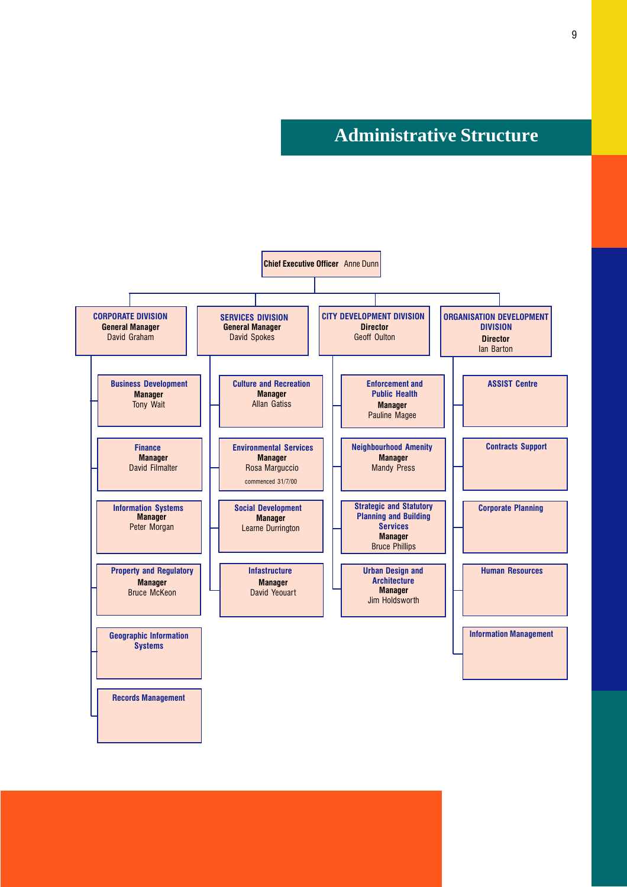# Administrative Structure

**Chief Executive Officer** Anne Dunn

## CORPORATE DIVISION
**General Manager**
David Graham

- **Business Development** — **Manager** Tony Wait
- **Finance** — **Manager** David Filmalter
- **Information Systems** — **Manager** Peter Morgan
- **Property and Regulatory** — **Manager** Bruce McKeon
- **Geographic Information Systems**
- **Records Management**

## SERVICES DIVISION
**General Manager**
David Spokes

- **Culture and Recreation** — **Manager** Allan Gatiss
- **Environmental Services** — **Manager** Rosa Marguccio (commenced 31/7/00)
- **Social Development** — **Manager** Learne Durrington
- **Infastructure** — **Manager** David Yeouart

## CITY DEVELOPMENT DIVISION
**Director**
Geoff Oulton

- **Enforcement and Public Health** — **Manager** Pauline Magee
- **Neighbourhood Amenity** — **Manager** Mandy Press
- **Strategic and Statutory Planning and Building Services** — **Manager** Bruce Phillips
- **Urban Design and Architecture** — **Manager** Jim Holdsworth

## ORGANISATION DEVELOPMENT DIVISION
**Director**
Ian Barton

- **ASSIST Centre**
- **Contracts Support**
- **Corporate Planning**
- **Human Resources**
- **Information Management**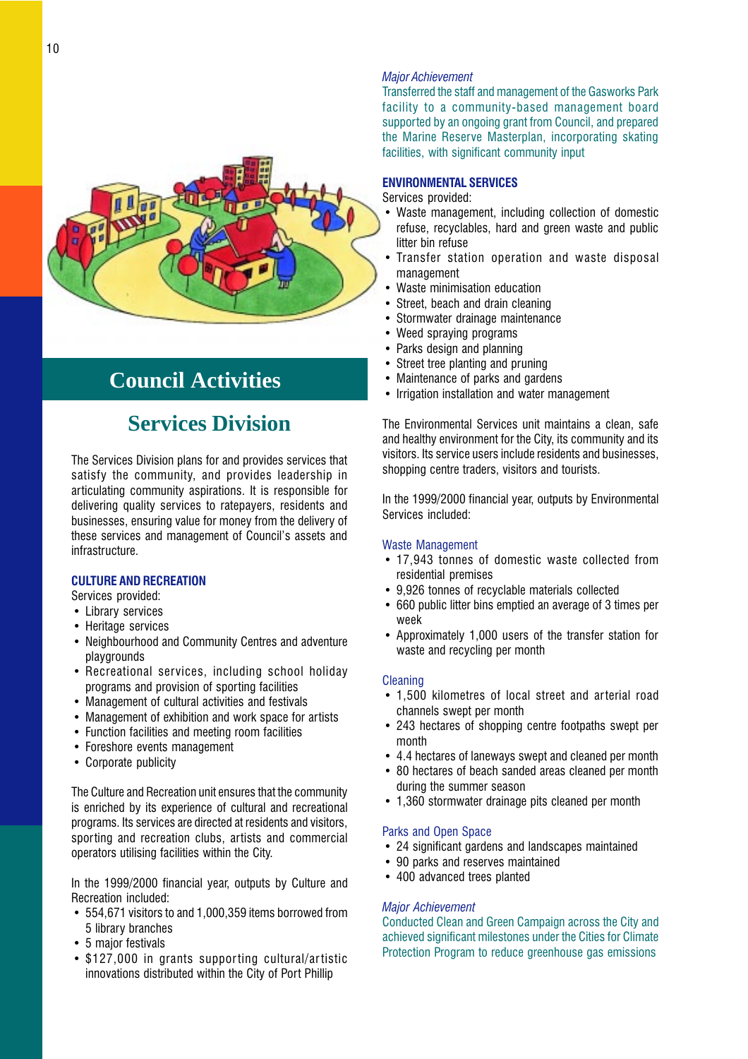# Council Activities

## Services Division

The Services Division plans for and provides services that satisfy the community, and provides leadership in articulating community aspirations. It is responsible for delivering quality services to ratepayers, residents and businesses, ensuring value for money from the delivery of these services and management of Council's assets and infrastructure.

### CULTURE AND RECREATION

Services provided:

- Library services
- Heritage services
- Neighbourhood and Community Centres and adventure playgrounds
- Recreational services, including school holiday programs and provision of sporting facilities
- Management of cultural activities and festivals
- Management of exhibition and work space for artists
- Function facilities and meeting room facilities
- Foreshore events management
- Corporate publicity

The Culture and Recreation unit ensures that the community is enriched by its experience of cultural and recreational programs. Its services are directed at residents and visitors, sporting and recreation clubs, artists and commercial operators utilising facilities within the City.

In the 1999/2000 financial year, outputs by Culture and Recreation included:

- 554,671 visitors to and 1,000,359 items borrowed from 5 library branches
- 5 major festivals
- $127,000 in grants supporting cultural/artistic innovations distributed within the City of Port Phillip

*Major Achievement*

Transferred the staff and management of the Gasworks Park facility to a community-based management board supported by an ongoing grant from Council, and prepared the Marine Reserve Masterplan, incorporating skating facilities, with significant community input

### ENVIRONMENTAL SERVICES

Services provided:

- Waste management, including collection of domestic refuse, recyclables, hard and green waste and public litter bin refuse
- Transfer station operation and waste disposal management
- Waste minimisation education
- Street, beach and drain cleaning
- Stormwater drainage maintenance
- Weed spraying programs
- Parks design and planning
- Street tree planting and pruning
- Maintenance of parks and gardens
- Irrigation installation and water management

The Environmental Services unit maintains a clean, safe and healthy environment for the City, its community and its visitors. Its service users include residents and businesses, shopping centre traders, visitors and tourists.

In the 1999/2000 financial year, outputs by Environmental Services included:

Waste Management

- 17,943 tonnes of domestic waste collected from residential premises
- 9,926 tonnes of recyclable materials collected
- 660 public litter bins emptied an average of 3 times per week
- Approximately 1,000 users of the transfer station for waste and recycling per month

Cleaning

- 1,500 kilometres of local street and arterial road channels swept per month
- 243 hectares of shopping centre footpaths swept per month
- 4.4 hectares of laneways swept and cleaned per month
- 80 hectares of beach sanded areas cleaned per month during the summer season
- 1,360 stormwater drainage pits cleaned per month

Parks and Open Space

- 24 significant gardens and landscapes maintained
- 90 parks and reserves maintained
- 400 advanced trees planted

*Major Achievement*

Conducted Clean and Green Campaign across the City and achieved significant milestones under the Cities for Climate Protection Program to reduce greenhouse gas emissions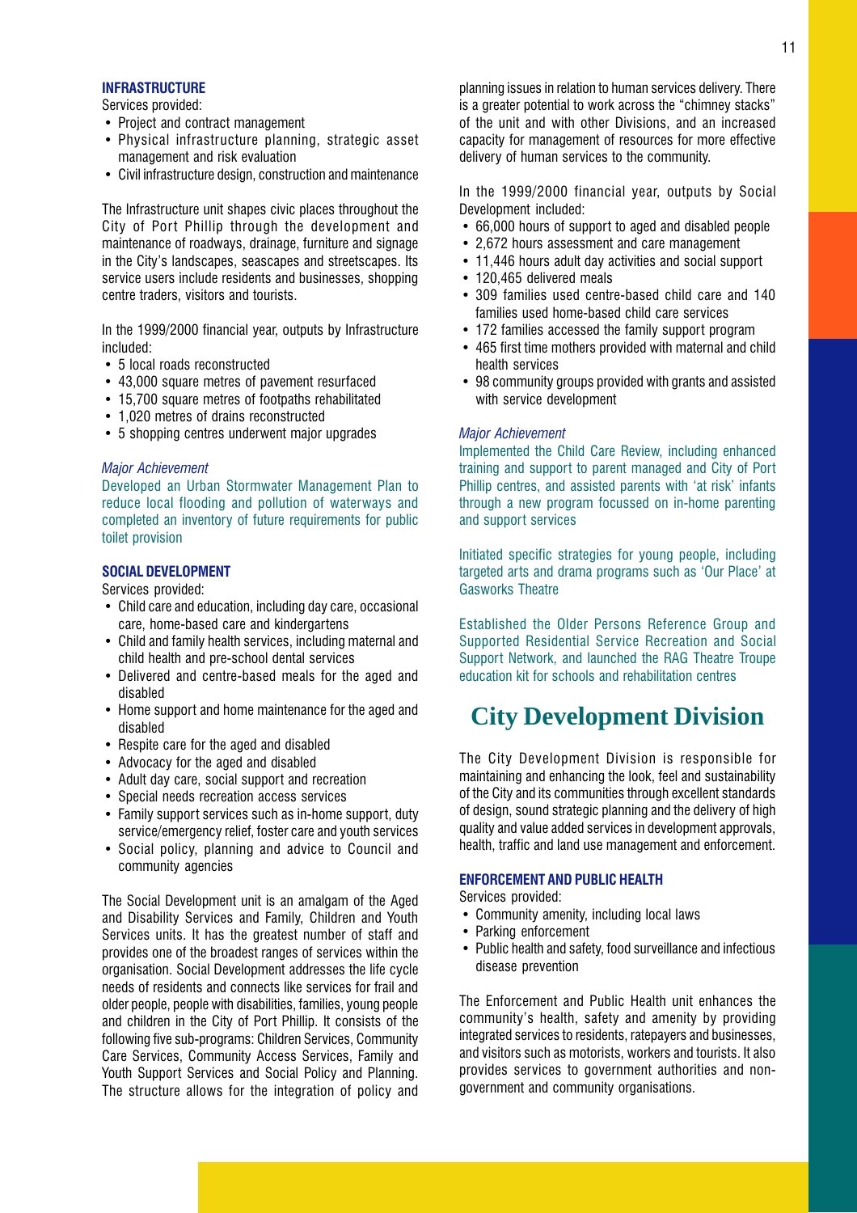### INFRASTRUCTURE

Services provided:

- Project and contract management
- Physical infrastructure planning, strategic asset management and risk evaluation
- Civil infrastructure design, construction and maintenance

The Infrastructure unit shapes civic places throughout the City of Port Phillip through the development and maintenance of roadways, drainage, furniture and signage in the City's landscapes, seascapes and streetscapes. Its service users include residents and businesses, shopping centre traders, visitors and tourists.

In the 1999/2000 financial year, outputs by Infrastructure included:

- 5 local roads reconstructed
- 43,000 square metres of pavement resurfaced
- 15,700 square metres of footpaths rehabilitated
- 1,020 metres of drains reconstructed
- 5 shopping centres underwent major upgrades

*Major Achievement*

Developed an Urban Stormwater Management Plan to reduce local flooding and pollution of waterways and completed an inventory of future requirements for public toilet provision

### SOCIAL DEVELOPMENT

Services provided:

- Child care and education, including day care, occasional care, home-based care and kindergartens
- Child and family health services, including maternal and child health and pre-school dental services
- Delivered and centre-based meals for the aged and disabled
- Home support and home maintenance for the aged and disabled
- Respite care for the aged and disabled
- Advocacy for the aged and disabled
- Adult day care, social support and recreation
- Special needs recreation access services
- Family support services such as in-home support, duty service/emergency relief, foster care and youth services
- Social policy, planning and advice to Council and community agencies

The Social Development unit is an amalgam of the Aged and Disability Services and Family, Children and Youth Services units. It has the greatest number of staff and provides one of the broadest ranges of services within the organisation. Social Development addresses the life cycle needs of residents and connects like services for frail and older people, people with disabilities, families, young people and children in the City of Port Phillip. It consists of the following five sub-programs: Children Services, Community Care Services, Community Access Services, Family and Youth Support Services and Social Policy and Planning. The structure allows for the integration of policy and planning issues in relation to human services delivery. There is a greater potential to work across the "chimney stacks" of the unit and with other Divisions, and an increased capacity for management of resources for more effective delivery of human services to the community.

In the 1999/2000 financial year, outputs by Social Development included:

- 66,000 hours of support to aged and disabled people
- 2,672 hours assessment and care management
- 11,446 hours adult day activities and social support
- 120,465 delivered meals
- 309 families used centre-based child care and 140 families used home-based child care services
- 172 families accessed the family support program
- 465 first time mothers provided with maternal and child health services
- 98 community groups provided with grants and assisted with service development

*Major Achievement*

Implemented the Child Care Review, including enhanced training and support to parent managed and City of Port Phillip centres, and assisted parents with 'at risk' infants through a new program focussed on in-home parenting and support services

Initiated specific strategies for young people, including targeted arts and drama programs such as 'Our Place' at Gasworks Theatre

Established the Older Persons Reference Group and Supported Residential Service Recreation and Social Support Network, and launched the RAG Theatre Troupe education kit for schools and rehabilitation centres

## City Development Division

The City Development Division is responsible for maintaining and enhancing the look, feel and sustainability of the City and its communities through excellent standards of design, sound strategic planning and the delivery of high quality and value added services in development approvals, health, traffic and land use management and enforcement.

### ENFORCEMENT AND PUBLIC HEALTH

Services provided:

- Community amenity, including local laws
- Parking enforcement
- Public health and safety, food surveillance and infectious disease prevention

The Enforcement and Public Health unit enhances the community's health, safety and amenity by providing integrated services to residents, ratepayers and businesses, and visitors such as motorists, workers and tourists. It also provides services to government authorities and non-government and community organisations.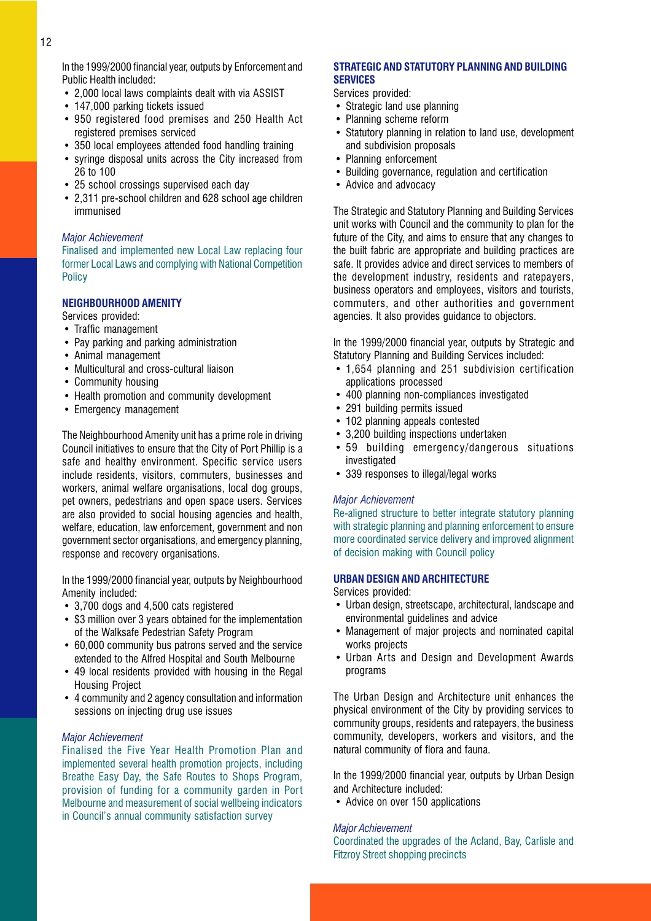In the 1999/2000 financial year, outputs by Enforcement and Public Health included:

- 2,000 local laws complaints dealt with via ASSIST
- 147,000 parking tickets issued
- 950 registered food premises and 250 Health Act registered premises serviced
- 350 local employees attended food handling training
- syringe disposal units across the City increased from 26 to 100
- 25 school crossings supervised each day
- 2,311 pre-school children and 628 school age children immunised

*Major Achievement*

Finalised and implemented new Local Law replacing four former Local Laws and complying with National Competition Policy

### NEIGHBOURHOOD AMENITY

Services provided:

- Traffic management
- Pay parking and parking administration
- Animal management
- Multicultural and cross-cultural liaison
- Community housing
- Health promotion and community development
- Emergency management

The Neighbourhood Amenity unit has a prime role in driving Council initiatives to ensure that the City of Port Phillip is a safe and healthy environment. Specific service users include residents, visitors, commuters, businesses and workers, animal welfare organisations, local dog groups, pet owners, pedestrians and open space users. Services are also provided to social housing agencies and health, welfare, education, law enforcement, government and non government sector organisations, and emergency planning, response and recovery organisations.

In the 1999/2000 financial year, outputs by Neighbourhood Amenity included:

- 3,700 dogs and 4,500 cats registered
- $3 million over 3 years obtained for the implementation of the Walksafe Pedestrian Safety Program
- 60,000 community bus patrons served and the service extended to the Alfred Hospital and South Melbourne
- 49 local residents provided with housing in the Regal Housing Project
- 4 community and 2 agency consultation and information sessions on injecting drug use issues

*Major Achievement*

Finalised the Five Year Health Promotion Plan and implemented several health promotion projects, including Breathe Easy Day, the Safe Routes to Shops Program, provision of funding for a community garden in Port Melbourne and measurement of social wellbeing indicators in Council's annual community satisfaction survey

### STRATEGIC AND STATUTORY PLANNING AND BUILDING SERVICES

Services provided:

- Strategic land use planning
- Planning scheme reform
- Statutory planning in relation to land use, development and subdivision proposals
- Planning enforcement
- Building governance, regulation and certification
- Advice and advocacy

The Strategic and Statutory Planning and Building Services unit works with Council and the community to plan for the future of the City, and aims to ensure that any changes to the built fabric are appropriate and building practices are safe. It provides advice and direct services to members of the development industry, residents and ratepayers, business operators and employees, visitors and tourists, commuters, and other authorities and government agencies. It also provides guidance to objectors.

In the 1999/2000 financial year, outputs by Strategic and Statutory Planning and Building Services included:

- 1,654 planning and 251 subdivision certification applications processed
- 400 planning non-compliances investigated
- 291 building permits issued
- 102 planning appeals contested
- 3,200 building inspections undertaken
- 59 building emergency/dangerous situations investigated
- 339 responses to illegal/legal works

*Major Achievement*

Re-aligned structure to better integrate statutory planning with strategic planning and planning enforcement to ensure more coordinated service delivery and improved alignment of decision making with Council policy

### URBAN DESIGN AND ARCHITECTURE

Services provided:

- Urban design, streetscape, architectural, landscape and environmental guidelines and advice
- Management of major projects and nominated capital works projects
- Urban Arts and Design and Development Awards programs

The Urban Design and Architecture unit enhances the physical environment of the City by providing services to community groups, residents and ratepayers, the business community, developers, workers and visitors, and the natural community of flora and fauna.

In the 1999/2000 financial year, outputs by Urban Design and Architecture included:

- Advice on over 150 applications

*Major Achievement*

Coordinated the upgrades of the Acland, Bay, Carlisle and Fitzroy Street shopping precincts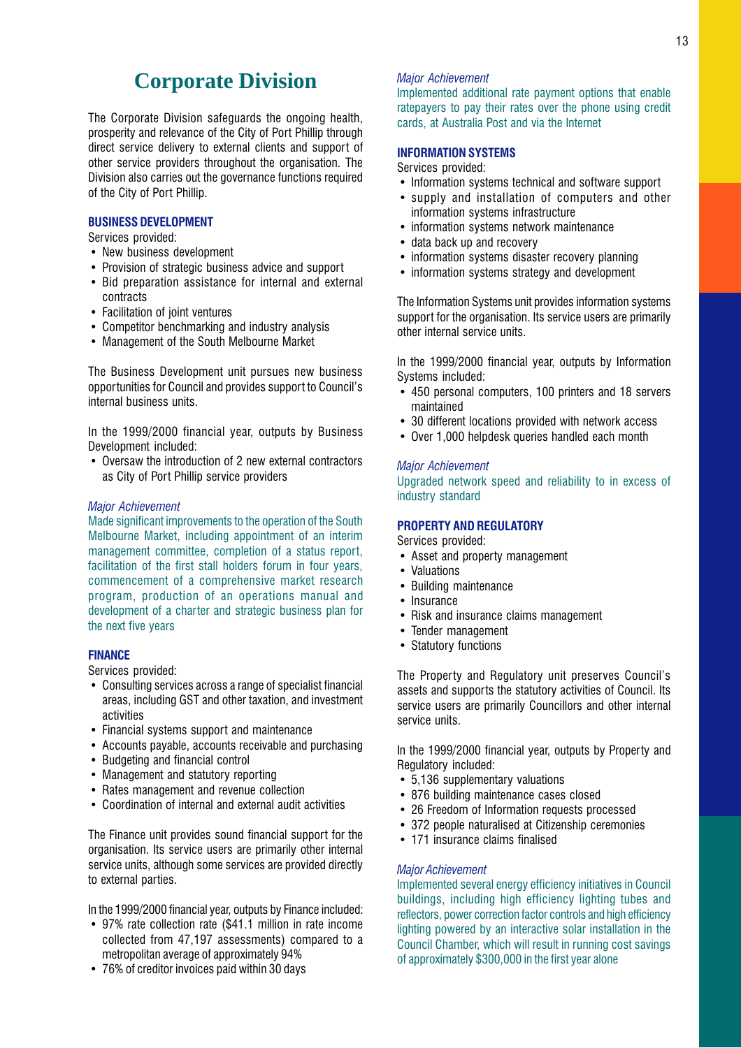# Corporate Division

The Corporate Division safeguards the ongoing health, prosperity and relevance of the City of Port Phillip through direct service delivery to external clients and support of other service providers throughout the organisation. The Division also carries out the governance functions required of the City of Port Phillip.

### BUSINESS DEVELOPMENT

Services provided:

- New business development
- Provision of strategic business advice and support
- Bid preparation assistance for internal and external contracts
- Facilitation of joint ventures
- Competitor benchmarking and industry analysis
- Management of the South Melbourne Market

The Business Development unit pursues new business opportunities for Council and provides support to Council's internal business units.

In the 1999/2000 financial year, outputs by Business Development included:

- Oversaw the introduction of 2 new external contractors as City of Port Phillip service providers

*Major Achievement*

Made significant improvements to the operation of the South Melbourne Market, including appointment of an interim management committee, completion of a status report, facilitation of the first stall holders forum in four years, commencement of a comprehensive market research program, production of an operations manual and development of a charter and strategic business plan for the next five years

### FINANCE

Services provided:

- Consulting services across a range of specialist financial areas, including GST and other taxation, and investment activities
- Financial systems support and maintenance
- Accounts payable, accounts receivable and purchasing
- Budgeting and financial control
- Management and statutory reporting
- Rates management and revenue collection
- Coordination of internal and external audit activities

The Finance unit provides sound financial support for the organisation. Its service users are primarily other internal service units, although some services are provided directly to external parties.

In the 1999/2000 financial year, outputs by Finance included:

- 97% rate collection rate ($41.1 million in rate income collected from 47,197 assessments) compared to a metropolitan average of approximately 94%
- 76% of creditor invoices paid within 30 days

*Major Achievement*

Implemented additional rate payment options that enable ratepayers to pay their rates over the phone using credit cards, at Australia Post and via the Internet

### INFORMATION SYSTEMS

Services provided:

- Information systems technical and software support
- supply and installation of computers and other information systems infrastructure
- information systems network maintenance
- data back up and recovery
- information systems disaster recovery planning
- information systems strategy and development

The Information Systems unit provides information systems support for the organisation. Its service users are primarily other internal service units.

In the 1999/2000 financial year, outputs by Information Systems included:

- 450 personal computers, 100 printers and 18 servers maintained
- 30 different locations provided with network access
- Over 1,000 helpdesk queries handled each month

*Major Achievement*

Upgraded network speed and reliability to in excess of industry standard

### PROPERTY AND REGULATORY

Services provided:

- Asset and property management
- Valuations
- Building maintenance
- Insurance
- Risk and insurance claims management
- Tender management
- Statutory functions

The Property and Regulatory unit preserves Council's assets and supports the statutory activities of Council. Its service users are primarily Councillors and other internal service units.

In the 1999/2000 financial year, outputs by Property and Regulatory included:

- 5,136 supplementary valuations
- 876 building maintenance cases closed
- 26 Freedom of Information requests processed
- 372 people naturalised at Citizenship ceremonies
- 171 insurance claims finalised

*Major Achievement*

Implemented several energy efficiency initiatives in Council buildings, including high efficiency lighting tubes and reflectors, power correction factor controls and high efficiency lighting powered by an interactive solar installation in the Council Chamber, which will result in running cost savings of approximately $300,000 in the first year alone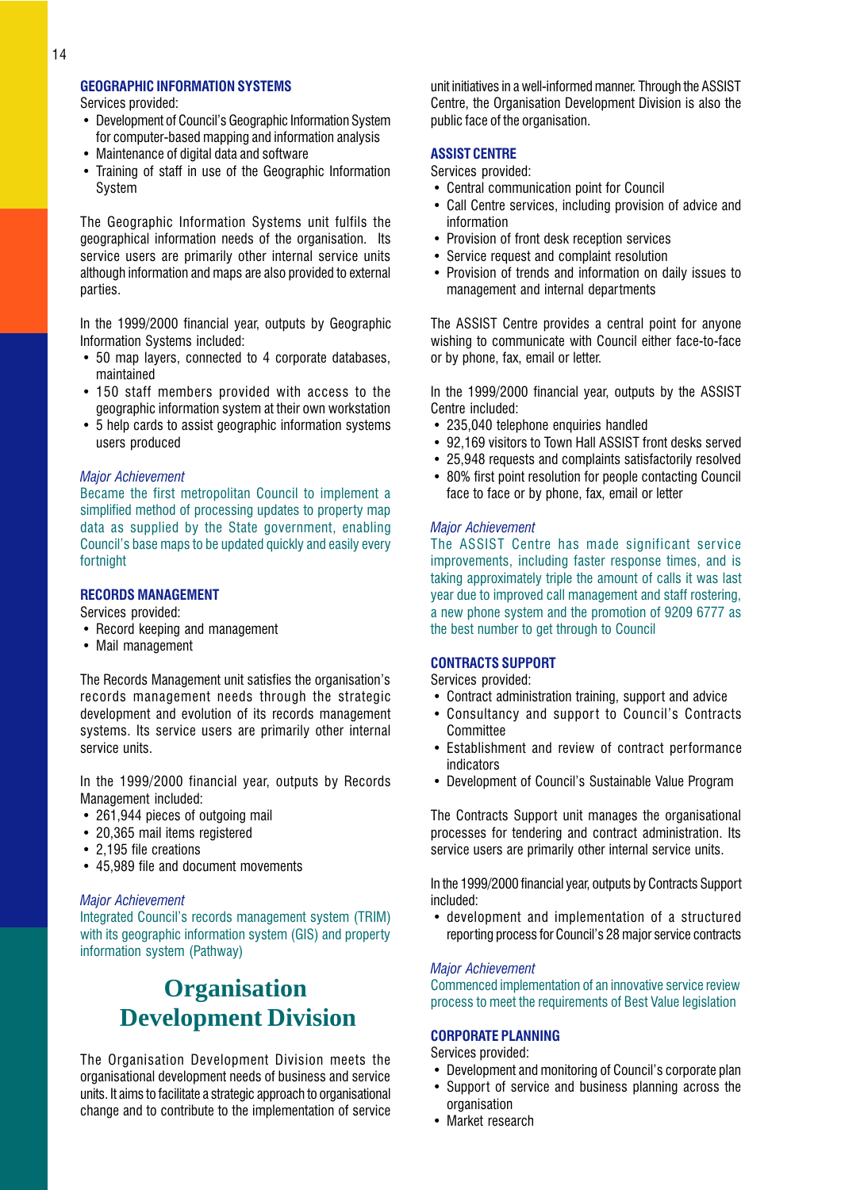### GEOGRAPHIC INFORMATION SYSTEMS

Services provided:

- Development of Council's Geographic Information System for computer-based mapping and information analysis
- Maintenance of digital data and software
- Training of staff in use of the Geographic Information System

The Geographic Information Systems unit fulfils the geographical information needs of the organisation. Its service users are primarily other internal service units although information and maps are also provided to external parties.

In the 1999/2000 financial year, outputs by Geographic Information Systems included:

- 50 map layers, connected to 4 corporate databases, maintained
- 150 staff members provided with access to the geographic information system at their own workstation
- 5 help cards to assist geographic information systems users produced

*Major Achievement*

Became the first metropolitan Council to implement a simplified method of processing updates to property map data as supplied by the State government, enabling Council's base maps to be updated quickly and easily every fortnight

### RECORDS MANAGEMENT

Services provided:

- Record keeping and management
- Mail management

The Records Management unit satisfies the organisation's records management needs through the strategic development and evolution of its records management systems. Its service users are primarily other internal service units.

In the 1999/2000 financial year, outputs by Records Management included:

- 261,944 pieces of outgoing mail
- 20,365 mail items registered
- 2,195 file creations
- 45,989 file and document movements

*Major Achievement*

Integrated Council's records management system (TRIM) with its geographic information system (GIS) and property information system (Pathway)

# Organisation Development Division

The Organisation Development Division meets the organisational development needs of business and service units. It aims to facilitate a strategic approach to organisational change and to contribute to the implementation of service unit initiatives in a well-informed manner. Through the ASSIST Centre, the Organisation Development Division is also the public face of the organisation.

### ASSIST CENTRE

Services provided:

- Central communication point for Council
- Call Centre services, including provision of advice and information
- Provision of front desk reception services
- Service request and complaint resolution
- Provision of trends and information on daily issues to management and internal departments

The ASSIST Centre provides a central point for anyone wishing to communicate with Council either face-to-face or by phone, fax, email or letter.

In the 1999/2000 financial year, outputs by the ASSIST Centre included:

- 235,040 telephone enquiries handled
- 92,169 visitors to Town Hall ASSIST front desks served
- 25,948 requests and complaints satisfactorily resolved
- 80% first point resolution for people contacting Council face to face or by phone, fax, email or letter

*Major Achievement*

The ASSIST Centre has made significant service improvements, including faster response times, and is taking approximately triple the amount of calls it was last year due to improved call management and staff rostering, a new phone system and the promotion of 9209 6777 as the best number to get through to Council

### CONTRACTS SUPPORT

Services provided:

- Contract administration training, support and advice
- Consultancy and support to Council's Contracts Committee
- Establishment and review of contract performance indicators
- Development of Council's Sustainable Value Program

The Contracts Support unit manages the organisational processes for tendering and contract administration. Its service users are primarily other internal service units.

In the 1999/2000 financial year, outputs by Contracts Support included:

- development and implementation of a structured reporting process for Council's 28 major service contracts

*Major Achievement*

Commenced implementation of an innovative service review process to meet the requirements of Best Value legislation

### CORPORATE PLANNING

Services provided:

- Development and monitoring of Council's corporate plan
- Support of service and business planning across the organisation
- Market research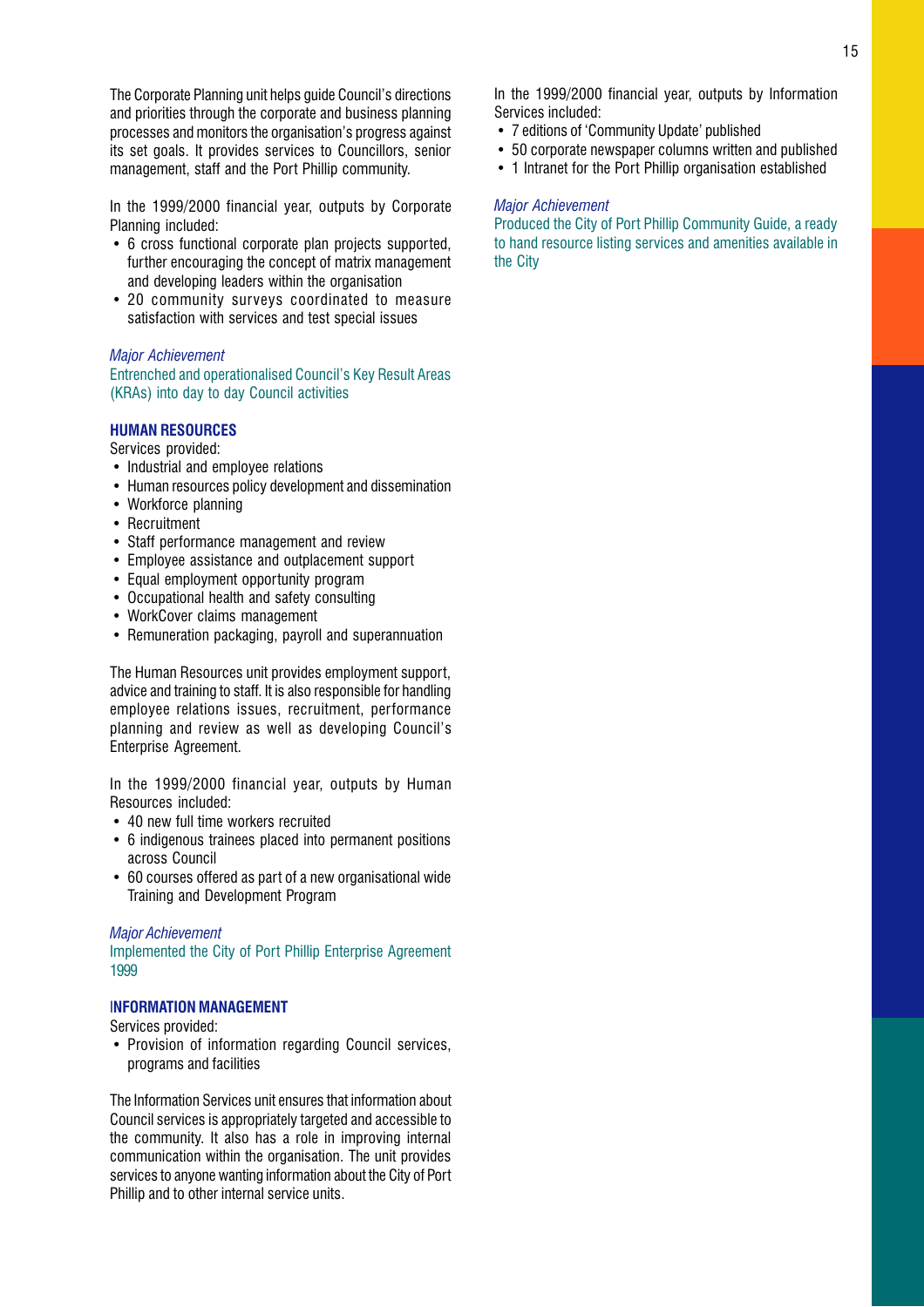The Corporate Planning unit helps guide Council's directions and priorities through the corporate and business planning processes and monitors the organisation's progress against its set goals. It provides services to Councillors, senior management, staff and the Port Phillip community.

In the 1999/2000 financial year, outputs by Corporate Planning included:

- 6 cross functional corporate plan projects supported, further encouraging the concept of matrix management and developing leaders within the organisation
- 20 community surveys coordinated to measure satisfaction with services and test special issues

*Major Achievement*

Entrenched and operationalised Council's Key Result Areas (KRAs) into day to day Council activities

### HUMAN RESOURCES

Services provided:

- Industrial and employee relations
- Human resources policy development and dissemination
- Workforce planning
- Recruitment
- Staff performance management and review
- Employee assistance and outplacement support
- Equal employment opportunity program
- Occupational health and safety consulting
- WorkCover claims management
- Remuneration packaging, payroll and superannuation

The Human Resources unit provides employment support, advice and training to staff. It is also responsible for handling employee relations issues, recruitment, performance planning and review as well as developing Council's Enterprise Agreement.

In the 1999/2000 financial year, outputs by Human Resources included:

- 40 new full time workers recruited
- 6 indigenous trainees placed into permanent positions across Council
- 60 courses offered as part of a new organisational wide Training and Development Program

*Major Achievement*

Implemented the City of Port Phillip Enterprise Agreement 1999

### INFORMATION MANAGEMENT

Services provided:

- Provision of information regarding Council services, programs and facilities

The Information Services unit ensures that information about Council services is appropriately targeted and accessible to the community. It also has a role in improving internal communication within the organisation. The unit provides services to anyone wanting information about the City of Port Phillip and to other internal service units.

In the 1999/2000 financial year, outputs by Information Services included:

- 7 editions of 'Community Update' published
- 50 corporate newspaper columns written and published
- 1 Intranet for the Port Phillip organisation established

*Major Achievement*

Produced the City of Port Phillip Community Guide, a ready to hand resource listing services and amenities available in the City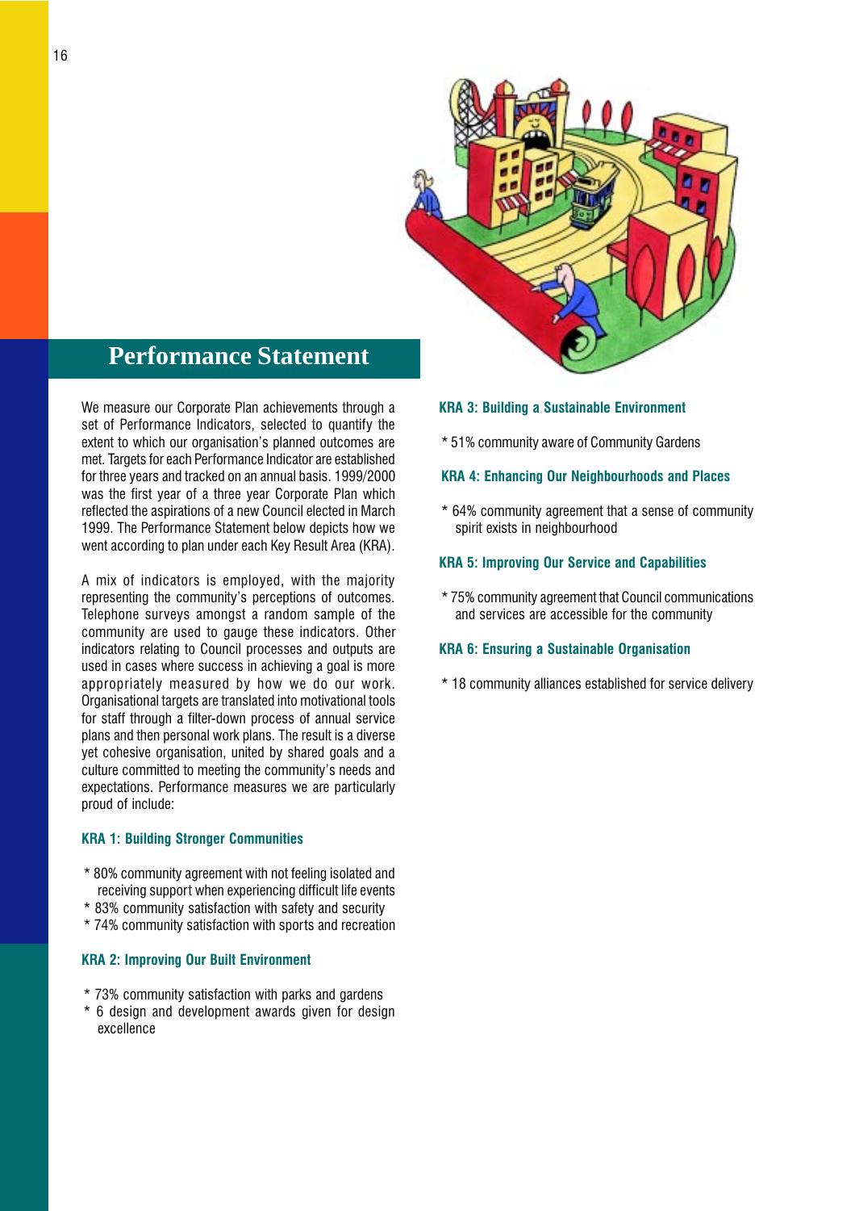# Performance Statement

We measure our Corporate Plan achievements through a set of Performance Indicators, selected to quantify the extent to which our organisation's planned outcomes are met. Targets for each Performance Indicator are established for three years and tracked on an annual basis. 1999/2000 was the first year of a three year Corporate Plan which reflected the aspirations of a new Council elected in March 1999. The Performance Statement below depicts how we went according to plan under each Key Result Area (KRA).

A mix of indicators is employed, with the majority representing the community's perceptions of outcomes. Telephone surveys amongst a random sample of the community are used to gauge these indicators. Other indicators relating to Council processes and outputs are used in cases where success in achieving a goal is more appropriately measured by how we do our work. Organisational targets are translated into motivational tools for staff through a filter-down process of annual service plans and then personal work plans. The result is a diverse yet cohesive organisation, united by shared goals and a culture committed to meeting the community's needs and expectations. Performance measures we are particularly proud of include:

### KRA 1: Building Stronger Communities

* 80% community agreement with not feeling isolated and receiving support when experiencing difficult life events
* 83% community satisfaction with safety and security
* 74% community satisfaction with sports and recreation

### KRA 2: Improving Our Built Environment

* 73% community satisfaction with parks and gardens
* 6 design and development awards given for design excellence

### KRA 3: Building a Sustainable Environment

* 51% community aware of Community Gardens

### KRA 4: Enhancing Our Neighbourhoods and Places

* 64% community agreement that a sense of community spirit exists in neighbourhood

### KRA 5: Improving Our Service and Capabilities

* 75% community agreement that Council communications and services are accessible for the community

### KRA 6: Ensuring a Sustainable Organisation

* 18 community alliances established for service delivery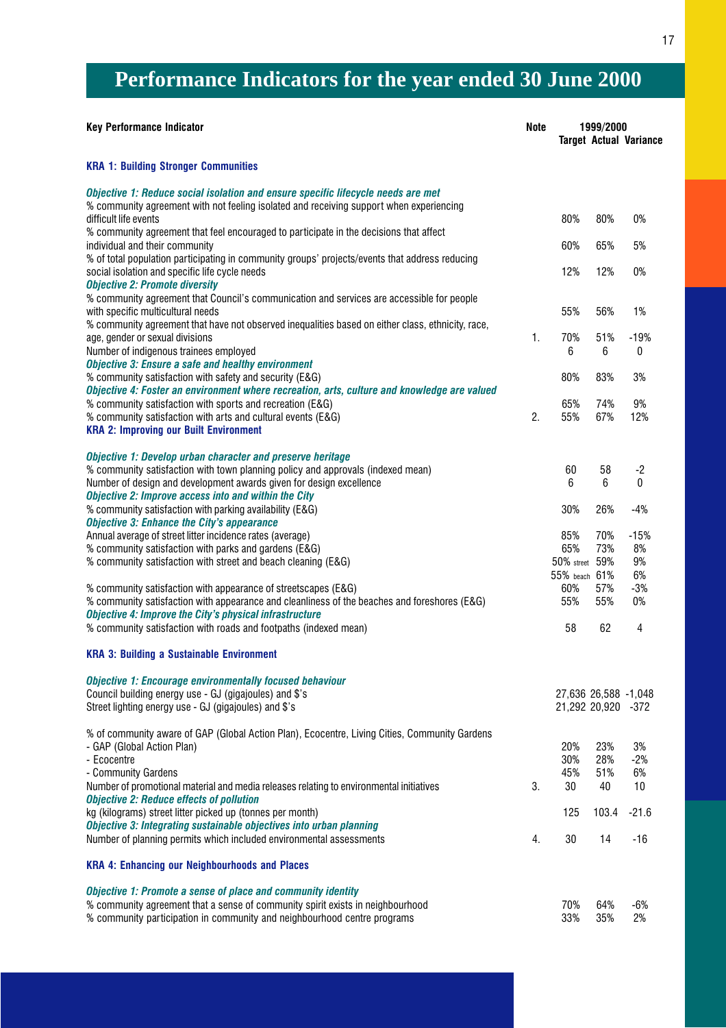# Performance Indicators for the year ended 30 June 2000

| Key Performance Indicator | Note | 1999/2000 Target | Actual | Variance |
|---|---|---|---|---|
| **KRA 1: Building Stronger Communities** | | | | |
| ***Objective 1: Reduce social isolation and ensure specific lifecycle needs are met*** | | | | |
| % community agreement with not feeling isolated and receiving support when experiencing difficult life events | | 80% | 80% | 0% |
| % community agreement that feel encouraged to participate in the decisions that affect individual and their community | | 60% | 65% | 5% |
| % of total population participating in community groups' projects/events that address reducing social isolation and specific life cycle needs | | 12% | 12% | 0% |
| ***Objective 2: Promote diversity*** | | | | |
| % community agreement that Council's communication and services are accessible for people with specific multicultural needs | | 55% | 56% | 1% |
| % community agreement that have not observed inequalities based on either class, ethnicity, race, age, gender or sexual divisions | 1. | 70% | 51% | -19% |
| Number of indigenous trainees employed | | 6 | 6 | 0 |
| ***Objective 3: Ensure a safe and healthy environment*** | | | | |
| % community satisfaction with safety and security (E&G) | | 80% | 83% | 3% |
| ***Objective 4: Foster an environment where recreation, arts, culture and knowledge are valued*** | | | | |
| % community satisfaction with sports and recreation (E&G) | | 65% | 74% | 9% |
| % community satisfaction with arts and cultural events (E&G) | 2. | 55% | 67% | 12% |
| **KRA 2: Improving our Built Environment** | | | | |
| ***Objective 1: Develop urban character and preserve heritage*** | | | | |
| % community satisfaction with town planning policy and approvals (indexed mean) | | 60 | 58 | -2 |
| Number of design and development awards given for design excellence | | 6 | 6 | 0 |
| ***Objective 2: Improve access into and within the City*** | | | | |
| % community satisfaction with parking availability (E&G) | | 30% | 26% | -4% |
| ***Objective 3: Enhance the City's appearance*** | | | | |
| Annual average of street litter incidence rates (average) | | 85% | 70% | -15% |
| % community satisfaction with parks and gardens (E&G) | | 65% | 73% | 8% |
| % community satisfaction with street and beach cleaning (E&G) | | 50% street | 59% | 9% |
| | | 55% beach | 61% | 6% |
| % community satisfaction with appearance of streetscapes (E&G) | | 60% | 57% | -3% |
| % community satisfaction with appearance and cleanliness of the beaches and foreshores (E&G) | | 55% | 55% | 0% |
| ***Objective 4: Improve the City's physical infrastructure*** | | | | |
| % community satisfaction with roads and footpaths (indexed mean) | | 58 | 62 | 4 |
| **KRA 3: Building a Sustainable Environment** | | | | |
| ***Objective 1: Encourage environmentally focused behaviour*** | | | | |
| Council building energy use - GJ (gigajoules) and $'s | | 27,636 | 26,588 | -1,048 |
| Street lighting energy use - GJ (gigajoules) and $'s | | 21,292 | 20,920 | -372 |
| % of community aware of GAP (Global Action Plan), Ecocentre, Living Cities, Community Gardens | | | | |
| - GAP (Global Action Plan) | | 20% | 23% | 3% |
| - Ecocentre | | 30% | 28% | -2% |
| - Community Gardens | | 45% | 51% | 6% |
| Number of promotional material and media releases relating to environmental initiatives | 3. | 30 | 40 | 10 |
| ***Objective 2: Reduce effects of pollution*** | | | | |
| kg (kilograms) street litter picked up (tonnes per month) | | 125 | 103.4 | -21.6 |
| ***Objective 3: Integrating sustainable objectives into urban planning*** | | | | |
| Number of planning permits which included environmental assessments | 4. | 30 | 14 | -16 |
| **KRA 4: Enhancing our Neighbourhoods and Places** | | | | |
| ***Objective 1: Promote a sense of place and community identity*** | | | | |
| % community agreement that a sense of community spirit exists in neighbourhood | | 70% | 64% | -6% |
| % community participation in community and neighbourhood centre programs | | 33% | 35% | 2% |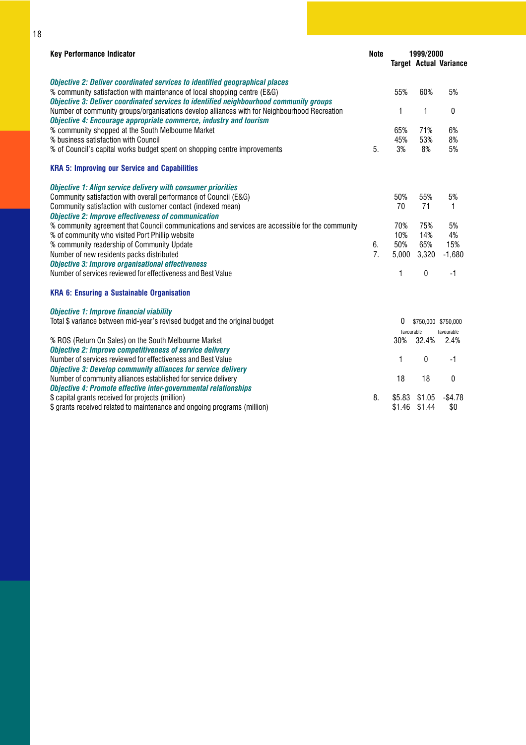| Key Performance Indicator | Note | 1999/2000 Target | Actual | Variance |
|---|---|---|---|---|
| ***Objective 2: Deliver coordinated services to identified geographical places*** | | | | |
| % community satisfaction with maintenance of local shopping centre (E&G) | | 55% | 60% | 5% |
| ***Objective 3: Deliver coordinated services to identified neighbourhood community groups*** | | | | |
| Number of community groups/organisations develop alliances with for Neighbourhood Recreation | | 1 | 1 | 0 |
| ***Objective 4: Encourage appropriate commerce, industry and tourism*** | | | | |
| % community shopped at the South Melbourne Market | | 65% | 71% | 6% |
| % business satisfaction with Council | | 45% | 53% | 8% |
| % of Council's capital works budget spent on shopping centre improvements | 5. | 3% | 8% | 5% |
| **KRA 5: Improving our Service and Capabilities** | | | | |
| ***Objective 1: Align service delivery with consumer priorities*** | | | | |
| Community satisfaction with overall performance of Council (E&G) | | 50% | 55% | 5% |
| Community satisfaction with customer contact (indexed mean) | | 70 | 71 | 1 |
| ***Objective 2: Improve effectiveness of communication*** | | | | |
| % community agreement that Council communications and services are accessible for the community | | 70% | 75% | 5% |
| % of community who visited Port Phillip website | | 10% | 14% | 4% |
| % community readership of Community Update | 6. | 50% | 65% | 15% |
| Number of new residents packs distributed | 7. | 5,000 | 3,320 | -1,680 |
| ***Objective 3: Improve organisational effectiveness*** | | | | |
| Number of services reviewed for effectiveness and Best Value | | 1 | 0 | -1 |
| **KRA 6: Ensuring a Sustainable Organisation** | | | | |
| ***Objective 1: Improve financial viability*** | | | | |
| Total $ variance between mid-year's revised budget and the original budget | | 0 | $750,000 favourable | $750,000 favourable |
| % ROS (Return On Sales) on the South Melbourne Market | | 30% | 32.4% | 2.4% |
| ***Objective 2: Improve competitiveness of service delivery*** | | | | |
| Number of services reviewed for effectiveness and Best Value | | 1 | 0 | -1 |
| ***Objective 3: Develop community alliances for service delivery*** | | | | |
| Number of community alliances established for service delivery | | 18 | 18 | 0 |
| ***Objective 4: Promote effective inter-governmental relationships*** | | | | |
| $ capital grants received for projects (million) | 8. | $5.83 | $1.05 | -$4.78 |
| $ grants received related to maintenance and ongoing programs (million) | | $1.46 | $1.44 | $0 |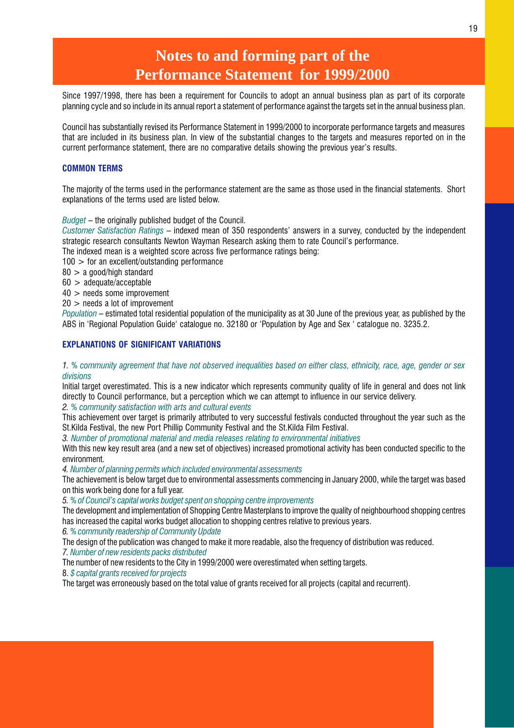# Notes to and forming part of the Performance Statement for 1999/2000

Since 1997/1998, there has been a requirement for Councils to adopt an annual business plan as part of its corporate planning cycle and so include in its annual report a statement of performance against the targets set in the annual business plan.

Council has substantially revised its Performance Statement in 1999/2000 to incorporate performance targets and measures that are included in its business plan. In view of the substantial changes to the targets and measures reported on in the current performance statement, there are no comparative details showing the previous year's results.

## COMMON TERMS

The majority of the terms used in the performance statement are the same as those used in the financial statements. Short explanations of the terms used are listed below.

*Budget* – the originally published budget of the Council.
*Customer Satisfaction Ratings* – indexed mean of 350 respondents' answers in a survey, conducted by the independent strategic research consultants Newton Wayman Research asking them to rate Council's performance.
The indexed mean is a weighted score across five performance ratings being:
100 > for an excellent/outstanding performance
80 > a good/high standard
60 > adequate/acceptable
40 > needs some improvement
20 > needs a lot of improvement
*Population* – estimated total residential population of the municipality as at 30 June of the previous year, as published by the ABS in 'Regional Population Guide' catalogue no. 32180 or 'Population by Age and Sex ' catalogue no. 3235.2.

## EXPLANATIONS OF SIGNIFICANT VARIATIONS

*1. % community agreement that have not observed inequalities based on either class, ethnicity, race, age, gender or sex divisions*
Initial target overestimated. This is a new indicator which represents community quality of life in general and does not link directly to Council performance, but a perception which we can attempt to influence in our service delivery.
*2. % community satisfaction with arts and cultural events*
This achievement over target is primarily attributed to very successful festivals conducted throughout the year such as the St.Kilda Festival, the new Port Phillip Community Festival and the St.Kilda Film Festival.
*3. Number of promotional material and media releases relating to environmental initiatives*
With this new key result area (and a new set of objectives) increased promotional activity has been conducted specific to the environment.
*4. Number of planning permits which included environmental assessments*
The achievement is below target due to environmental assessments commencing in January 2000, while the target was based on this work being done for a full year.
*5. % of Council's capital works budget spent on shopping centre improvements*
The development and implementation of Shopping Centre Masterplans to improve the quality of neighbourhood shopping centres has increased the capital works budget allocation to shopping centres relative to previous years.
*6. % community readership of Community Update*
The design of the publication was changed to make it more readable, also the frequency of distribution was reduced.
*7. Number of new residents packs distributed*
The number of new residents to the City in 1999/2000 were overestimated when setting targets.
8. *$ capital grants received for projects*
The target was erroneously based on the total value of grants received for all projects (capital and recurrent).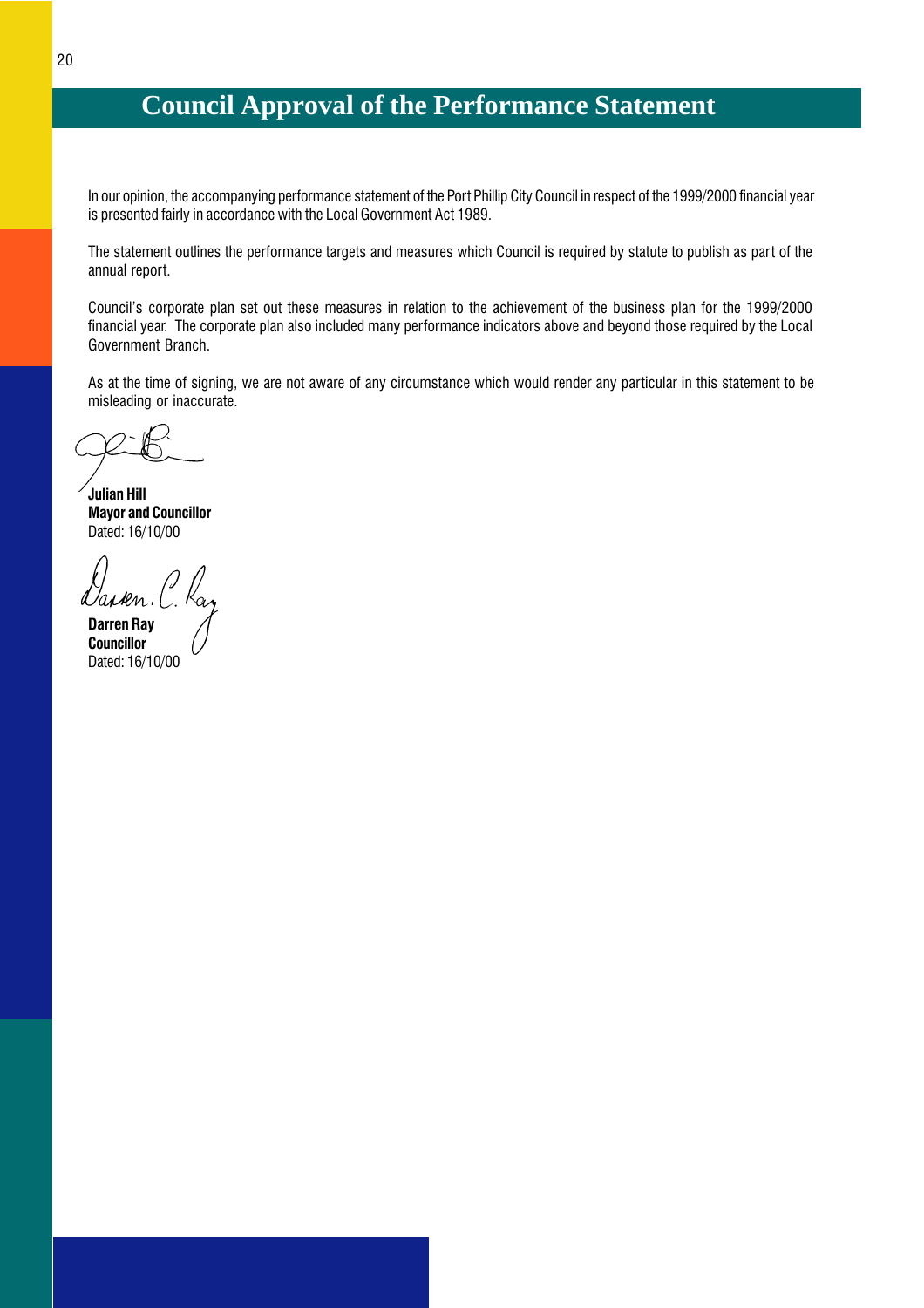# Council Approval of the Performance Statement

In our opinion, the accompanying performance statement of the Port Phillip City Council in respect of the 1999/2000 financial year is presented fairly in accordance with the Local Government Act 1989.

The statement outlines the performance targets and measures which Council is required by statute to publish as part of the annual report.

Council's corporate plan set out these measures in relation to the achievement of the business plan for the 1999/2000 financial year. The corporate plan also included many performance indicators above and beyond those required by the Local Government Branch.

As at the time of signing, we are not aware of any circumstance which would render any particular in this statement to be misleading or inaccurate.

**Julian Hill**
**Mayor and Councillor**
Dated: 16/10/00

**Darren Ray**
**Councillor**
Dated: 16/10/00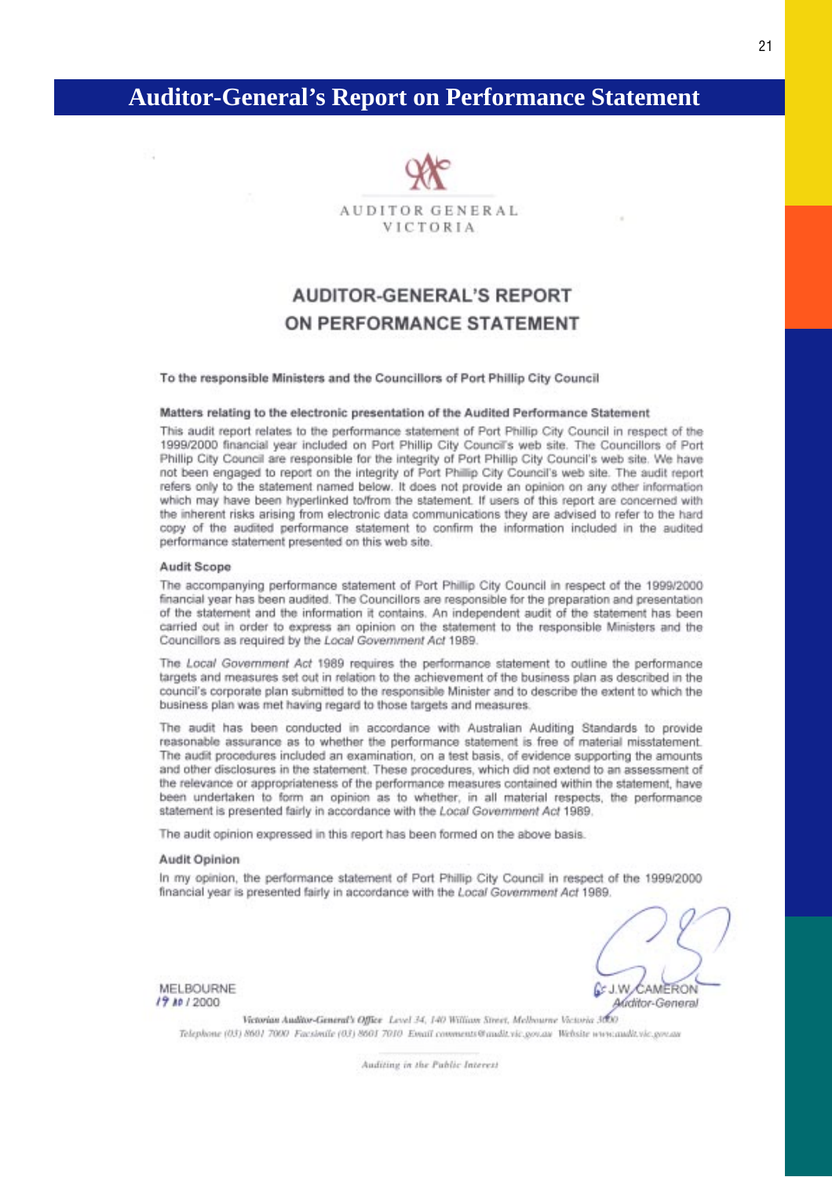# Auditor-General's Report on Performance Statement

AUDITOR GENERAL
VICTORIA

## AUDITOR-GENERAL'S REPORT ON PERFORMANCE STATEMENT

**To the responsible Ministers and the Councillors of Port Phillip City Council**

### Matters relating to the electronic presentation of the Audited Performance Statement

This audit report relates to the performance statement of Port Phillip City Council in respect of the 1999/2000 financial year included on Port Phillip City Council's web site. The Councillors of Port Phillip City Council are responsible for the integrity of Port Phillip City Council's web site. We have not been engaged to report on the integrity of Port Phillip City Council's web site. The audit report refers only to the statement named below. It does not provide an opinion on any other information which may have been hyperlinked to/from the statement. If users of this report are concerned with the inherent risks arising from electronic data communications they are advised to refer to the hard copy of the audited performance statement to confirm the information included in the audited performance statement presented on this web site.

### Audit Scope

The accompanying performance statement of Port Phillip City Council in respect of the 1999/2000 financial year has been audited. The Councillors are responsible for the preparation and presentation of the statement and the information it contains. An independent audit of the statement has been carried out in order to express an opinion on the statement to the responsible Ministers and the Councillors as required by the *Local Government Act* 1989.

The *Local Government Act* 1989 requires the performance statement to outline the performance targets and measures set out in relation to the achievement of the business plan as described in the council's corporate plan submitted to the responsible Minister and to describe the extent to which the business plan was met having regard to those targets and measures.

The audit has been conducted in accordance with Australian Auditing Standards to provide reasonable assurance as to whether the performance statement is free of material misstatement. The audit procedures included an examination, on a test basis, of evidence supporting the amounts and other disclosures in the statement. These procedures, which did not extend to an assessment of the relevance or appropriateness of the performance measures contained within the statement, have been undertaken to form an opinion as to whether, in all material respects, the performance statement is presented fairly in accordance with the *Local Government Act* 1989.

The audit opinion expressed in this report has been formed on the above basis.

### Audit Opinion

In my opinion, the performance statement of Port Phillip City Council in respect of the 1999/2000 financial year is presented fairly in accordance with the *Local Government Act* 1989.

MELBOURNE
19 10 / 2000

J.W. CAMERON
*Auditor-General*

Victorian Auditor-General's Office Level 34, 140 William Street, Melbourne Victoria 3000
Telephone (03) 8601 7000 Facsimile (03) 8601 7010 Email comments@audit.vic.gov.au Website www.audit.vic.gov.au

*Auditing in the Public Interest*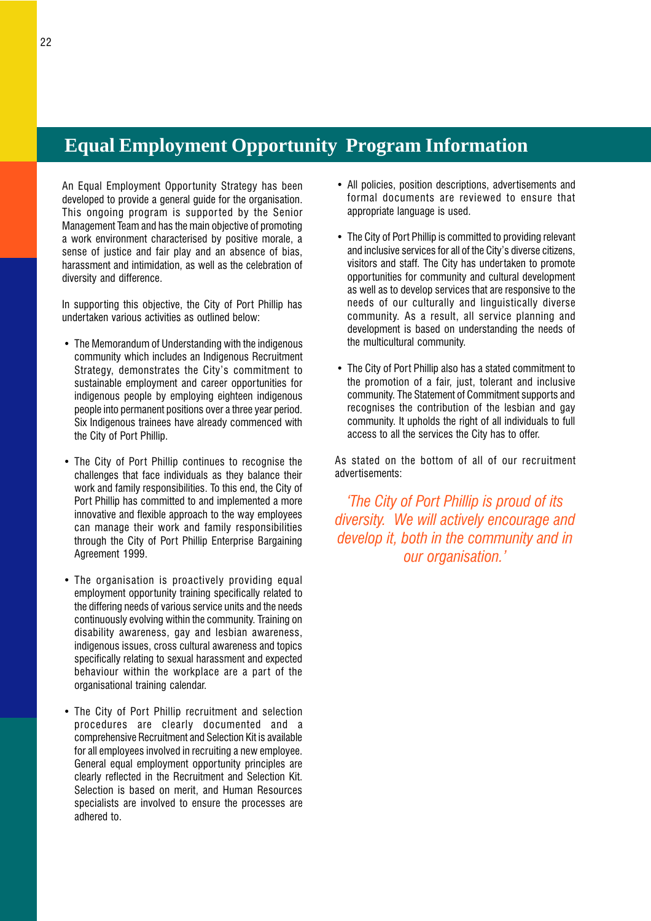# Equal Employment Opportunity Program Information

An Equal Employment Opportunity Strategy has been developed to provide a general guide for the organisation. This ongoing program is supported by the Senior Management Team and has the main objective of promoting a work environment characterised by positive morale, a sense of justice and fair play and an absence of bias, harassment and intimidation, as well as the celebration of diversity and difference.

In supporting this objective, the City of Port Phillip has undertaken various activities as outlined below:

- The Memorandum of Understanding with the indigenous community which includes an Indigenous Recruitment Strategy, demonstrates the City's commitment to sustainable employment and career opportunities for indigenous people by employing eighteen indigenous people into permanent positions over a three year period. Six Indigenous trainees have already commenced with the City of Port Phillip.

- The City of Port Phillip continues to recognise the challenges that face individuals as they balance their work and family responsibilities. To this end, the City of Port Phillip has committed to and implemented a more innovative and flexible approach to the way employees can manage their work and family responsibilities through the City of Port Phillip Enterprise Bargaining Agreement 1999.

- The organisation is proactively providing equal employment opportunity training specifically related to the differing needs of various service units and the needs continuously evolving within the community. Training on disability awareness, gay and lesbian awareness, indigenous issues, cross cultural awareness and topics specifically relating to sexual harassment and expected behaviour within the workplace are a part of the organisational training calendar.

- The City of Port Phillip recruitment and selection procedures are clearly documented and a comprehensive Recruitment and Selection Kit is available for all employees involved in recruiting a new employee. General equal employment opportunity principles are clearly reflected in the Recruitment and Selection Kit. Selection is based on merit, and Human Resources specialists are involved to ensure the processes are adhered to.

- All policies, position descriptions, advertisements and formal documents are reviewed to ensure that appropriate language is used.

- The City of Port Phillip is committed to providing relevant and inclusive services for all of the City's diverse citizens, visitors and staff. The City has undertaken to promote opportunities for community and cultural development as well as to develop services that are responsive to the needs of our culturally and linguistically diverse community. As a result, all service planning and development is based on understanding the needs of the multicultural community.

- The City of Port Phillip also has a stated commitment to the promotion of a fair, just, tolerant and inclusive community. The Statement of Commitment supports and recognises the contribution of the lesbian and gay community. It upholds the right of all individuals to full access to all the services the City has to offer.

As stated on the bottom of all of our recruitment advertisements:

*'The City of Port Phillip is proud of its diversity. We will actively encourage and develop it, both in the community and in our organisation.'*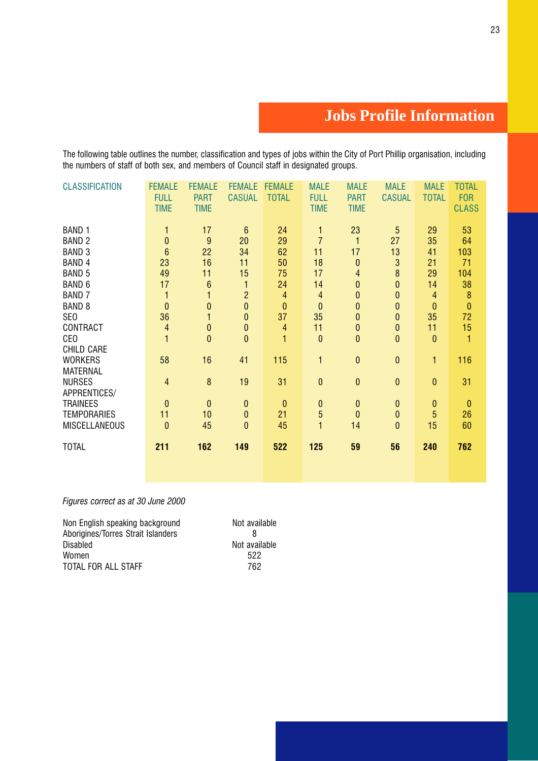# Jobs Profile Information

The following table outlines the number, classification and types of jobs within the City of Port Phillip organisation, including the numbers of staff of both sex, and members of Council staff in designated groups.

| CLASSIFICATION | FEMALE FULL TIME | FEMALE PART TIME | FEMALE CASUAL | FEMALE TOTAL | MALE FULL TIME | MALE PART TIME | MALE CASUAL | MALE TOTAL | TOTAL FOR CLASS |
|---|---|---|---|---|---|---|---|---|---|
| BAND 1 | 1 | 17 | 6 | 24 | 1 | 23 | 5 | 29 | 53 |
| BAND 2 | 0 | 9 | 20 | 29 | 7 | 1 | 27 | 35 | 64 |
| BAND 3 | 6 | 22 | 34 | 62 | 11 | 17 | 13 | 41 | 103 |
| BAND 4 | 23 | 16 | 11 | 50 | 18 | 0 | 3 | 21 | 71 |
| BAND 5 | 49 | 11 | 15 | 75 | 17 | 4 | 8 | 29 | 104 |
| BAND 6 | 17 | 6 | 1 | 24 | 14 | 0 | 0 | 14 | 38 |
| BAND 7 | 1 | 1 | 2 | 4 | 4 | 0 | 0 | 4 | 8 |
| BAND 8 | 0 | 0 | 0 | 0 | 0 | 0 | 0 | 0 | 0 |
| SEO | 36 | 1 | 0 | 37 | 35 | 0 | 0 | 35 | 72 |
| CONTRACT | 4 | 0 | 0 | 4 | 11 | 0 | 0 | 11 | 15 |
| CEO | 1 | 0 | 0 | 1 | 0 | 0 | 0 | 0 | 1 |
| CHILD CARE WORKERS | 58 | 16 | 41 | 115 | 1 | 0 | 0 | 1 | 116 |
| MATERNAL NURSES | 4 | 8 | 19 | 31 | 0 | 0 | 0 | 0 | 31 |
| APPRENTICES/ TRAINEES | 0 | 0 | 0 | 0 | 0 | 0 | 0 | 0 | 0 |
| TEMPORARIES | 11 | 10 | 0 | 21 | 5 | 0 | 0 | 5 | 26 |
| MISCELLANEOUS | 0 | 45 | 0 | 45 | 1 | 14 | 0 | 15 | 60 |
| TOTAL | **211** | **162** | **149** | **522** | **125** | **59** | **56** | **240** | **762** |

*Figures correct as at 30 June 2000*

| | |
|---|---|
| Non English speaking background | Not available |
| Aborigines/Torres Strait Islanders | 8 |
| Disabled | Not available |
| Women | 522 |
| TOTAL FOR ALL STAFF | 762 |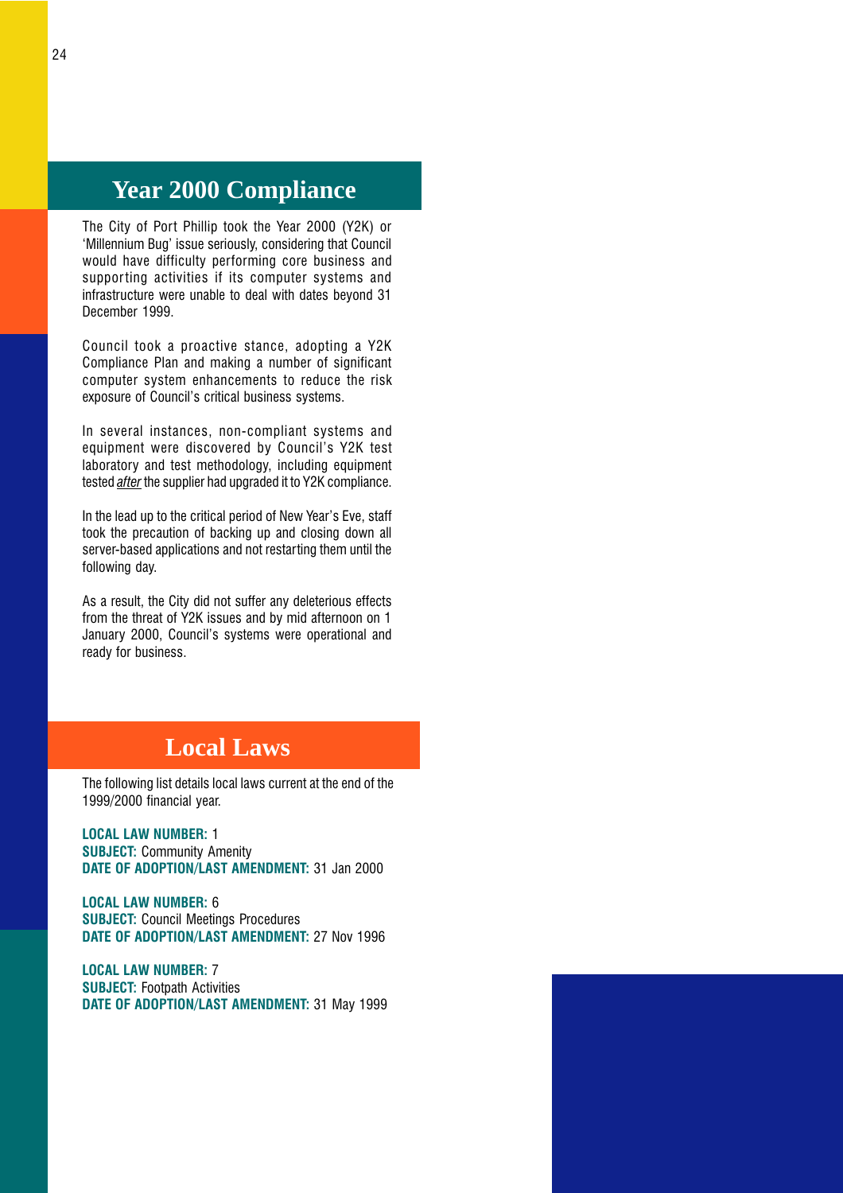## Year 2000 Compliance

The City of Port Phillip took the Year 2000 (Y2K) or 'Millennium Bug' issue seriously, considering that Council would have difficulty performing core business and supporting activities if its computer systems and infrastructure were unable to deal with dates beyond 31 December 1999.

Council took a proactive stance, adopting a Y2K Compliance Plan and making a number of significant computer system enhancements to reduce the risk exposure of Council's critical business systems.

In several instances, non-compliant systems and equipment were discovered by Council's Y2K test laboratory and test methodology, including equipment tested *after* the supplier had upgraded it to Y2K compliance.

In the lead up to the critical period of New Year's Eve, staff took the precaution of backing up and closing down all server-based applications and not restarting them until the following day.

As a result, the City did not suffer any deleterious effects from the threat of Y2K issues and by mid afternoon on 1 January 2000, Council's systems were operational and ready for business.

## Local Laws

The following list details local laws current at the end of the 1999/2000 financial year.

**LOCAL LAW NUMBER:** 1
**SUBJECT:** Community Amenity
**DATE OF ADOPTION/LAST AMENDMENT:** 31 Jan 2000

**LOCAL LAW NUMBER:** 6
**SUBJECT:** Council Meetings Procedures
**DATE OF ADOPTION/LAST AMENDMENT:** 27 Nov 1996

**LOCAL LAW NUMBER:** 7
**SUBJECT:** Footpath Activities
**DATE OF ADOPTION/LAST AMENDMENT:** 31 May 1999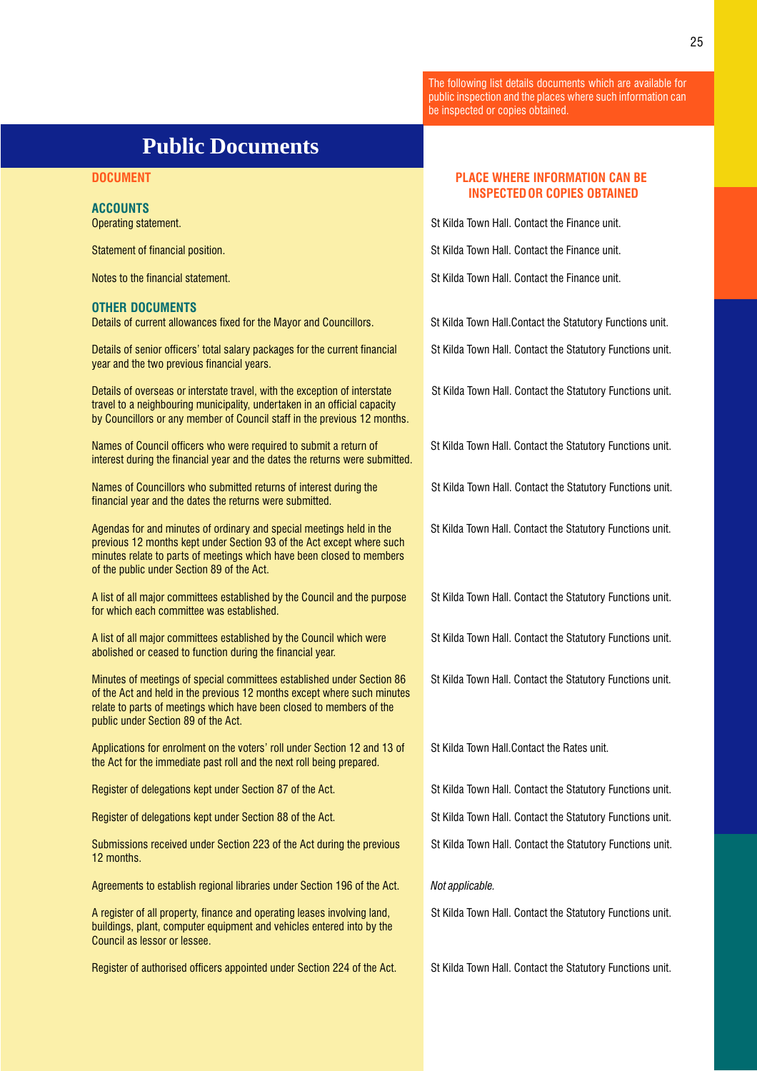# Public Documents

The following list details documents which are available for public inspection and the places where such information can be inspected or copies obtained.

| DOCUMENT | PLACE WHERE INFORMATION CAN BE INSPECTED OR COPIES OBTAINED |
|---|---|
| **ACCOUNTS** | |
| Operating statement. | St Kilda Town Hall. Contact the Finance unit. |
| Statement of financial position. | St Kilda Town Hall. Contact the Finance unit. |
| Notes to the financial statement. | St Kilda Town Hall. Contact the Finance unit. |
| **OTHER DOCUMENTS** | |
| Details of current allowances fixed for the Mayor and Councillors. | St Kilda Town Hall.Contact the Statutory Functions unit. |
| Details of senior officers' total salary packages for the current financial year and the two previous financial years. | St Kilda Town Hall. Contact the Statutory Functions unit. |
| Details of overseas or interstate travel, with the exception of interstate travel to a neighbouring municipality, undertaken in an official capacity by Councillors or any member of Council staff in the previous 12 months. | St Kilda Town Hall. Contact the Statutory Functions unit. |
| Names of Council officers who were required to submit a return of interest during the financial year and the dates the returns were submitted. | St Kilda Town Hall. Contact the Statutory Functions unit. |
| Names of Councillors who submitted returns of interest during the financial year and the dates the returns were submitted. | St Kilda Town Hall. Contact the Statutory Functions unit. |
| Agendas for and minutes of ordinary and special meetings held in the previous 12 months kept under Section 93 of the Act except where such minutes relate to parts of meetings which have been closed to members of the public under Section 89 of the Act. | St Kilda Town Hall. Contact the Statutory Functions unit. |
| A list of all major committees established by the Council and the purpose for which each committee was established. | St Kilda Town Hall. Contact the Statutory Functions unit. |
| A list of all major committees established by the Council which were abolished or ceased to function during the financial year. | St Kilda Town Hall. Contact the Statutory Functions unit. |
| Minutes of meetings of special committees established under Section 86 of the Act and held in the previous 12 months except where such minutes relate to parts of meetings which have been closed to members of the public under Section 89 of the Act. | St Kilda Town Hall. Contact the Statutory Functions unit. |
| Applications for enrolment on the voters' roll under Section 12 and 13 of the Act for the immediate past roll and the next roll being prepared. | St Kilda Town Hall.Contact the Rates unit. |
| Register of delegations kept under Section 87 of the Act. | St Kilda Town Hall. Contact the Statutory Functions unit. |
| Register of delegations kept under Section 88 of the Act. | St Kilda Town Hall. Contact the Statutory Functions unit. |
| Submissions received under Section 223 of the Act during the previous 12 months. | St Kilda Town Hall. Contact the Statutory Functions unit. |
| Agreements to establish regional libraries under Section 196 of the Act. | *Not applicable.* |
| A register of all property, finance and operating leases involving land, buildings, plant, computer equipment and vehicles entered into by the Council as lessor or lessee. | St Kilda Town Hall. Contact the Statutory Functions unit. |
| Register of authorised officers appointed under Section 224 of the Act. | St Kilda Town Hall. Contact the Statutory Functions unit. |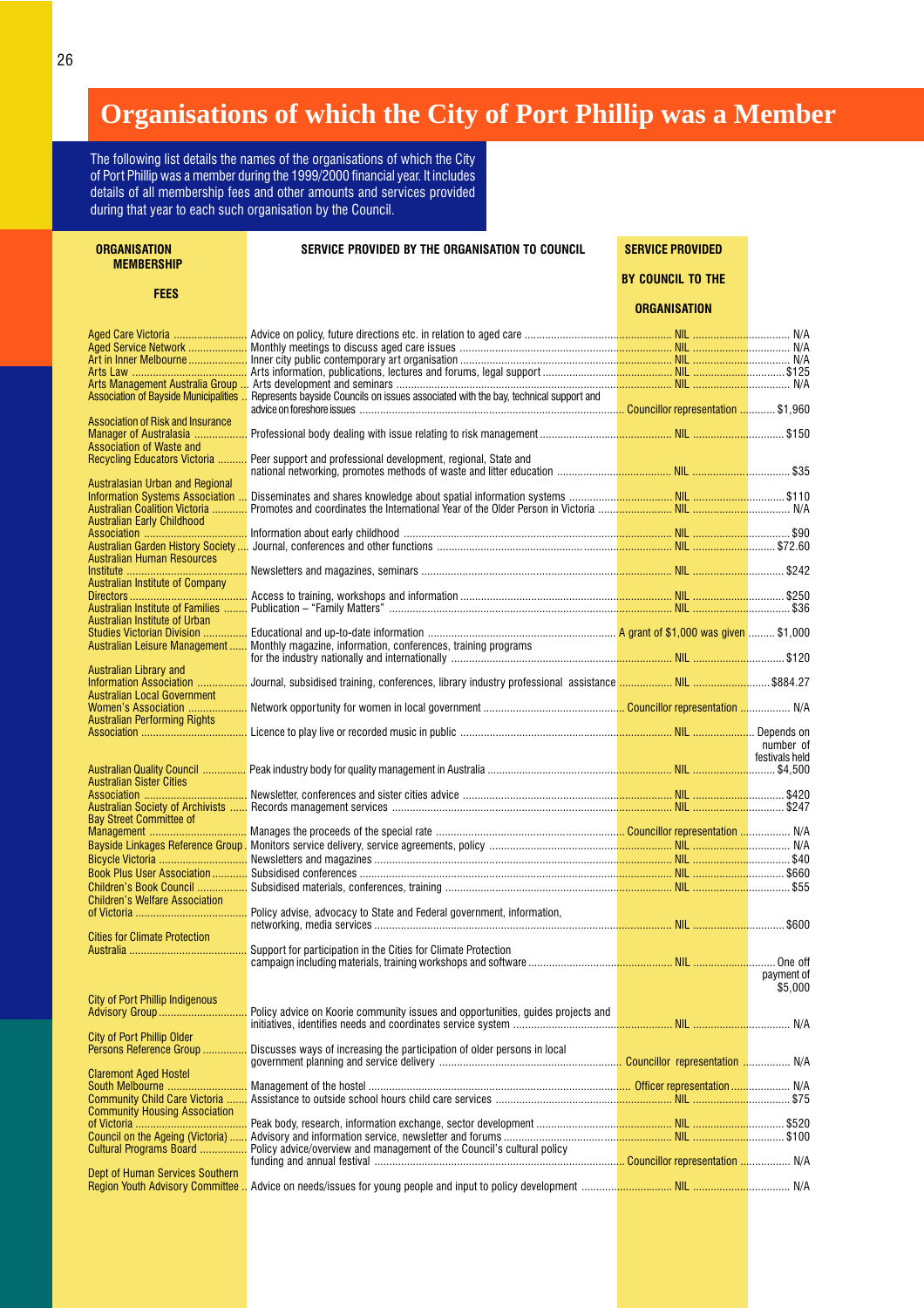# Organisations of which the City of Port Phillip was a Member

The following list details the names of the organisations of which the City of Port Phillip was a member during the 1999/2000 financial year. It includes details of all membership fees and other amounts and services provided during that year to each such organisation by the Council.

| ORGANISATION | SERVICE PROVIDED BY THE ORGANISATION TO COUNCIL | SERVICE PROVIDED BY COUNCIL TO THE ORGANISATION | MEMBERSHIP FEES |
|---|---|---|---|
| Aged Care Victoria | Advice on policy, future directions etc. in relation to aged care | NIL | N/A |
| Aged Service Network | Monthly meetings to discuss aged care issues | NIL | N/A |
| Art in Inner Melbourne | Inner city public contemporary art organisation | NIL | N/A |
| Arts Law | Arts information, publications, lectures and forums, legal support | NIL | $125 |
| Arts Management Australia Group | Arts development and seminars | NIL | N/A |
| Association of Bayside Municipalities | Represents bayside Councils on issues associated with the bay, technical support and advice on foreshore issues | Councillor representation | $1,960 |
| Association of Risk and Insurance Manager of Australasia | Professional body dealing with issue relating to risk management | NIL | $150 |
| Association of Waste and Recycling Educators Victoria | Peer support and professional development, regional, State and national networking, promotes methods of waste and litter education | NIL | $35 |
| Australasian Urban and Regional Information Systems Association | Disseminates and shares knowledge about spatial information systems | NIL | $110 |
| Australian Coalition Victoria | Promotes and coordinates the International Year of the Older Person in Victoria | NIL | N/A |
| Australian Early Childhood Association | Information about early childhood | NIL | $90 |
| Australian Garden History Society | Journal, conferences and other functions | NIL | $72.60 |
| Australian Human Resources Institute | Newsletters and magazines, seminars | NIL | $242 |
| Australian Institute of Company Directors | Access to training, workshops and information | NIL | $250 |
| Australian Institute of Families | Publication – "Family Matters" | NIL | $36 |
| Australian Institute of Urban Studies Victorian Division | Educational and up-to-date information | A grant of $1,000 was given | $1,000 |
| Australian Leisure Management | Monthly magazine, information, conferences, training programs for the industry nationally and internationally | NIL | $120 |
| Australian Library and Information Association | Journal, subsidised training, conferences, library industry professional assistance | NIL | $884.27 |
| Australian Local Government Women's Association | Network opportunity for women in local government | Councillor representation | N/A |
| Australian Performing Rights Association | Licence to play live or recorded music in public | NIL | Depends on number of festivals held |
| Australian Quality Council | Peak industry body for quality management in Australia | NIL | $4,500 |
| Australian Sister Cities Association | Newsletter, conferences and sister cities advice | NIL | $420 |
| Australian Society of Archivists | Records management services | NIL | $247 |
| Bay Street Committee of Management | Manages the proceeds of the special rate | Councillor representation | N/A |
| Bayside Linkages Reference Group | Monitors service delivery, service agreements, policy | NIL | N/A |
| Bicycle Victoria | Newsletters and magazines | NIL | $40 |
| Book Plus User Association | Subsidised conferences | NIL | $660 |
| Children's Book Council | Subsidised materials, conferences, training | NIL | $55 |
| Children's Welfare Association of Victoria | Policy advise, advocacy to State and Federal government, information, networking, media services | NIL | $600 |
| Cities for Climate Protection Australia | Support for participation in the Cities for Climate Protection campaign including materials, training workshops and software | NIL | One off payment of $5,000 |
| City of Port Phillip Indigenous Advisory Group | Policy advice on Koorie community issues and opportunities, guides projects and initiatives, identifies needs and coordinates service system | NIL | N/A |
| City of Port Phillip Older Persons Reference Group | Discusses ways of increasing the participation of older persons in local government planning and service delivery | Councillor representation | N/A |
| Claremont Aged Hostel South Melbourne | Management of the hostel | Officer representation | N/A |
| Community Child Care Victoria | Assistance to outside school hours child care services | NIL | $75 |
| Community Housing Association of Victoria | Peak body, research, information exchange, sector development | NIL | $520 |
| Council on the Ageing (Victoria) | Advisory and information service, newsletter and forums | NIL | $100 |
| Cultural Programs Board | Policy advice/overview and management of the Council's cultural policy funding and annual festival | Councillor representation | N/A |
| Dept of Human Services Southern Region Youth Advisory Committee | Advice on needs/issues for young people and input to policy development | NIL | N/A |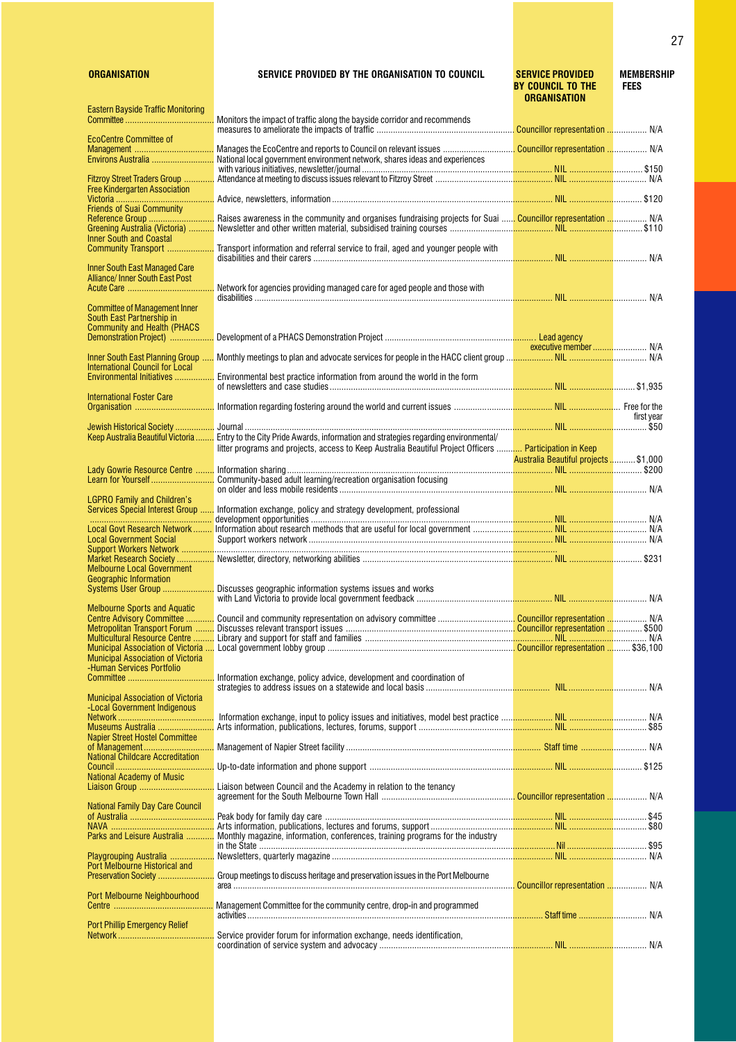| ORGANISATION | SERVICE PROVIDED BY THE ORGANISATION TO COUNCIL | SERVICE PROVIDED BY COUNCIL TO THE ORGANISATION | MEMBERSHIP FEES |
|---|---|---|---|
| Eastern Bayside Traffic Monitoring Committee | Monitors the impact of traffic along the bayside corridor and recommends measures to ameliorate the impacts of traffic | Councillor representation | N/A |
| EcoCentre Committee of Management | Manages the EcoCentre and reports to Council on relevant issues | Councillor representation | N/A |
| Environs Australia | National local government environment network, shares ideas and experiences with various initiatives, newsletter/journal | NIL | $150 |
| Fitzroy Street Traders Group | Attendance at meeting to discuss issues relevant to Fitzroy Street | NIL | N/A |
| Free Kindergarten Association Victoria | Advice, newsletters, information | NIL | $120 |
| Friends of Suai Community Reference Group | Raises awareness in the community and organises fundraising projects for Suai | Councillor representation | N/A |
| Greening Australia (Victoria) | Newsletter and other written material, subsidised training courses | NIL | $110 |
| Inner South and Coastal Community Transport | Transport information and referral service to frail, aged and younger people with disabilities and their carers | NIL | N/A |
| Inner South East Managed Care Alliance/ Inner South East Post Acute Care | Network for agencies providing managed care for aged people and those with disabilities | NIL | N/A |
| Committee of Management Inner South East Partnership in Community and Health (PHACS Demonstration Project) | Development of a PHACS Demonstration Project | Lead agency executive member | N/A |
| Inner South East Planning Group | Monthly meetings to plan and advocate services for people in the HACC client group | NIL | N/A |
| International Council for Local Environmental Initiatives | Environmental best practice information from around the world in the form of newsletters and case studies | NIL | $1,935 |
| International Foster Care Organisation | Information regarding fostering around the world and current issues | NIL | Free for the first year |
| Jewish Historical Society | Journal | NIL | $50 |
| Keep Australia Beautiful Victoria | Entry to the City Pride Awards, information and strategies regarding environmental/ litter programs and projects, access to Keep Australia Beautiful Project Officers | Participation in Keep Australia Beautiful projects | $1,000 |
| Lady Gowrie Resource Centre | Information sharing | NIL | $200 |
| Learn for Yourself | Community-based adult learning/recreation organisation focusing on older and less mobile residents | NIL | N/A |
| LGPRO Family and Children's Services Special Interest Group | Information exchange, policy and strategy development, professional development opportunities | NIL | N/A |
| Local Govt Research Network | Information about research methods that are useful for local government | NIL | N/A |
| Local Government Social Support Workers Network | Support workers network | NIL | N/A |
| Market Research Society | Newsletter, directory, networking abilities | NIL | $231 |
| Melbourne Local Government Geographic Information Systems User Group | Discusses geographic information systems issues and works with Land Victoria to provide local government feedback | NIL | N/A |
| Melbourne Sports and Aquatic Centre Advisory Committee | Council and community representation on advisory committee | Councillor representation | N/A |
| Metropolitan Transport Forum | Discusses relevant transport issues | Councillor representation | $500 |
| Multicultural Resource Centre | Library and support for staff and families | NIL | N/A |
| Municipal Association of Victoria | Local government lobby group | Councillor representation | $36,100 |
| Municipal Association of Victoria -Human Services Portfolio Committee | Information exchange, policy advice, development and coordination of strategies to address issues on a statewide and local basis | NIL | N/A |
| Municipal Association of Victoria -Local Government Indigenous Network | Information exchange, input to policy issues and initiatives, model best practice | NIL | N/A |
| Museums Australia | Arts information, publications, lectures, forums, support | NIL | $85 |
| Napier Street Hostel Committee of Management | Management of Napier Street facility | Staff time | N/A |
| National Childcare Accreditation Council | Up-to-date information and phone support | NIL | $125 |
| National Academy of Music Liaison Group | Liaison between Council and the Academy in relation to the tenancy agreement for the South Melbourne Town Hall | Councillor representation | N/A |
| National Family Day Care Council of Australia | Peak body for family day care | NIL | $45 |
| NAVA | Arts information, publications, lectures and forums, support | NIL | $80 |
| Parks and Leisure Australia | Monthly magazine, information, conferences, training programs for the industry in the State | Nil | $95 |
| Playgrouping Australia | Newsletters, quarterly magazine | NIL | N/A |
| Port Melbourne Historical and Preservation Society | Group meetings to discuss heritage and preservation issues in the Port Melbourne area | Councillor representation | N/A |
| Port Melbourne Neighbourhood Centre | Management Committee for the community centre, drop-in and programmed activities | Staff time | N/A |
| Port Phillip Emergency Relief Network | Service provider forum for information exchange, needs identification, coordination of service system and advocacy | NIL | N/A |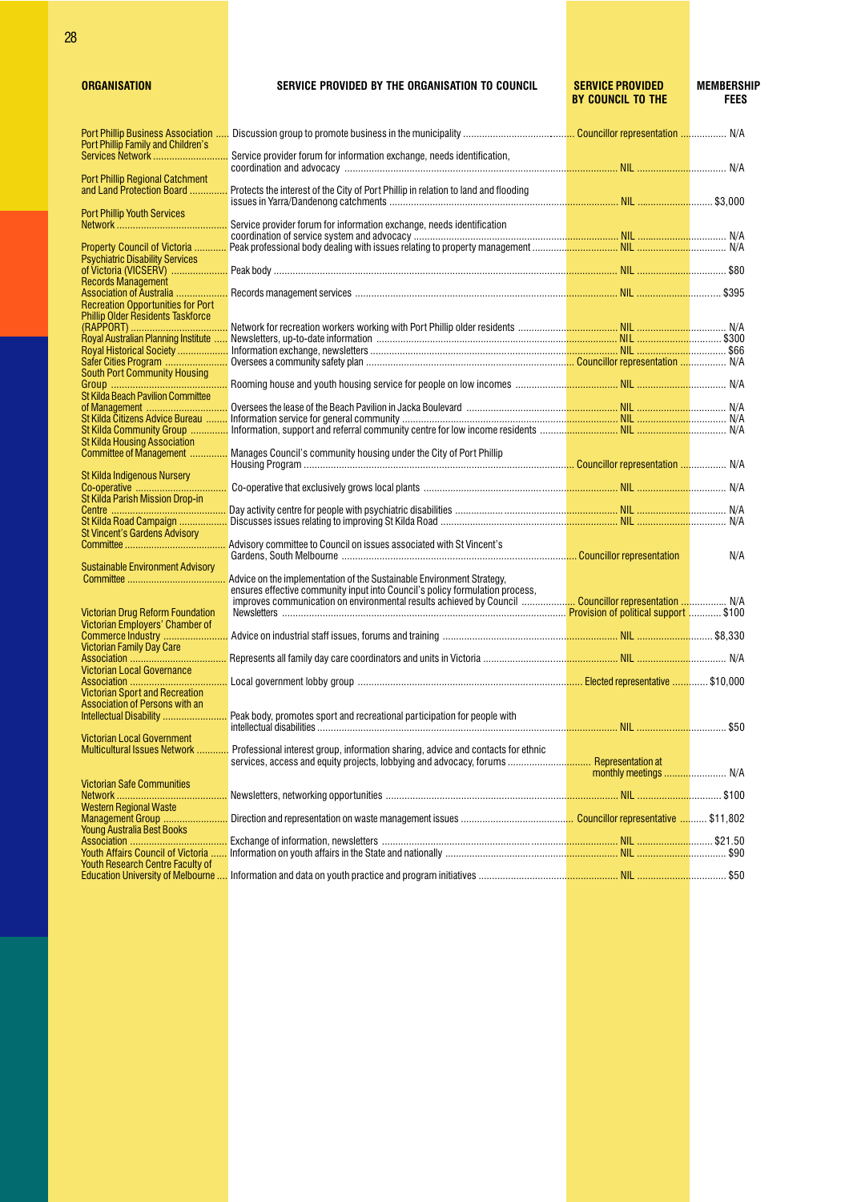| ORGANISATION | SERVICE PROVIDED BY THE ORGANISATION TO COUNCIL | SERVICE PROVIDED BY COUNCIL TO THE | MEMBERSHIP FEES |
|---|---|---|---|
| Port Phillip Business Association | Discussion group to promote business in the municipality | Councillor representation | N/A |
| Port Phillip Family and Children's Services Network | Service provider forum for information exchange, needs identification, coordination and advocacy | NIL | N/A |
| Port Phillip Regional Catchment and Land Protection Board | Protects the interest of the City of Port Phillip in relation to land and flooding issues in Yarra/Dandenong catchments | NIL | $3,000 |
| Port Phillip Youth Services Network | Service provider forum for information exchange, needs identification coordination of service system and advocacy | NIL | N/A |
| Property Council of Victoria | Peak professional body dealing with issues relating to property management | NIL | N/A |
| Psychiatric Disability Services of Victoria (VICSERV) | Peak body | NIL | $80 |
| Records Management Association of Australia | Records management services | NIL | $395 |
| Recreation Opportunities for Port Phillip Older Residents Taskforce (RAPPORT) | Network for recreation workers working with Port Phillip older residents | NIL | N/A |
| Royal Australian Planning Institute | Newsletters, up-to-date information | NIL | $300 |
| Royal Historical Society | Information exchange, newsletters | NIL | $66 |
| Safer Cities Program | Oversees a community safety plan | Councillor representation | N/A |
| South Port Community Housing Group | Rooming house and youth housing service for people on low incomes | NIL | N/A |
| St Kilda Beach Pavilion Committee of Management | Oversees the lease of the Beach Pavilion in Jacka Boulevard | NIL | N/A |
| St Kilda Citizens Advice Bureau | Information service for general community | NIL | N/A |
| St Kilda Community Group | Information, support and referral community centre for low income residents | NIL | N/A |
| St Kilda Housing Association Committee of Management | Manages Council's community housing under the City of Port Phillip Housing Program | Councillor representation | N/A |
| St Kilda Indigenous Nursery Co-operative | Co-operative that exclusively grows local plants | NIL | N/A |
| St Kilda Parish Mission Drop-in Centre | Day activity centre for people with psychiatric disabilities | NIL | N/A |
| St Kilda Road Campaign | Discusses issues relating to improving St Kilda Road | NIL | N/A |
| St Vincent's Gardens Advisory Committee | Advisory committee to Council on issues associated with St Vincent's Gardens, South Melbourne | Councillor representation | N/A |
| Sustainable Environment Advisory Committee | Advice on the implementation of the Sustainable Environment Strategy, ensures effective community input into Council's policy formulation process, improves communication on environmental results achieved by Council | Councillor representation | N/A |
| Victorian Drug Reform Foundation | Newsletters | Provision of political support | $100 |
| Victorian Employers' Chamber of Commerce Industry | Advice on industrial staff issues, forums and training | NIL | $8,330 |
| Victorian Family Day Care Association | Represents all family day care coordinators and units in Victoria | NIL | N/A |
| Victorian Local Governance Association | Local government lobby group | Elected representative | $10,000 |
| Victorian Sport and Recreation Association of Persons with an Intellectual Disability | Peak body, promotes sport and recreational participation for people with intellectual disabilities | NIL | $50 |
| Victorian Local Government Multicultural Issues Network | Professional interest group, information sharing, advice and contacts for ethnic services, access and equity projects, lobbying and advocacy, forums | Representation at monthly meetings | N/A |
| Victorian Safe Communities Network | Newsletters, networking opportunities | NIL | $100 |
| Western Regional Waste Management Group | Direction and representation on waste management issues | Councillor representative | $11,802 |
| Young Australia Best Books Association | Exchange of information, newsletters | NIL | $21.50 |
| Youth Affairs Council of Victoria | Information on youth affairs in the State and nationally | NIL | $90 |
| Youth Research Centre Faculty of Education University of Melbourne | Information and data on youth practice and program initiatives | NIL | $50 |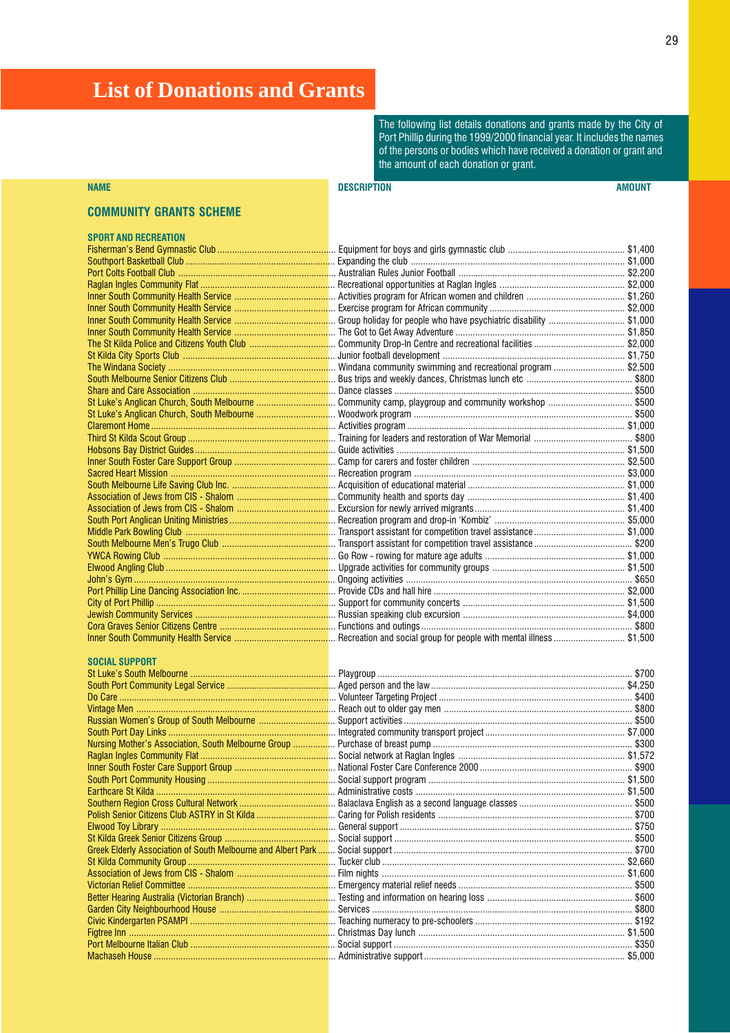# List of Donations and Grants

The following list details donations and grants made by the City of Port Phillip during the 1999/2000 financial year. It includes the names of the persons or bodies which have received a donation or grant and the amount of each donation or grant.

## COMMUNITY GRANTS SCHEME

### SPORT AND RECREATION

| NAME | DESCRIPTION | AMOUNT |
|---|---|---|
| Fisherman's Bend Gymnastic Club | Equipment for boys and girls gymnastic club | $1,400 |
| Southport Basketball Club | Expanding the club | $1,000 |
| Port Colts Football Club | Australian Rules Junior Football | $2,200 |
| Raglan Ingles Community Flat | Recreational opportunities at Raglan Ingles | $2,000 |
| Inner South Community Health Service | Activities program for African women and children | $1,260 |
| Inner South Community Health Service | Exercise program for African community | $2,000 |
| Inner South Community Health Service | Group holiday for people who have psychiatric disability | $1,000 |
| Inner South Community Health Service | The Got to Get Away Adventure | $1,850 |
| The St Kilda Police and Citizens Youth Club | Community Drop-In Centre and recreational facilities | $2,000 |
| St Kilda City Sports Club | Junior football development | $1,750 |
| The Windana Society | Windana community swimming and recreational program | $2,500 |
| South Melbourne Senior Citizens Club | Bus trips and weekly dances, Christmas lunch etc | $800 |
| Share and Care Association | Dance classes | $500 |
| St Luke's Anglican Church, South Melbourne | Community camp, playgroup and community workshop | $500 |
| St Luke's Anglican Church, South Melbourne | Woodwork program | $500 |
| Claremont Home | Activities program | $1,000 |
| Third St Kilda Scout Group | Training for leaders and restoration of War Memorial | $800 |
| Hobsons Bay District Guides | Guide activities | $1,500 |
| Inner South Foster Care Support Group | Camp for carers and foster children | $2,500 |
| Sacred Heart Mission | Recreation program | $3,000 |
| South Melbourne Life Saving Club Inc. | Acquisition of educational material | $1,000 |
| Association of Jews from CIS - Shalom | Community health and sports day | $1,400 |
| Association of Jews from CIS - Shalom | Excursion for newly arrived migrants | $1,400 |
| South Port Anglican Uniting Ministries | Recreation program and drop-in 'Kombiz' | $5,000 |
| Middle Park Bowling Club | Transport assistant for competition travel assistance | $1,000 |
| South Melbourne Men's Trugo Club | Transport assistant for competition travel assistance | $200 |
| YWCA Rowing Club | Go Row - rowing for mature age adults | $1,000 |
| Elwood Angling Club | Upgrade activities for community groups | $1,500 |
| John's Gym | Ongoing activities | $650 |
| Port Phillip Line Dancing Association Inc. | Provide CDs and hall hire | $2,000 |
| City of Port Phillip | Support for community concerts | $1,500 |
| Jewish Community Services | Russian speaking club excursion | $4,000 |
| Cora Graves Senior Citizens Centre | Functions and outings | $800 |
| Inner South Community Health Service | Recreation and social group for people with mental illness | $1,500 |

### SOCIAL SUPPORT

| NAME | DESCRIPTION | AMOUNT |
|---|---|---|
| St Luke's South Melbourne | Playgroup | $700 |
| South Port Community Legal Service | Aged person and the law | $4,250 |
| Do Care | Volunteer Targeting Project | $400 |
| Vintage Men | Reach out to older gay men | $800 |
| Russian Women's Group of South Melbourne | Support activities | $500 |
| South Port Day Links | Integrated community transport project | $7,000 |
| Nursing Mother's Association, South Melbourne Group | Purchase of breast pump | $300 |
| Raglan Ingles Community Flat | Social network at Raglan Ingles | $1,572 |
| Inner South Foster Care Support Group | National Foster Care Conference 2000 | $900 |
| South Port Community Housing | Social support program | $1,500 |
| Earthcare St Kilda | Administrative costs | $1,500 |
| Southern Region Cross Cultural Network | Balaclava English as a second language classes | $500 |
| Polish Senior Citizens Club ASTRY in St Kilda | Caring for Polish residents | $700 |
| Elwood Toy Library | General support | $750 |
| St Kilda Greek Senior Citizens Group | Social support | $500 |
| Greek Elderly Association of South Melbourne and Albert Park | Social support | $700 |
| St Kilda Community Group | Tucker club | $2,660 |
| Association of Jews from CIS - Shalom | Film nights | $1,600 |
| Victorian Relief Committee | Emergency material relief needs | $500 |
| Better Hearing Australia (Victorian Branch) | Testing and information on hearing loss | $600 |
| Garden City Neighbourhood House | Services | $800 |
| Civic Kindergarten PSAMPI | Teaching numeracy to pre-schoolers | $192 |
| Figtree Inn | Christmas Day lunch | $1,500 |
| Port Melbourne Italian Club | Social support | $350 |
| Machaseh House | Administrative support | $5,000 |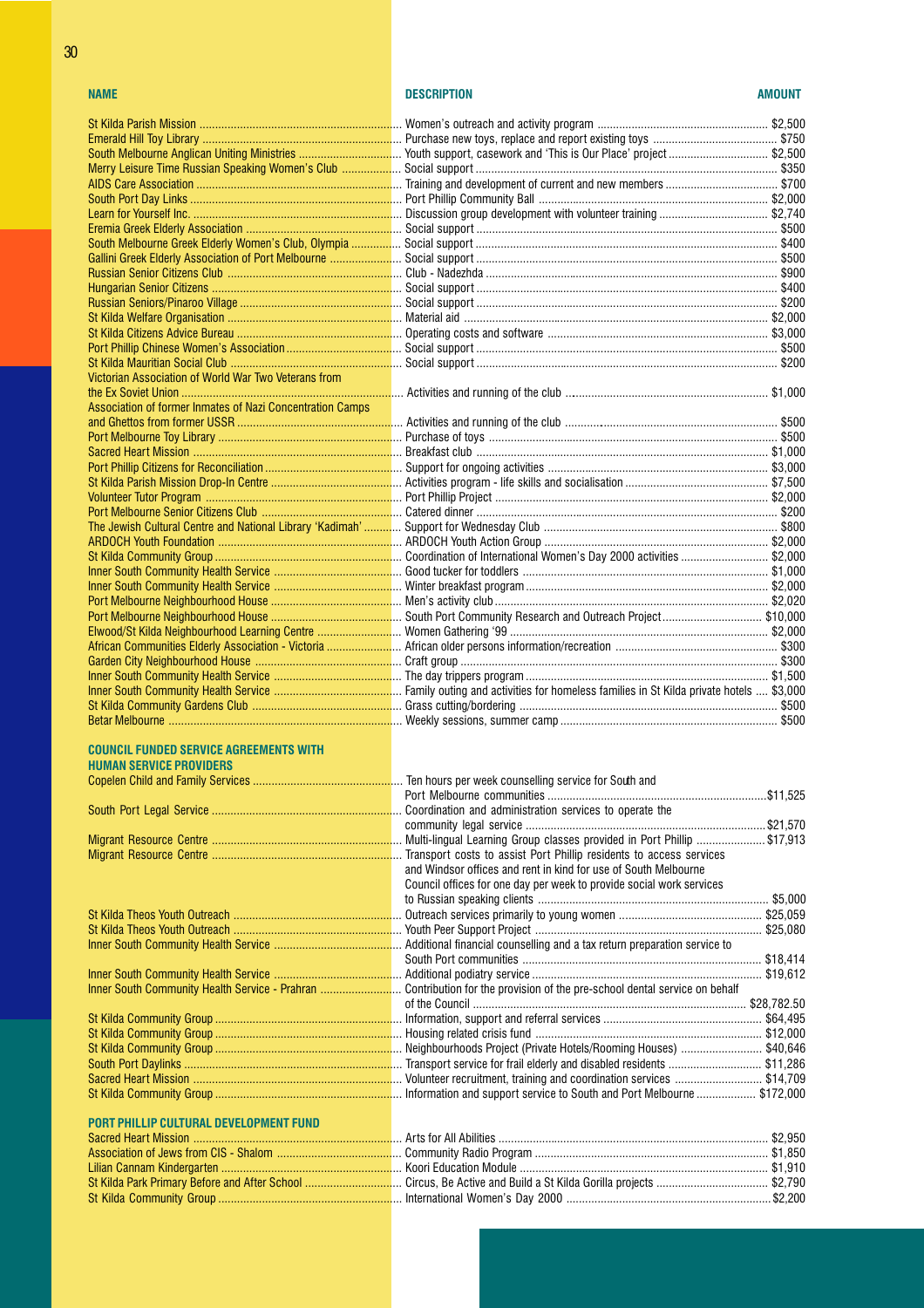| NAME | DESCRIPTION | AMOUNT |
|---|---|---|
| St Kilda Parish Mission | Women's outreach and activity program | $2,500 |
| Emerald Hill Toy Library | Purchase new toys, replace and report existing toys | $750 |
| South Melbourne Anglican Uniting Ministries | Youth support, casework and 'This is Our Place' project | $2,500 |
| Merry Leisure Time Russian Speaking Women's Club | Social support | $350 |
| AIDS Care Association | Training and development of current and new members | $700 |
| South Port Day Links | Port Phillip Community Ball | $2,000 |
| Learn for Yourself Inc. | Discussion group development with volunteer training | $2,740 |
| Eremia Greek Elderly Association | Social support | $500 |
| South Melbourne Greek Elderly Women's Club, Olympia | Social support | $400 |
| Gallini Greek Elderly Association of Port Melbourne | Social support | $500 |
| Russian Senior Citizens Club | Club - Nadezhda | $900 |
| Hungarian Senior Citizens | Social support | $400 |
| Russian Seniors/Pinaroo Village | Social support | $200 |
| St Kilda Welfare Organisation | Material aid | $2,000 |
| St Kilda Citizens Advice Bureau | Operating costs and software | $3,000 |
| Port Phillip Chinese Women's Association | Social support | $500 |
| St Kilda Mauritian Social Club | Social support | $200 |
| Victorian Association of World War Two Veterans from the Ex Soviet Union | Activities and running of the club | $1,000 |
| Association of former Inmates of Nazi Concentration Camps and Ghettos from former USSR | Activities and running of the club | $500 |
| Port Melbourne Toy Library | Purchase of toys | $500 |
| Sacred Heart Mission | Breakfast club | $1,000 |
| Port Phillip Citizens for Reconciliation | Support for ongoing activities | $3,000 |
| St Kilda Parish Mission Drop-In Centre | Activities program - life skills and socialisation | $7,500 |
| Volunteer Tutor Program | Port Phillip Project | $2,000 |
| Port Melbourne Senior Citizens Club | Catered dinner | $200 |
| The Jewish Cultural Centre and National Library 'Kadimah' | Support for Wednesday Club | $800 |
| ARDOCH Youth Foundation | ARDOCH Youth Action Group | $2,000 |
| St Kilda Community Group | Coordination of International Women's Day 2000 activities | $2,000 |
| Inner South Community Health Service | Good tucker for toddlers | $1,000 |
| Inner South Community Health Service | Winter breakfast program | $2,000 |
| Port Melbourne Neighbourhood House | Men's activity club | $2,020 |
| Port Melbourne Neighbourhood House | South Port Community Research and Outreach Project | $10,000 |
| Elwood/St Kilda Neighbourhood Learning Centre | Women Gathering '99 | $2,000 |
| African Communities Elderly Association - Victoria | African older persons information/recreation | $300 |
| Garden City Neighbourhood House | Craft group | $300 |
| Inner South Community Health Service | The day trippers program | $1,500 |
| Inner South Community Health Service | Family outing and activities for homeless families in St Kilda private hotels | $3,000 |
| St Kilda Community Gardens Club | Grass cutting/bordering | $500 |
| Betar Melbourne | Weekly sessions, summer camp | $500 |

## COUNCIL FUNDED SERVICE AGREEMENTS WITH HUMAN SERVICE PROVIDERS

| NAME | DESCRIPTION | AMOUNT |
|---|---|---|
| Copelen Child and Family Services | Ten hours per week counselling service for South and Port Melbourne communities | $11,525 |
| South Port Legal Service | Coordination and administration services to operate the community legal service | $21,570 |
| Migrant Resource Centre | Multi-lingual Learning Group classes provided in Port Phillip | $17,913 |
| Migrant Resource Centre | Transport costs to assist Port Phillip residents to access services and Windsor offices and rent in kind for use of South Melbourne Council offices for one day per week to provide social work services to Russian speaking clients | $5,000 |
| St Kilda Theos Youth Outreach | Outreach services primarily to young women | $25,059 |
| St Kilda Theos Youth Outreach | Youth Peer Support Project | $25,080 |
| Inner South Community Health Service | Additional financial counselling and a tax return preparation service to South Port communities | $18,414 |
| Inner South Community Health Service | Additional podiatry service | $19,612 |
| Inner South Community Health Service - Prahran | Contribution for the provision of the pre-school dental service on behalf of the Council | $28,782.50 |
| St Kilda Community Group | Information, support and referral services | $64,495 |
| St Kilda Community Group | Housing related crisis fund | $12,000 |
| St Kilda Community Group | Neighbourhoods Project (Private Hotels/Rooming Houses) | $40,646 |
| South Port Daylinks | Transport service for frail elderly and disabled residents | $11,286 |
| Sacred Heart Mission | Volunteer recruitment, training and coordination services | $14,709 |
| St Kilda Community Group | Information and support service to South and Port Melbourne | $172,000 |

## PORT PHILLIP CULTURAL DEVELOPMENT FUND

| NAME | DESCRIPTION | AMOUNT |
|---|---|---|
| Sacred Heart Mission | Arts for All Abilities | $2,950 |
| Association of Jews from CIS - Shalom | Community Radio Program | $1,850 |
| Lilian Cannam Kindergarten | Koori Education Module | $1,910 |
| St Kilda Park Primary Before and After School | Circus, Be Active and Build a St Kilda Gorilla projects | $2,790 |
| St Kilda Community Group | International Women's Day 2000 | $2,200 |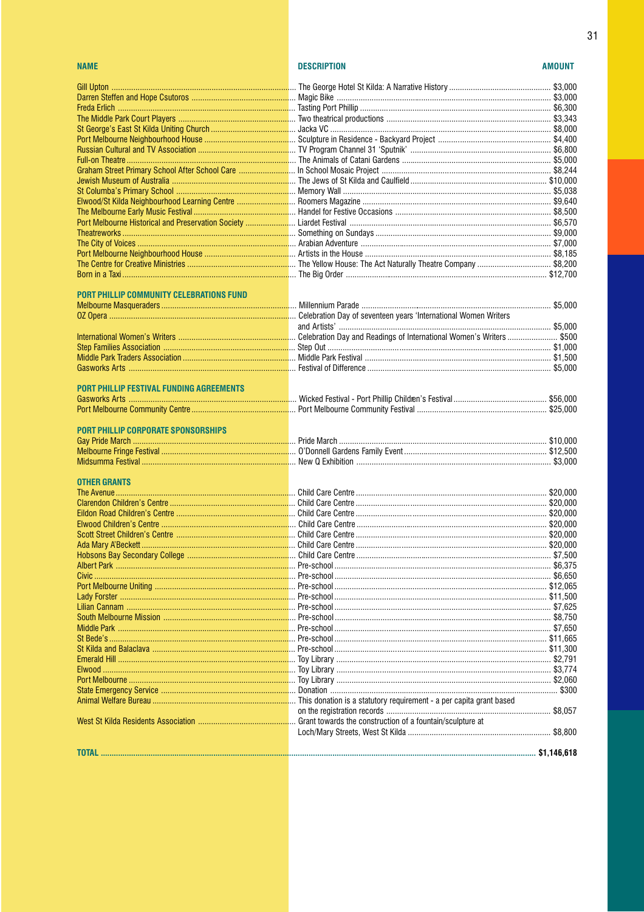| NAME | DESCRIPTION | AMOUNT |
|---|---|---|
| Gill Upton | The George Hotel St Kilda: A Narrative History | $3,000 |
| Darren Steffen and Hope Csutoros | Magic Bike | $3,000 |
| Freda Erlich | Tasting Port Phillip | $6,300 |
| The Middle Park Court Players | Two theatrical productions | $3,343 |
| St George's East St Kilda Uniting Church | Jacka VC | $8,000 |
| Port Melbourne Neighbourhood House | Sculpture in Residence - Backyard Project | $4,400 |
| Russian Cultural and TV Association | TV Program Channel 31 'Sputnik' | $6,800 |
| Full-on Theatre | The Animals of Catani Gardens | $5,000 |
| Graham Street Primary School After School Care | In School Mosaic Project | $8,244 |
| Jewish Museum of Australia | The Jews of St Kilda and Caulfield | $10,000 |
| St Columba's Primary School | Memory Wall | $5,038 |
| Elwood/St Kilda Neighbourhood Learning Centre | Roomers Magazine | $9,640 |
| The Melbourne Early Music Festival | Handel for Festive Occasions | $8,500 |
| Port Melbourne Historical and Preservation Society | Liardet Festival | $6,570 |
| Theatreworks | Something on Sundays | $9,000 |
| The City of Voices | Arabian Adventure | $7,000 |
| Port Melbourne Neighbourhood House | Artists in the House | $8,185 |
| The Centre for Creative Ministries | The Yellow House: The Act Naturally Theatre Company | $8,200 |
| Born in a Taxi | The Big Order | $12,700 |
| **PORT PHILLIP COMMUNITY CELEBRATIONS FUND** | | |
| Melbourne Masqueraders | Millennium Parade | $5,000 |
| OZ Opera | Celebration Day of seventeen years 'International Women Writers and Artists' | $5,000 |
| International Women's Writers | Celebration Day and Readings of International Women's Writers | $500 |
| Step Families Association | Step Out | $1,000 |
| Middle Park Traders Association | Middle Park Festival | $1,500 |
| Gasworks Arts | Festival of Difference | $5,000 |
| **PORT PHILLIP FESTIVAL FUNDING AGREEMENTS** | | |
| Gasworks Arts | Wicked Festival - Port Phillip Children's Festival | $56,000 |
| Port Melbourne Community Centre | Port Melbourne Community Festival | $25,000 |
| **PORT PHILLIP CORPORATE SPONSORSHIPS** | | |
| Gay Pride March | Pride March | $10,000 |
| Melbourne Fringe Festival | O'Donnell Gardens Family Event | $12,500 |
| Midsumma Festival | New Q Exhibition | $3,000 |
| **OTHER GRANTS** | | |
| The Avenue | Child Care Centre | $20,000 |
| Clarendon Children's Centre | Child Care Centre | $20,000 |
| Eildon Road Children's Centre | Child Care Centre | $20,000 |
| Elwood Children's Centre | Child Care Centre | $20,000 |
| Scott Street Children's Centre | Child Care Centre | $20,000 |
| Ada Mary A'Beckett | Child Care Centre | $20,000 |
| Hobsons Bay Secondary College | Child Care Centre | $7,500 |
| Albert Park | Pre-school | $6,375 |
| Civic | Pre-school | $6,650 |
| Port Melbourne Uniting | Pre-school | $12,065 |
| Lady Forster | Pre-school | $11,500 |
| Lilian Cannam | Pre-school | $7,625 |
| South Melbourne Mission | Pre-school | $8,750 |
| Middle Park | Pre-school | $7,650 |
| St Bede's | Pre-school | $11,665 |
| St Kilda and Balaclava | Pre-school | $11,300 |
| Emerald Hill | Toy Library | $2,791 |
| Elwood | Toy Library | $3,774 |
| Port Melbourne | Toy Library | $2,060 |
| State Emergency Service | Donation | $300 |
| Animal Welfare Bureau | This donation is a statutory requirement - a per capita grant based on the registration records | $8,057 |
| West St Kilda Residents Association | Grant towards the construction of a fountain/sculpture at Loch/Mary Streets, West St Kilda | $8,800 |
| **TOTAL** | | **$1,146,618** |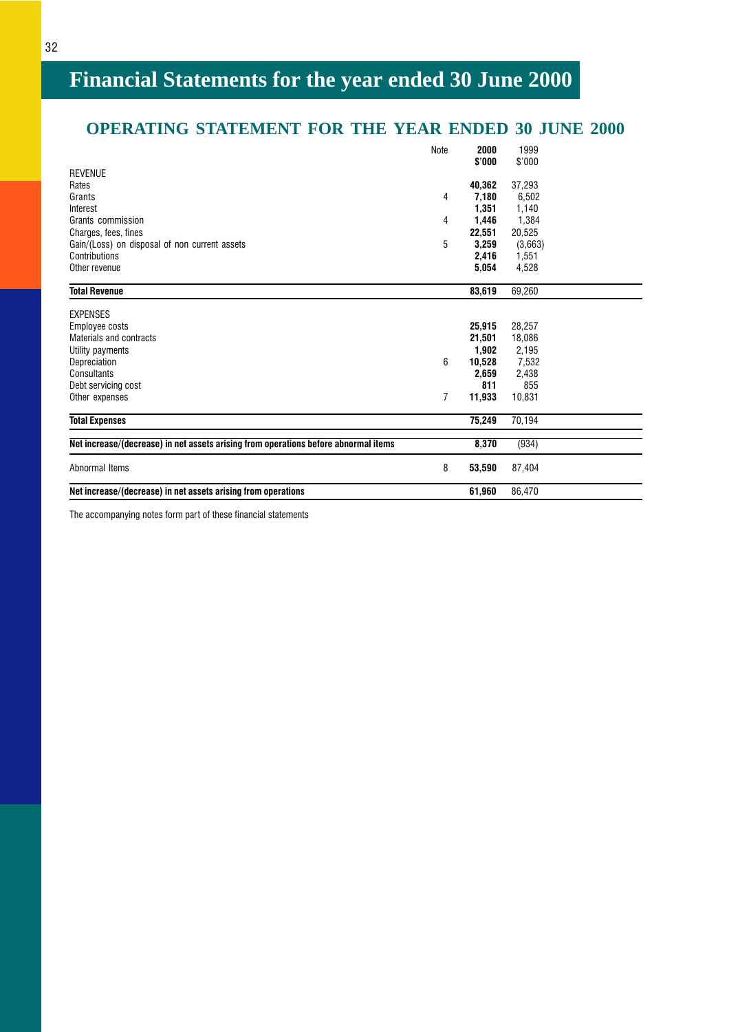# Financial Statements for the year ended 30 June 2000

## OPERATING STATEMENT FOR THE YEAR ENDED 30 JUNE 2000

| | Note | 2000 $'000 | 1999 $'000 |
|---|---|---|---|
| REVENUE | | | |
| Rates | | **40,362** | 37,293 |
| Grants | 4 | **7,180** | 6,502 |
| Interest | | **1,351** | 1,140 |
| Grants commission | 4 | **1,446** | 1,384 |
| Charges, fees, fines | | **22,551** | 20,525 |
| Gain/(Loss) on disposal of non current assets | 5 | **3,259** | (3,663) |
| Contributions | | **2,416** | 1,551 |
| Other revenue | | **5,054** | 4,528 |
| **Total Revenue** | | **83,619** | 69,260 |
| EXPENSES | | | |
| Employee costs | | **25,915** | 28,257 |
| Materials and contracts | | **21,501** | 18,086 |
| Utility payments | | **1,902** | 2,195 |
| Depreciation | 6 | **10,528** | 7,532 |
| Consultants | | **2,659** | 2,438 |
| Debt servicing cost | | **811** | 855 |
| Other expenses | 7 | **11,933** | 10,831 |
| **Total Expenses** | | **75,249** | 70,194 |
| **Net increase/(decrease) in net assets arising from operations before abnormal items** | | **8,370** | (934) |
| Abnormal Items | 8 | **53,590** | 87,404 |
| **Net increase/(decrease) in net assets arising from operations** | | **61,960** | 86,470 |

The accompanying notes form part of these financial statements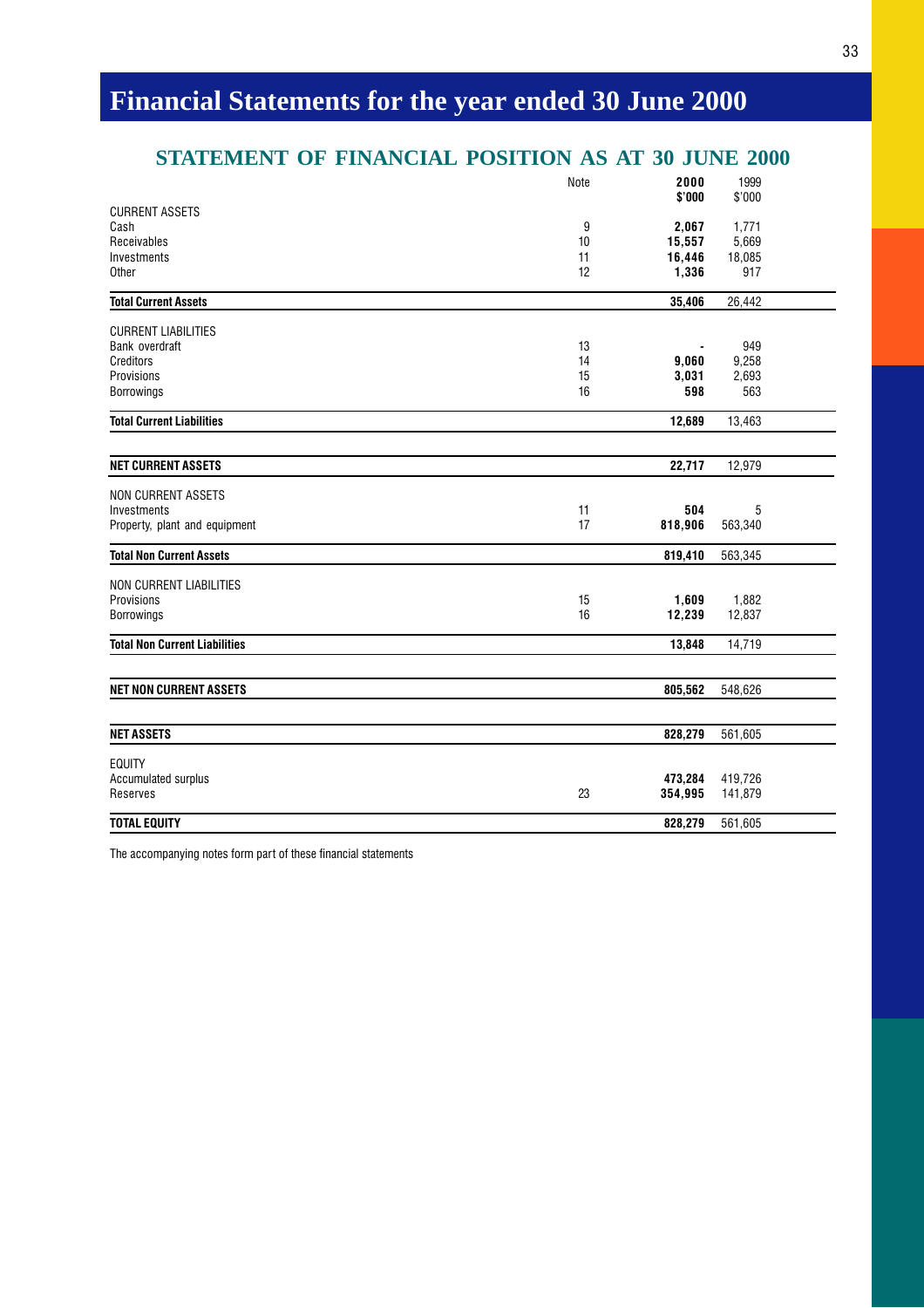# Financial Statements for the year ended 30 June 2000

## STATEMENT OF FINANCIAL POSITION AS AT 30 JUNE 2000

| | Note | 2000 $'000 | 1999 $'000 |
|---|---|---|---|
| CURRENT ASSETS | | | |
| Cash | 9 | **2,067** | 1,771 |
| Receivables | 10 | **15,557** | 5,669 |
| Investments | 11 | **16,446** | 18,085 |
| Other | 12 | **1,336** | 917 |
| **Total Current Assets** | | **35,406** | 26,442 |
| CURRENT LIABILITIES | | | |
| Bank overdraft | 13 | **-** | 949 |
| Creditors | 14 | **9,060** | 9,258 |
| Provisions | 15 | **3,031** | 2,693 |
| Borrowings | 16 | **598** | 563 |
| **Total Current Liabilities** | | **12,689** | 13,463 |
| **NET CURRENT ASSETS** | | **22,717** | 12,979 |
| NON CURRENT ASSETS | | | |
| Investments | 11 | **504** | 5 |
| Property, plant and equipment | 17 | **818,906** | 563,340 |
| **Total Non Current Assets** | | **819,410** | 563,345 |
| NON CURRENT LIABILITIES | | | |
| Provisions | 15 | **1,609** | 1,882 |
| Borrowings | 16 | **12,239** | 12,837 |
| **Total Non Current Liabilities** | | **13,848** | 14,719 |
| **NET NON CURRENT ASSETS** | | **805,562** | 548,626 |
| **NET ASSETS** | | **828,279** | 561,605 |
| EQUITY | | | |
| Accumulated surplus | | **473,284** | 419,726 |
| Reserves | 23 | **354,995** | 141,879 |
| **TOTAL EQUITY** | | **828,279** | 561,605 |

The accompanying notes form part of these financial statements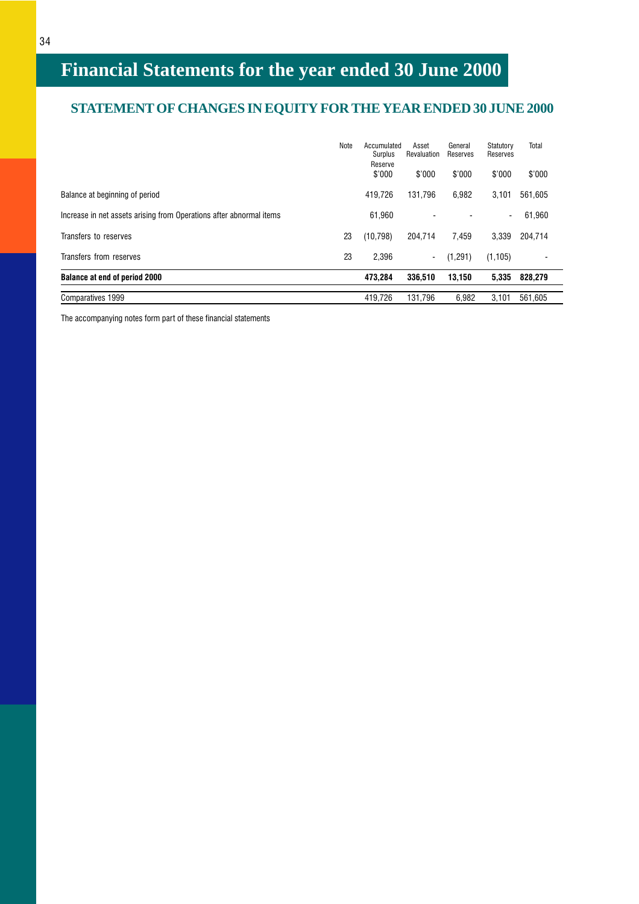# Financial Statements for the year ended 30 June 2000

## STATEMENT OF CHANGES IN EQUITY FOR THE YEAR ENDED 30 JUNE 2000

| | Note | Accumulated Surplus Reserve | Asset Revaluation | General Reserves | Statutory Reserves | Total |
|---|---|---|---|---|---|---|
| | | $'000 | $'000 | $'000 | $'000 | $'000 |
| Balance at beginning of period | | 419,726 | 131,796 | 6,982 | 3,101 | 561,605 |
| Increase in net assets arising from Operations after abnormal items | | 61,960 | - | - | - | 61,960 |
| Transfers to reserves | 23 | (10,798) | 204,714 | 7,459 | 3,339 | 204,714 |
| Transfers from reserves | 23 | 2,396 | - | (1,291) | (1,105) | - |
| **Balance at end of period 2000** | | **473,284** | **336,510** | **13,150** | **5,335** | **828,279** |
| Comparatives 1999 | | 419,726 | 131,796 | 6,982 | 3,101 | 561,605 |

The accompanying notes form part of these financial statements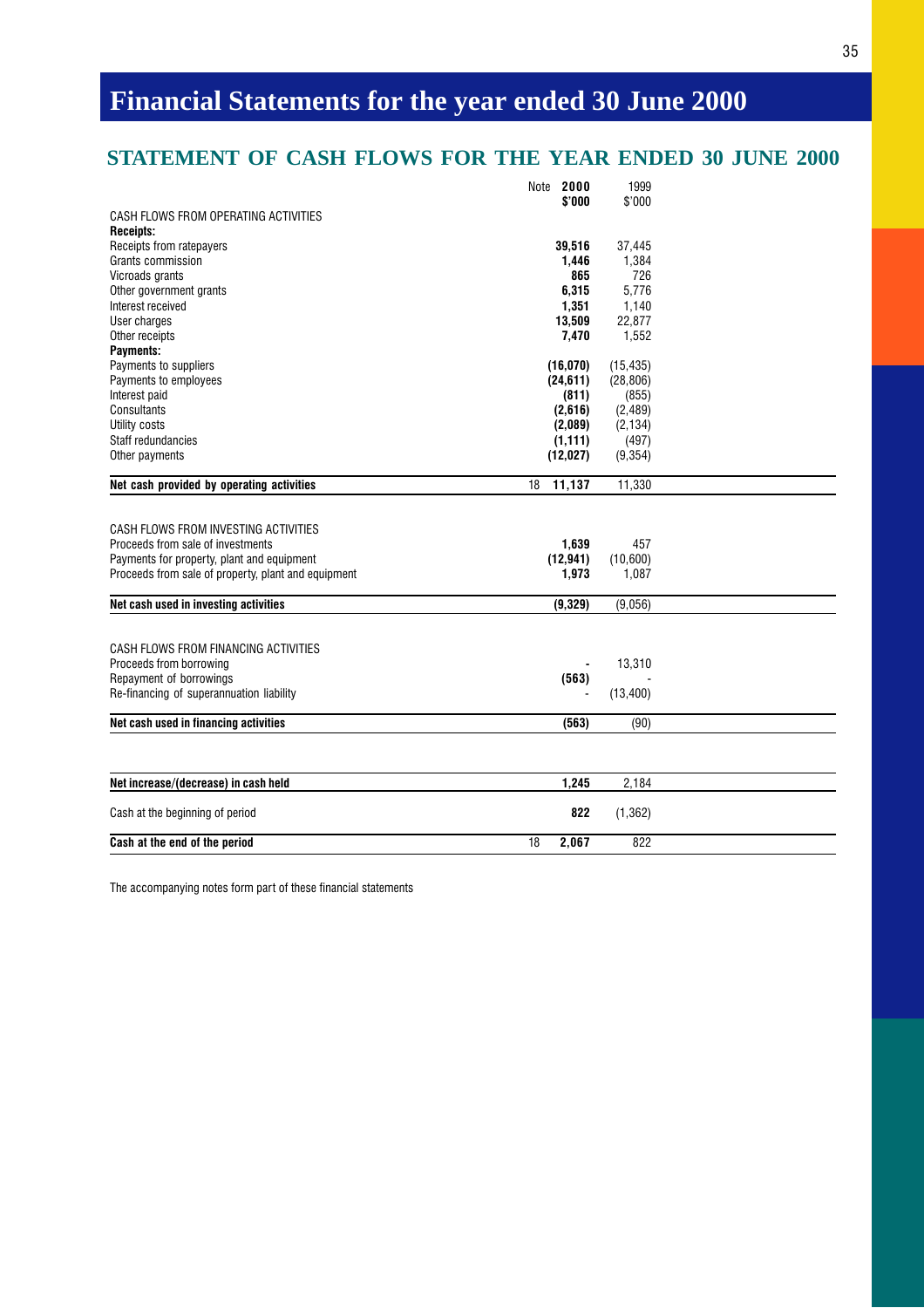# Financial Statements for the year ended 30 June 2000

## STATEMENT OF CASH FLOWS FOR THE YEAR ENDED 30 JUNE 2000

| | Note | 2000 $'000 | 1999 $'000 |
|---|---|---|---|
| CASH FLOWS FROM OPERATING ACTIVITIES | | | |
| **Receipts:** | | | |
| Receipts from ratepayers | | **39,516** | 37,445 |
| Grants commission | | **1,446** | 1,384 |
| Vicroads grants | | **865** | 726 |
| Other government grants | | **6,315** | 5,776 |
| Interest received | | **1,351** | 1,140 |
| User charges | | **13,509** | 22,877 |
| Other receipts | | **7,470** | 1,552 |
| **Payments:** | | | |
| Payments to suppliers | | **(16,070)** | (15,435) |
| Payments to employees | | **(24,611)** | (28,806) |
| Interest paid | | **(811)** | (855) |
| Consultants | | **(2,616)** | (2,489) |
| Utility costs | | **(2,089)** | (2,134) |
| Staff redundancies | | **(1,111)** | (497) |
| Other payments | | **(12,027)** | (9,354) |
| **Net cash provided by operating activities** | 18 | **11,137** | 11,330 |
| | | | |
| CASH FLOWS FROM INVESTING ACTIVITIES | | | |
| Proceeds from sale of investments | | **1,639** | 457 |
| Payments for property, plant and equipment | | **(12,941)** | (10,600) |
| Proceeds from sale of property, plant and equipment | | **1,973** | 1,087 |
| **Net cash used in investing activities** | | **(9,329)** | (9,056) |
| | | | |
| CASH FLOWS FROM FINANCING ACTIVITIES | | | |
| Proceeds from borrowing | | **-** | 13,310 |
| Repayment of borrowings | | **(563)** | - |
| Re-financing of superannuation liability | | **-** | (13,400) |
| **Net cash used in financing activities** | | **(563)** | (90) |
| | | | |
| **Net increase/(decrease) in cash held** | | **1,245** | 2,184 |
| Cash at the beginning of period | | **822** | (1,362) |
| **Cash at the end of the period** | 18 | **2,067** | 822 |

The accompanying notes form part of these financial statements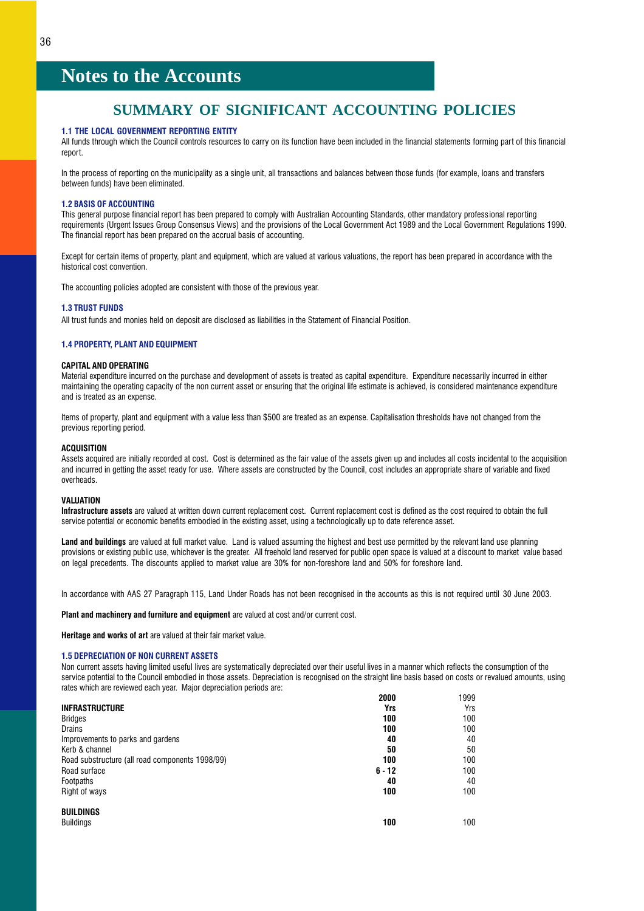# Notes to the Accounts

## SUMMARY OF SIGNIFICANT ACCOUNTING POLICIES

### 1.1 THE LOCAL GOVERNMENT REPORTING ENTITY

All funds through which the Council controls resources to carry on its function have been included in the financial statements forming part of this financial report.

In the process of reporting on the municipality as a single unit, all transactions and balances between those funds (for example, loans and transfers between funds) have been eliminated.

### 1.2 BASIS OF ACCOUNTING

This general purpose financial report has been prepared to comply with Australian Accounting Standards, other mandatory professional reporting requirements (Urgent Issues Group Consensus Views) and the provisions of the Local Government Act 1989 and the Local Government Regulations 1990. The financial report has been prepared on the accrual basis of accounting.

Except for certain items of property, plant and equipment, which are valued at various valuations, the report has been prepared in accordance with the historical cost convention.

The accounting policies adopted are consistent with those of the previous year.

### 1.3 TRUST FUNDS

All trust funds and monies held on deposit are disclosed as liabilities in the Statement of Financial Position.

### 1.4 PROPERTY, PLANT AND EQUIPMENT

**CAPITAL AND OPERATING**

Material expenditure incurred on the purchase and development of assets is treated as capital expenditure. Expenditure necessarily incurred in either maintaining the operating capacity of the non current asset or ensuring that the original life estimate is achieved, is considered maintenance expenditure and is treated as an expense.

Items of property, plant and equipment with a value less than $500 are treated as an expense. Capitalisation thresholds have not changed from the previous reporting period.

**ACQUISITION**

Assets acquired are initially recorded at cost. Cost is determined as the fair value of the assets given up and includes all costs incidental to the acquisition and incurred in getting the asset ready for use. Where assets are constructed by the Council, cost includes an appropriate share of variable and fixed overheads.

**VALUATION**

**Infrastructure assets** are valued at written down current replacement cost. Current replacement cost is defined as the cost required to obtain the full service potential or economic benefits embodied in the existing asset, using a technologically up to date reference asset.

**Land and buildings** are valued at full market value. Land is valued assuming the highest and best use permitted by the relevant land use planning provisions or existing public use, whichever is the greater. All freehold land reserved for public open space is valued at a discount to market value based on legal precedents. The discounts applied to market value are 30% for non-foreshore land and 50% for foreshore land.

In accordance with AAS 27 Paragraph 115, Land Under Roads has not been recognised in the accounts as this is not required until 30 June 2003.

**Plant and machinery and furniture and equipment** are valued at cost and/or current cost.

**Heritage and works of art** are valued at their fair market value.

### 1.5 DEPRECIATION OF NON CURRENT ASSETS

Non current assets having limited useful lives are systematically depreciated over their useful lives in a manner which reflects the consumption of the service potential to the Council embodied in those assets. Depreciation is recognised on the straight line basis based on costs or revalued amounts, using rates which are reviewed each year. Major depreciation periods are:

| | **2000** | 1999 |
|---|---|---|
| **INFRASTRUCTURE** | **Yrs** | Yrs |
| Bridges | **100** | 100 |
| Drains | **100** | 100 |
| Improvements to parks and gardens | **40** | 40 |
| Kerb & channel | **50** | 50 |
| Road substructure (all road components 1998/99) | **100** | 100 |
| Road surface | **6 - 12** | 100 |
| Footpaths | **40** | 40 |
| Right of ways | **100** | 100 |
| **BUILDINGS** | | |
| Buildings | **100** | 100 |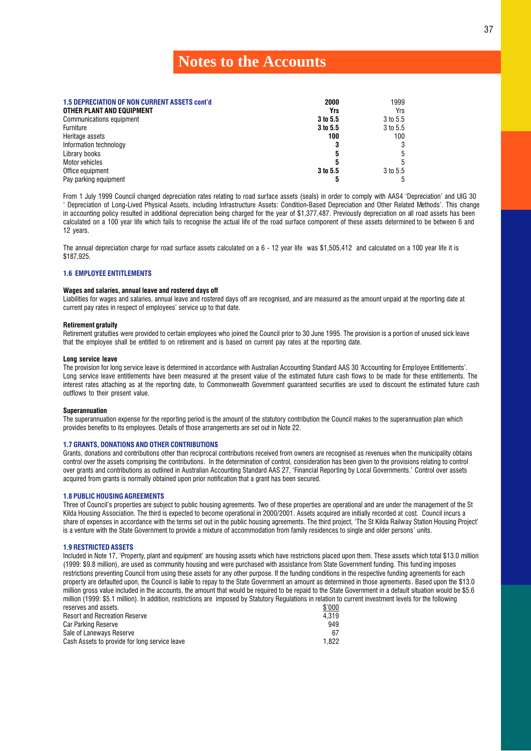# Notes to the Accounts

| 1.5 DEPRECIATION OF NON CURRENT ASSETS cont'd | 2000 | 1999 |
|---|---|---|
| **OTHER PLANT AND EQUIPMENT** | **Yrs** | Yrs |
| Communications equipment | **3 to 5.5** | 3 to 5.5 |
| Furniture | **3 to 5.5** | 3 to 5.5 |
| Heritage assets | **100** | 100 |
| Information technology | **3** | 3 |
| Library books | **5** | 5 |
| Motor vehicles | **5** | 5 |
| Office equipment | **3 to 5.5** | 3 to 5.5 |
| Pay parking equipment | **5** | 5 |

From 1 July 1999 Council changed depreciation rates relating to road surface assets (seals) in order to comply with AAS4 'Depreciation' and UIG 30 ' Depreciation of Long-Lived Physical Assets, including Infrastructure Assets: Condition-Based Depreciation and Other Related Methods'. This change in accounting policy resulted in additional depreciation being charged for the year of $1,377,487. Previously depreciation on all road assets has been calculated on a 100 year life which fails to recognise the actual life of the road surface component of these assets determined to be between 6 and 12 years.

The annual depreciation charge for road surface assets calculated on a 6 - 12 year life was $1,505,412 and calculated on a 100 year life it is $187,925.

### 1.6 EMPLOYEE ENTITLEMENTS

**Wages and salaries, annual leave and rostered days off**

Liabilities for wages and salaries, annual leave and rostered days off are recognised, and are measured as the amount unpaid at the reporting date at current pay rates in respect of employees' service up to that date.

**Retirement gratuity**

Retirement gratuities were provided to certain employees who joined the Council prior to 30 June 1995. The provision is a portion of unused sick leave that the employee shall be entitled to on retirement and is based on current pay rates at the reporting date.

**Long service leave**

The provision for long service leave is determined in accordance with Australian Accounting Standard AAS 30 'Accounting for Employee Entitlements'. Long service leave entitlements have been measured at the present value of the estimated future cash flows to be made for these entitlements. The interest rates attaching as at the reporting date, to Commonwealth Government guaranteed securities are used to discount the estimated future cash outflows to their present value.

**Superannuation**

The superannuation expense for the reporting period is the amount of the statutory contribution the Council makes to the superannuation plan which provides benefits to its employees. Details of those arrangements are set out in Note 22.

### 1.7 GRANTS, DONATIONS AND OTHER CONTRIBUTIONS

Grants, donations and contributions other than reciprocal contributions received from owners are recognised as revenues when the municipality obtains control over the assets comprising the contributions. In the determination of control, consideration has been given to the provisions relating to control over grants and contributions as outlined in Australian Accounting Standard AAS 27, 'Financial Reporting by Local Governments.' Control over assets acquired from grants is normally obtained upon prior notification that a grant has been secured.

### 1.8 PUBLIC HOUSING AGREEMENTS

Three of Council's properties are subject to public housing agreements. Two of these properties are operational and are under the management of the St Kilda Housing Association. The third is expected to become operational in 2000/2001. Assets acquired are initially recorded at cost. Council incurs a share of expenses in accordance with the terms set out in the public housing agreements. The third project, 'The St Kilda Railway Station Housing Project' is a venture with the State Government to provide a mixture of accommodation from family residences to single and older persons' units.

### 1.9 RESTRICTED ASSETS

Included in Note 17, 'Property, plant and equipment' are housing assets which have restrictions placed upon them. These assets which total $13.0 million (1999: $9.8 million), are used as community housing and were purchased with assistance from State Government funding. This funding imposes restrictions preventing Council from using these assets for any other purpose. If the funding conditions in the respective funding agreements for each property are defaulted upon, the Council is liable to repay to the State Government an amount as determined in those agreements. Based upon the $13.0 million gross value included in the accounts, the amount that would be required to be repaid to the State Government in a default situation would be $5.6 million (1999: $5.1 million). In addition, restrictions are imposed by Statutory Regulations in relation to current investment levels for the following reserves and assets.

| | $'000 |
|---|---|
| Resort and Recreation Reserve | 4,319 |
| Car Parking Reserve | 949 |
| Sale of Laneways Reserve | 67 |
| Cash Assets to provide for long service leave | 1,822 |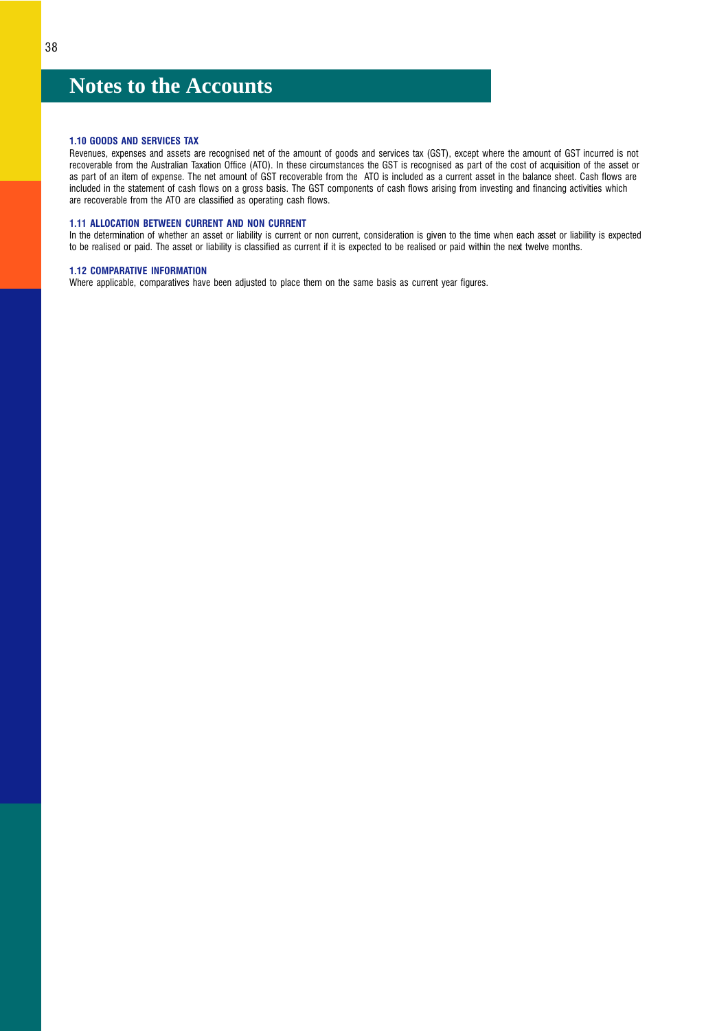# Notes to the Accounts

### 1.10 GOODS AND SERVICES TAX

Revenues, expenses and assets are recognised net of the amount of goods and services tax (GST), except where the amount of GST incurred is not recoverable from the Australian Taxation Office (ATO). In these circumstances the GST is recognised as part of the cost of acquisition of the asset or as part of an item of expense. The net amount of GST recoverable from the ATO is included as a current asset in the balance sheet. Cash flows are included in the statement of cash flows on a gross basis. The GST components of cash flows arising from investing and financing activities which are recoverable from the ATO are classified as operating cash flows.

### 1.11 ALLOCATION BETWEEN CURRENT AND NON CURRENT

In the determination of whether an asset or liability is current or non current, consideration is given to the time when each asset or liability is expected to be realised or paid. The asset or liability is classified as current if it is expected to be realised or paid within the next twelve months.

### 1.12 COMPARATIVE INFORMATION

Where applicable, comparatives have been adjusted to place them on the same basis as current year figures.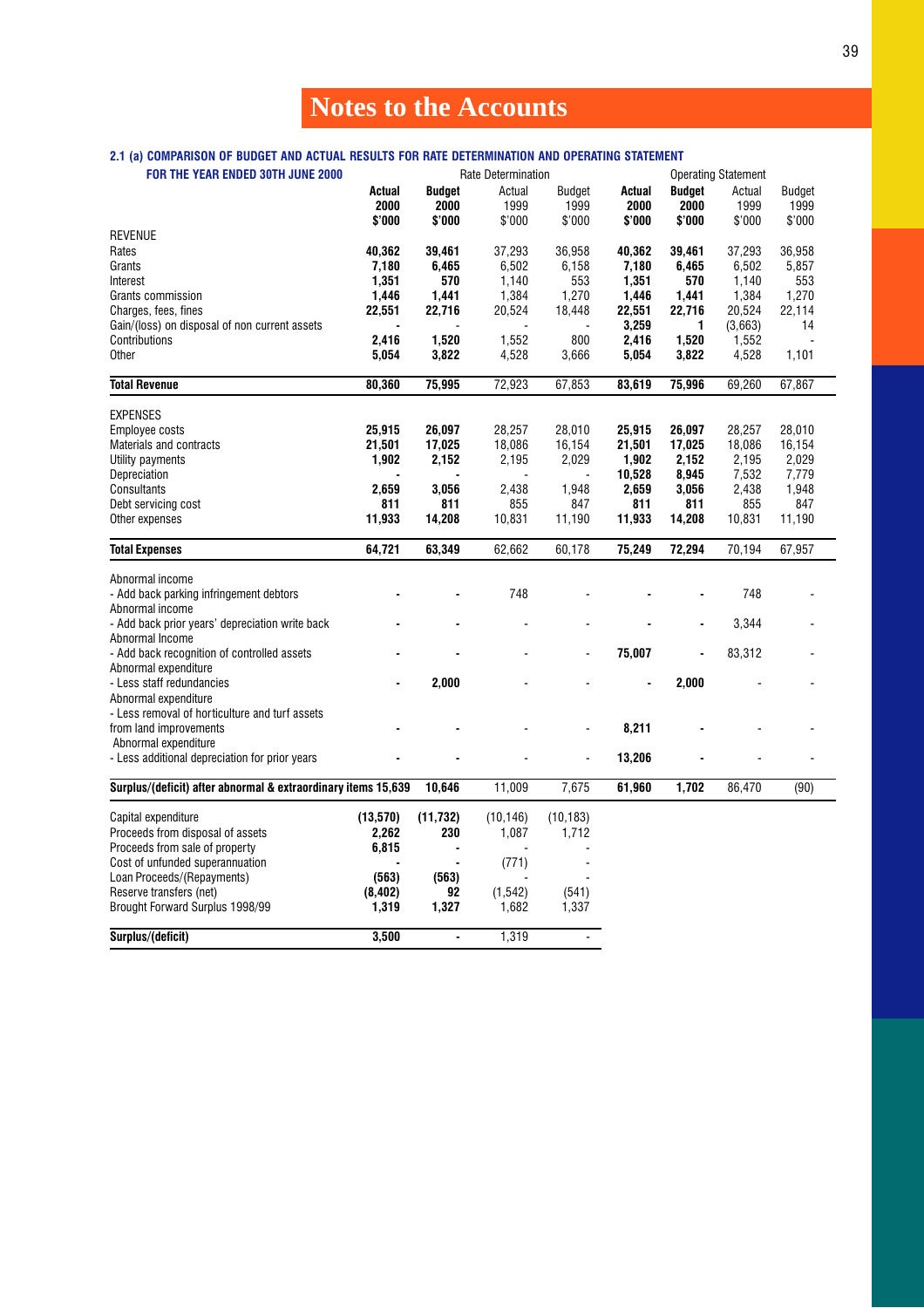# Notes to the Accounts

**2.1 (a) COMPARISON OF BUDGET AND ACTUAL RESULTS FOR RATE DETERMINATION AND OPERATING STATEMENT**

**FOR THE YEAR ENDED 30TH JUNE 2000**

| | Rate Determination | | | | Operating Statement | | | |
|---|---|---|---|---|---|---|---|---|
| | **Actual 2000 $'000** | **Budget 2000 $'000** | Actual 1999 $'000 | Budget 1999 $'000 | **Actual 2000 $'000** | **Budget 2000 $'000** | Actual 1999 $'000 | Budget 1999 $'000 |
| REVENUE | | | | | | | | |
| Rates | **40,362** | **39,461** | 37,293 | 36,958 | **40,362** | **39,461** | 37,293 | 36,958 |
| Grants | **7,180** | **6,465** | 6,502 | 6,158 | **7,180** | **6,465** | 6,502 | 5,857 |
| Interest | **1,351** | **570** | 1,140 | 553 | **1,351** | **570** | 1,140 | 553 |
| Grants commission | **1,446** | **1,441** | 1,384 | 1,270 | **1,446** | **1,441** | 1,384 | 1,270 |
| Charges, fees, fines | **22,551** | **22,716** | 20,524 | 18,448 | **22,551** | **22,716** | 20,524 | 22,114 |
| Gain/(loss) on disposal of non current assets | **-** | **-** | - | - | **3,259** | **1** | (3,663) | 14 |
| Contributions | **2,416** | **1,520** | 1,552 | 800 | **2,416** | **1,520** | 1,552 | - |
| Other | **5,054** | **3,822** | 4,528 | 3,666 | **5,054** | **3,822** | 4,528 | 1,101 |
| **Total Revenue** | **80,360** | **75,995** | 72,923 | 67,853 | **83,619** | **75,996** | 69,260 | 67,867 |
| EXPENSES | | | | | | | | |
| Employee costs | **25,915** | **26,097** | 28,257 | 28,010 | **25,915** | **26,097** | 28,257 | 28,010 |
| Materials and contracts | **21,501** | **17,025** | 18,086 | 16,154 | **21,501** | **17,025** | 18,086 | 16,154 |
| Utility payments | **1,902** | **2,152** | 2,195 | 2,029 | **1,902** | **2,152** | 2,195 | 2,029 |
| Depreciation | **-** | **-** | - | - | **10,528** | **8,945** | 7,532 | 7,779 |
| Consultants | **2,659** | **3,056** | 2,438 | 1,948 | **2,659** | **3,056** | 2,438 | 1,948 |
| Debt servicing cost | **811** | **811** | 855 | 847 | **811** | **811** | 855 | 847 |
| Other expenses | **11,933** | **14,208** | 10,831 | 11,190 | **11,933** | **14,208** | 10,831 | 11,190 |
| **Total Expenses** | **64,721** | **63,349** | 62,662 | 60,178 | **75,249** | **72,294** | 70,194 | 67,957 |
| Abnormal income<br>- Add back parking infringement debtors | **-** | **-** | 748 | - | **-** | **-** | 748 | - |
| Abnormal income<br>- Add back prior years' depreciation write back | **-** | **-** | - | - | **-** | **-** | 3,344 | - |
| Abnormal Income<br>- Add back recognition of controlled assets | **-** | **-** | - | - | **75,007** | **-** | 83,312 | - |
| Abnormal expenditure<br>- Less staff redundancies | **-** | **2,000** | - | - | **-** | **2,000** | - | - |
| Abnormal expenditure<br>- Less removal of horticulture and turf assets from land improvements | **-** | **-** | - | - | **8,211** | **-** | - | - |
| Abnormal expenditure<br>- Less additional depreciation for prior years | **-** | **-** | - | - | **13,206** | **-** | - | - |
| **Surplus/(deficit) after abnormal & extraordinary items** | **15,639** | **10,646** | 11,009 | 7,675 | **61,960** | **1,702** | 86,470 | (90) |
| Capital expenditure | **(13,570)** | **(11,732)** | (10,146) | (10,183) | | | | |
| Proceeds from disposal of assets | **2,262** | **230** | 1,087 | 1,712 | | | | |
| Proceeds from sale of property | **6,815** | **-** | - | - | | | | |
| Cost of unfunded superannuation | **-** | **-** | (771) | - | | | | |
| Loan Proceeds/(Repayments) | **(563)** | **(563)** | - | - | | | | |
| Reserve transfers (net) | **(8,402)** | **92** | (1,542) | (541) | | | | |
| Brought Forward Surplus 1998/99 | **1,319** | **1,327** | 1,682 | 1,337 | | | | |
| **Surplus/(deficit)** | **3,500** | **-** | 1,319 | - | | | | |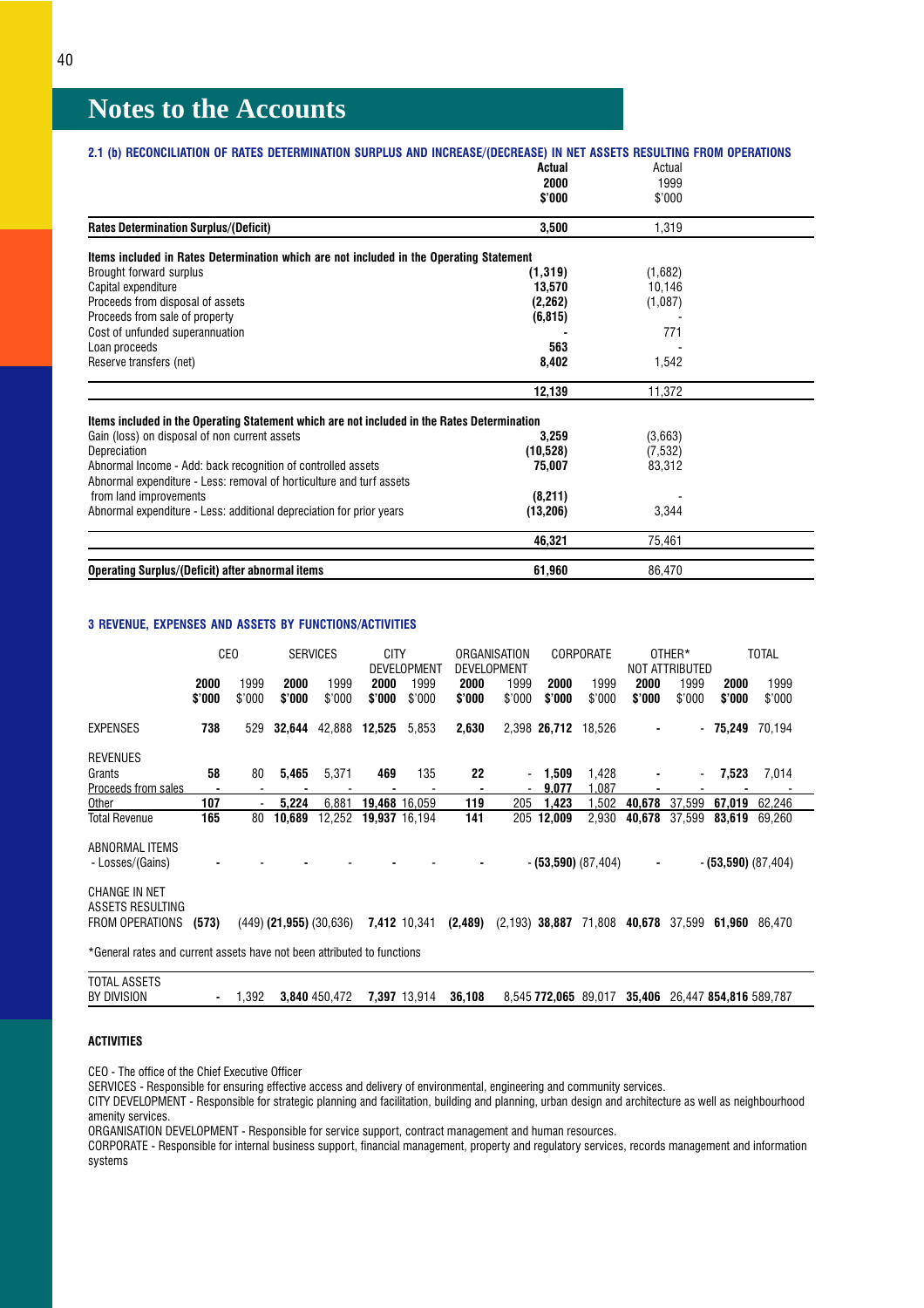# Notes to the Accounts

**2.1 (b) RECONCILIATION OF RATES DETERMINATION SURPLUS AND INCREASE/(DECREASE) IN NET ASSETS RESULTING FROM OPERATIONS**

| | **Actual 2000 $'000** | Actual 1999 $'000 |
|---|---|---|
| **Rates Determination Surplus/(Deficit)** | **3,500** | 1,319 |
| **Items included in Rates Determination which are not included in the Operating Statement** | | |
| Brought forward surplus | **(1,319)** | (1,682) |
| Capital expenditure | **13,570** | 10,146 |
| Proceeds from disposal of assets | **(2,262)** | (1,087) |
| Proceeds from sale of property | **(6,815)** | - |
| Cost of unfunded superannuation | **-** | 771 |
| Loan proceeds | **563** | - |
| Reserve transfers (net) | **8,402** | 1,542 |
| | **12,139** | 11,372 |
| **Items included in the Operating Statement which are not included in the Rates Determination** | | |
| Gain (loss) on disposal of non current assets | **3,259** | (3,663) |
| Depreciation | **(10,528)** | (7,532) |
| Abnormal Income - Add: back recognition of controlled assets | **75,007** | 83,312 |
| Abnormal expenditure - Less: removal of horticulture and turf assets from land improvements | **(8,211)** | - |
| Abnormal expenditure - Less: additional depreciation for prior years | **(13,206)** | 3,344 |
| | **46,321** | 75,461 |
| **Operating Surplus/(Deficit) after abnormal items** | **61,960** | 86,470 |

**3 REVENUE, EXPENSES AND ASSETS BY FUNCTIONS/ACTIVITIES**

| | CEO | | SERVICES | | CITY DEVELOPMENT | | ORGANISATION DEVELOPMENT | | CORPORATE | | OTHER* NOT ATTRIBUTED | | TOTAL | |
|---|---|---|---|---|---|---|---|---|---|---|---|---|---|---|
| | **2000 $'000** | 1999 $'000 | **2000 $'000** | 1999 $'000 | **2000 $'000** | 1999 $'000 | **2000 $'000** | 1999 $'000 | **2000 $'000** | 1999 $'000 | **2000 $'000** | 1999 $'000 | **2000 $'000** | 1999 $'000 |
| EXPENSES | **738** | 529 | **32,644** | 42,888 | **12,525** | 5,853 | **2,630** | 2,398 | **26,712** | 18,526 | **-** | - | **75,249** | 70,194 |
| REVENUES | | | | | | | | | | | | | | |
| Grants | **58** | 80 | **5,465** | 5,371 | **469** | 135 | **22** | - | **1,509** | 1,428 | **-** | - | **7,523** | 7,014 |
| Proceeds from sales | **-** | - | **-** | - | **-** | - | **-** | - | **9,077** | 1,087 | **-** | - | **-** | - |
| Other | **107** | - | **5,224** | 6,881 | **19,468** | 16,059 | **119** | 205 | **1,423** | 1,502 | **40,678** | 37,599 | **67,019** | 62,246 |
| Total Revenue | **165** | 80 | **10,689** | 12,252 | **19,937** | 16,194 | **141** | 205 | **12,009** | 2,930 | **40,678** | 37,599 | **83,619** | 69,260 |
| ABNORMAL ITEMS - Losses/(Gains) | **-** | - | **-** | - | **-** | - | **-** | - | **(53,590)** | (87,404) | **-** | - | **(53,590)** | (87,404) |
| CHANGE IN NET ASSETS RESULTING FROM OPERATIONS | **(573)** | (449) | **(21,955)** | (30,636) | **7,412** | 10,341 | **(2,489)** | (2,193) | **38,887** | 71,808 | **40,678** | 37,599 | **61,960** | 86,470 |

*General rates and current assets have not been attributed to functions

| | CEO | | SERVICES | | CITY DEVELOPMENT | | ORGANISATION DEVELOPMENT | | CORPORATE | | OTHER* NOT ATTRIBUTED | | TOTAL | |
|---|---|---|---|---|---|---|---|---|---|---|---|---|---|---|
| TOTAL ASSETS BY DIVISION | **-** | 1,392 | **3,840** | 450,472 | **7,397** | 13,914 | **36,108** | 8,545 | **772,065** | 89,017 | **35,406** | 26,447 | **854,816** | 589,787 |

**ACTIVITIES**

CEO - The office of the Chief Executive Officer

SERVICES - Responsible for ensuring effective access and delivery of environmental, engineering and community services.

CITY DEVELOPMENT - Responsible for strategic planning and facilitation, building and planning, urban design and architecture as well as neighbourhood amenity services.

ORGANISATION DEVELOPMENT - Responsible for service support, contract management and human resources.

CORPORATE - Responsible for internal business support, financial management, property and regulatory services, records management and information systems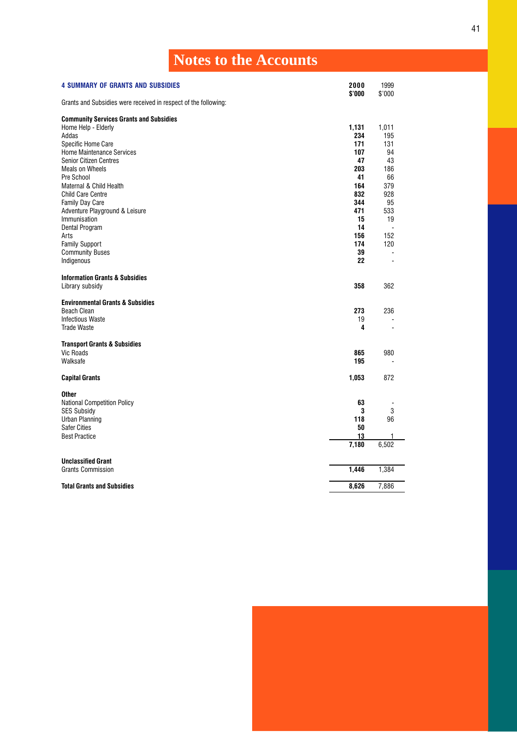# Notes to the Accounts

## 4 SUMMARY OF GRANTS AND SUBSIDIES

| | 2000 $'000 | 1999 $'000 |
|---|---|---|
| Grants and Subsidies were received in respect of the following: | | |
| **Community Services Grants and Subsidies** | | |
| Home Help - Elderly | **1,131** | 1,011 |
| Addas | **234** | 195 |
| Specific Home Care | **171** | 131 |
| Home Maintenance Services | **107** | 94 |
| Senior Citizen Centres | **47** | 43 |
| Meals on Wheels | **203** | 186 |
| Pre School | **41** | 66 |
| Maternal & Child Health | **164** | 379 |
| Child Care Centre | **832** | 928 |
| Family Day Care | **344** | 95 |
| Adventure Playground & Leisure | **471** | 533 |
| Immunisation | **15** | 19 |
| Dental Program | **14** | - |
| Arts | **156** | 152 |
| Family Support | **174** | 120 |
| Community Buses | **39** | - |
| Indigenous | **22** | - |
| **Information Grants & Subsidies** | | |
| Library subsidy | **358** | 362 |
| **Environmental Grants & Subsidies** | | |
| Beach Clean | **273** | 236 |
| Infectious Waste | 19 | - |
| Trade Waste | **4** | - |
| **Transport Grants & Subsidies** | | |
| Vic Roads | **865** | 980 |
| Walksafe | **195** | - |
| **Capital Grants** | **1,053** | 872 |
| **Other** | | |
| National Competition Policy | **63** | - |
| SES Subsidy | **3** | 3 |
| Urban Planning | **118** | 96 |
| Safer Cities | **50** | |
| Best Practice | **13** | 1 |
| | **7,180** | 6,502 |
| **Unclassified Grant** | | |
| Grants Commission | **1,446** | 1,384 |
| **Total Grants and Subsidies** | **8,626** | 7,886 |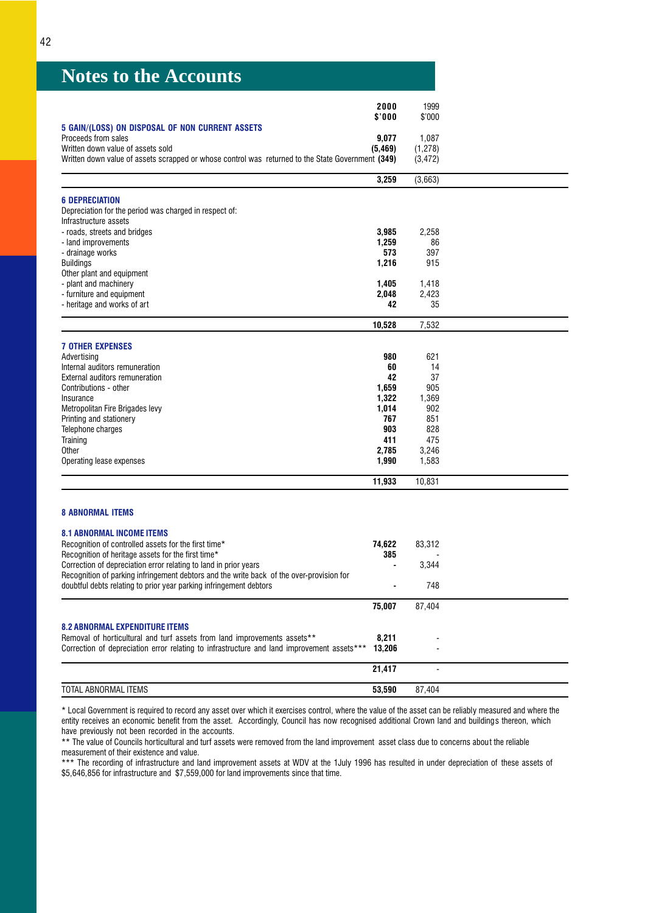# Notes to the Accounts

| | 2000 $'000 | 1999 $'000 |
|---|---|---|
| **5 GAIN/(LOSS) ON DISPOSAL OF NON CURRENT ASSETS** | | |
| Proceeds from sales | **9,077** | 1,087 |
| Written down value of assets sold | **(5,469)** | (1,278) |
| Written down value of assets scrapped or whose control was returned to the State Government | **(349)** | (3,472) |
| | **3,259** | (3,663) |

| | 2000 $'000 | 1999 $'000 |
|---|---|---|
| **6 DEPRECIATION** | | |
| Depreciation for the period was charged in respect of: | | |
| Infrastructure assets | | |
| - roads, streets and bridges | **3,985** | 2,258 |
| - land improvements | **1,259** | 86 |
| - drainage works | **573** | 397 |
| Buildings | **1,216** | 915 |
| Other plant and equipment | | |
| - plant and machinery | **1,405** | 1,418 |
| - furniture and equipment | **2,048** | 2,423 |
| - heritage and works of art | **42** | 35 |
| | **10,528** | 7,532 |

| | 2000 $'000 | 1999 $'000 |
|---|---|---|
| **7 OTHER EXPENSES** | | |
| Advertising | **980** | 621 |
| Internal auditors remuneration | **60** | 14 |
| External auditors remuneration | **42** | 37 |
| Contributions - other | **1,659** | 905 |
| Insurance | **1,322** | 1,369 |
| Metropolitan Fire Brigades levy | **1,014** | 902 |
| Printing and stationery | **767** | 851 |
| Telephone charges | **903** | 828 |
| Training | **411** | 475 |
| Other | **2,785** | 3,246 |
| Operating lease expenses | **1,990** | 1,583 |
| | **11,933** | 10,831 |

### 8 ABNORMAL ITEMS

| | 2000 $'000 | 1999 $'000 |
|---|---|---|
| **8.1 ABNORMAL INCOME ITEMS** | | |
| Recognition of controlled assets for the first time* | **74,622** | 83,312 |
| Recognition of heritage assets for the first time* | **385** | - |
| Correction of depreciation error relating to land in prior years | **-** | 3,344 |
| Recognition of parking infringement debtors and the write back of the over-provision for doubtful debts relating to prior year parking infringement debtors | **-** | 748 |
| | **75,007** | 87,404 |
| **8.2 ABNORMAL EXPENDITURE ITEMS** | | |
| Removal of horticultural and turf assets from land improvements assets** | **8,211** | - |
| Correction of depreciation error relating to infrastructure and land improvement assets*** | **13,206** | - |
| | **21,417** | - |
| TOTAL ABNORMAL ITEMS | **53,590** | 87,404 |

* Local Government is required to record any asset over which it exercises control, where the value of the asset can be reliably measured and where the entity receives an economic benefit from the asset. Accordingly, Council has now recognised additional Crown land and buildings thereon, which have previously not been recorded in the accounts.

** The value of Councils horticultural and turf assets were removed from the land improvement asset class due to concerns about the reliable measurement of their existence and value.

*** The recording of infrastructure and land improvement assets at WDV at the 1July 1996 has resulted in under depreciation of these assets of $5,646,856 for infrastructure and $7,559,000 for land improvements since that time.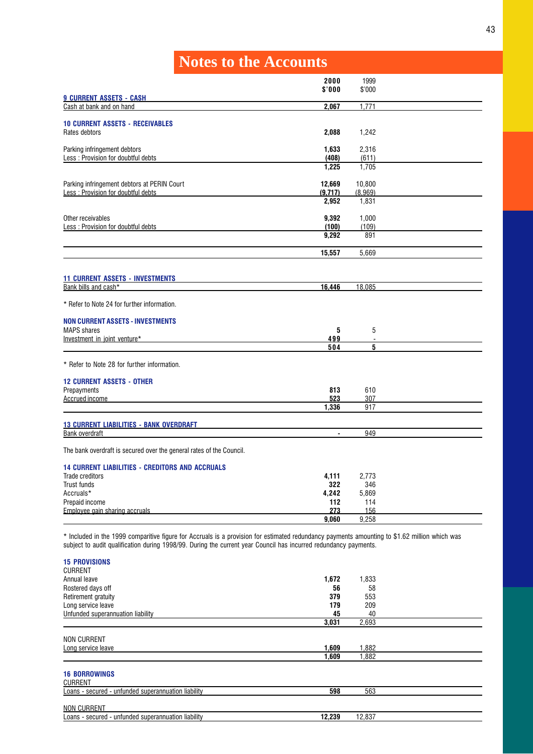# Notes to the Accounts

| | 2000 $'000 | 1999 $'000 |
|---|---|---|
| **9 CURRENT ASSETS - CASH** | | |
| Cash at bank and on hand | **2,067** | 1,771 |
| | | |
| **10 CURRENT ASSETS - RECEIVABLES** | | |
| Rates debtors | **2,088** | 1,242 |
| | | |
| Parking infringement debtors | **1,633** | 2,316 |
| Less : Provision for doubtful debts | **(408)** | (611) |
| | **1,225** | 1,705 |
| | | |
| Parking infringement debtors at PERIN Court | **12,669** | 10,800 |
| Less : Provision for doubtful debts | **(9,717)** | (8,969) |
| | **2,952** | 1,831 |
| | | |
| Other receivables | **9,392** | 1,000 |
| Less : Provision for doubtful debts | **(100)** | (109) |
| | **9,292** | 891 |
| | | |
| | **15,557** | 5,669 |
| | | |
| **11 CURRENT ASSETS - INVESTMENTS** | | |
| Bank bills and cash* | **16,446** | 18,085 |

\* Refer to Note 24 for further information.

| | 2000 $'000 | 1999 $'000 |
|---|---|---|
| **NON CURRENT ASSETS - INVESTMENTS** | | |
| MAPS shares | **5** | 5 |
| Investment in joint venture* | **499** | - |
| | **504** | 5 |

\* Refer to Note 28 for further information.

| | 2000 $'000 | 1999 $'000 |
|---|---|---|
| **12 CURRENT ASSETS - OTHER** | | |
| Prepayments | **813** | 610 |
| Accrued income | **523** | 307 |
| | **1,336** | 917 |
| | | |
| **13 CURRENT LIABILITIES - BANK OVERDRAFT** | | |
| Bank overdraft | **-** | 949 |

The bank overdraft is secured over the general rates of the Council.

| | 2000 $'000 | 1999 $'000 |
|---|---|---|
| **14 CURRENT LIABILITIES - CREDITORS AND ACCRUALS** | | |
| Trade creditors | **4,111** | 2,773 |
| Trust funds | **322** | 346 |
| Accruals* | **4,242** | 5,869 |
| Prepaid income | **112** | 114 |
| Employee gain sharing accruals | **273** | 156 |
| | **9,060** | 9,258 |

\* Included in the 1999 comparitive figure for Accruals is a provision for estimated redundancy payments amounting to $1.62 million which was subject to audit qualification during 1998/99. During the current year Council has incurred redundancy payments.

| | 2000 $'000 | 1999 $'000 |
|---|---|---|
| **15 PROVISIONS** | | |
| CURRENT | | |
| Annual leave | **1,672** | 1,833 |
| Rostered days off | **56** | 58 |
| Retirement gratuity | **379** | 553 |
| Long service leave | **179** | 209 |
| Unfunded superannuation liability | **45** | 40 |
| | **3,031** | 2,693 |
| | | |
| NON CURRENT | | |
| Long service leave | **1,609** | 1,882 |
| | **1,609** | 1,882 |
| | | |
| **16 BORROWINGS** | | |
| CURRENT | | |
| Loans - secured - unfunded superannuation liability | **598** | 563 |
| | | |
| NON CURRENT | | |
| Loans - secured - unfunded superannuation liability | **12,239** | 12,837 |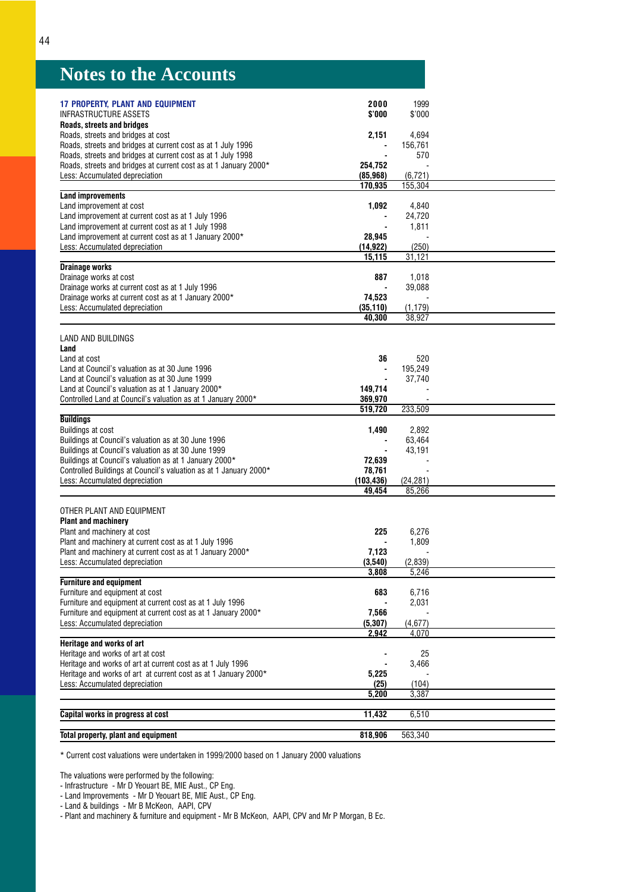# Notes to the Accounts

| 17 PROPERTY, PLANT AND EQUIPMENT | 2000 | 1999 |
|---|---|---|
| INFRASTRUCTURE ASSETS | $'000 | $'000 |
| **Roads, streets and bridges** | | |
| Roads, streets and bridges at cost | **2,151** | 4,694 |
| Roads, streets and bridges at current cost as at 1 July 1996 | **-** | 156,761 |
| Roads, streets and bridges at current cost as at 1 July 1998 | **-** | 570 |
| Roads, streets and bridges at current cost as at 1 January 2000* | **254,752** | - |
| Less: Accumulated depreciation | **(85,968)** | (6,721) |
| | **170,935** | 155,304 |
| **Land improvements** | | |
| Land improvement at cost | **1,092** | 4,840 |
| Land improvement at current cost as at 1 July 1996 | **-** | 24,720 |
| Land improvement at current cost as at 1 July 1998 | **-** | 1,811 |
| Land improvement at current cost as at 1 January 2000* | **28,945** | - |
| Less: Accumulated depreciation | **(14,922)** | (250) |
| | **15,115** | 31,121 |
| **Drainage works** | | |
| Drainage works at cost | **887** | 1,018 |
| Drainage works at current cost as at 1 July 1996 | **-** | 39,088 |
| Drainage works at current cost as at 1 January 2000* | **74,523** | - |
| Less: Accumulated depreciation | **(35,110)** | (1,179) |
| | **40,300** | 38,927 |
| LAND AND BUILDINGS | | |
| **Land** | | |
| Land at cost | **36** | 520 |
| Land at Council's valuation as at 30 June 1996 | **-** | 195,249 |
| Land at Council's valuation as at 30 June 1999 | **-** | 37,740 |
| Land at Council's valuation as at 1 January 2000* | **149,714** | - |
| Controlled Land at Council's valuation as at 1 January 2000* | **369,970** | - |
| | **519,720** | 233,509 |
| **Buildings** | | |
| Buildings at cost | **1,490** | 2,892 |
| Buildings at Council's valuation as at 30 June 1996 | **-** | 63,464 |
| Buildings at Council's valuation as at 30 June 1999 | **-** | 43,191 |
| Buildings at Council's valuation as at 1 January 2000* | **72,639** | - |
| Controlled Buildings at Council's valuation as at 1 January 2000* | **78,761** | - |
| Less: Accumulated depreciation | **(103,436)** | (24,281) |
| | **49,454** | 85,266 |
| OTHER PLANT AND EQUIPMENT | | |
| **Plant and machinery** | | |
| Plant and machinery at cost | **225** | 6,276 |
| Plant and machinery at current cost as at 1 July 1996 | **-** | 1,809 |
| Plant and machinery at current cost as at 1 January 2000* | **7,123** | - |
| Less: Accumulated depreciation | **(3,540)** | (2,839) |
| | **3,808** | 5,246 |
| **Furniture and equipment** | | |
| Furniture and equipment at cost | **683** | 6,716 |
| Furniture and equipment at current cost as at 1 July 1996 | **-** | 2,031 |
| Furniture and equipment at current cost as at 1 January 2000* | **7,566** | - |
| Less: Accumulated depreciation | **(5,307)** | (4,677) |
| | **2,942** | 4,070 |
| **Heritage and works of art** | | |
| Heritage and works of art at cost | **-** | 25 |
| Heritage and works of art at current cost as at 1 July 1996 | **-** | 3,466 |
| Heritage and works of art at current cost as at 1 January 2000* | **5,225** | - |
| Less: Accumulated depreciation | **(25)** | (104) |
| | **5,200** | 3,387 |
| **Capital works in progress at cost** | **11,432** | 6,510 |
| **Total property, plant and equipment** | **818,906** | 563,340 |

* Current cost valuations were undertaken in 1999/2000 based on 1 January 2000 valuations

The valuations were performed by the following:

- Infrastructure - Mr D Yeouart BE, MIE Aust., CP Eng.
- Land Improvements - Mr D Yeouart BE, MIE Aust., CP Eng.
- Land & buildings - Mr B McKeon, AAPI, CPV
- Plant and machinery & furniture and equipment - Mr B McKeon, AAPI, CPV and Mr P Morgan, B Ec.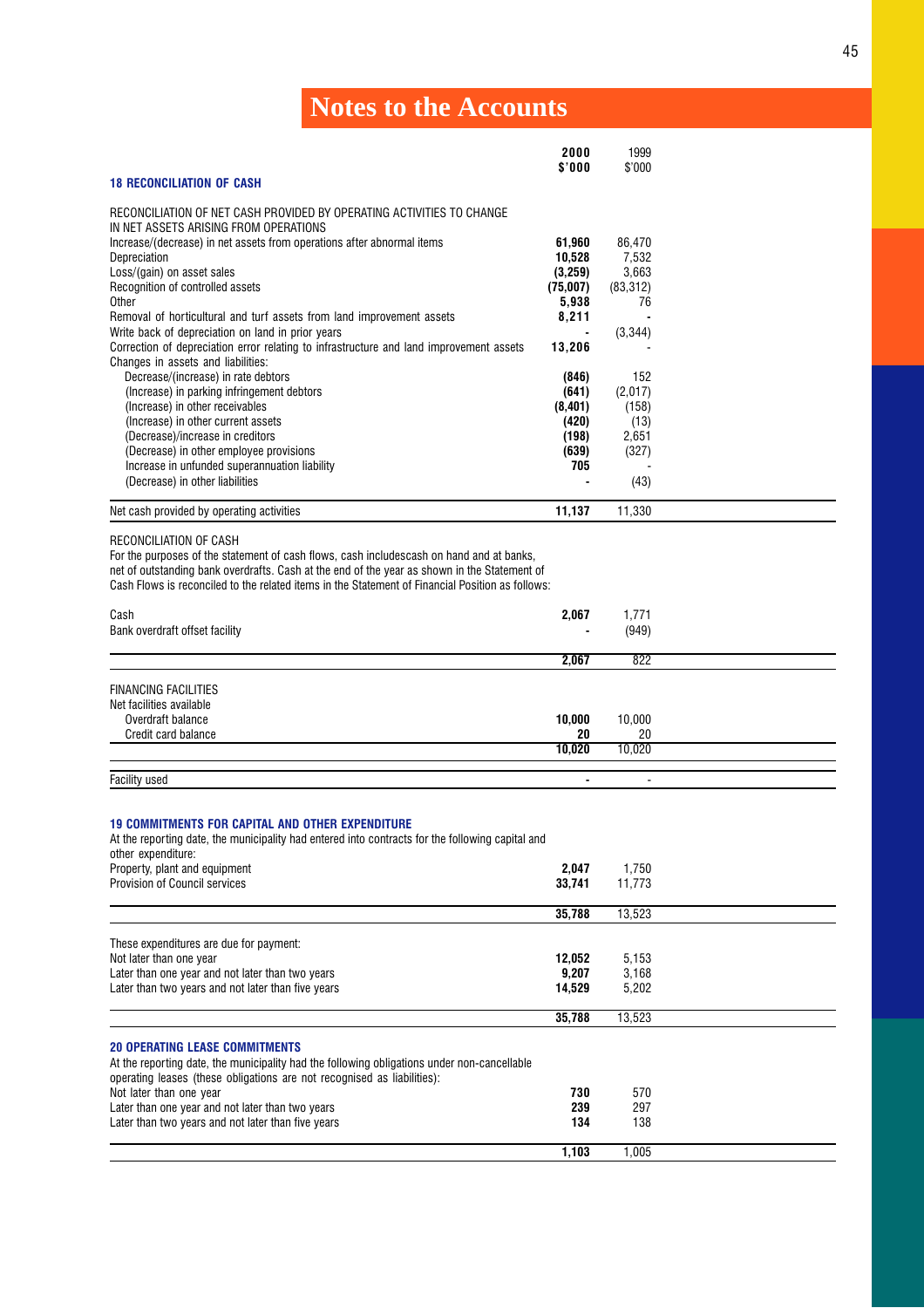# Notes to the Accounts

## 18 RECONCILIATION OF CASH

| | 2000 $'000 | 1999 $'000 |
|---|---|---|
| RECONCILIATION OF NET CASH PROVIDED BY OPERATING ACTIVITIES TO CHANGE IN NET ASSETS ARISING FROM OPERATIONS | | |
| Increase/(decrease) in net assets from operations after abnormal items | **61,960** | 86,470 |
| Depreciation | **10,528** | 7,532 |
| Loss/(gain) on asset sales | **(3,259)** | 3,663 |
| Recognition of controlled assets | **(75,007)** | (83,312) |
| Other | **5,938** | 76 |
| Removal of horticultural and turf assets from land improvement assets | **8,211** | - |
| Write back of depreciation on land in prior years | **-** | (3,344) |
| Correction of depreciation error relating to infrastructure and land improvement assets | **13,206** | - |
| Changes in assets and liabilities: | | |
| Decrease/(increase) in rate debtors | **(846)** | 152 |
| (Increase) in parking infringement debtors | **(641)** | (2,017) |
| (Increase) in other receivables | **(8,401)** | (158) |
| (Increase) in other current assets | **(420)** | (13) |
| (Decrease)/increase in creditors | **(198)** | 2,651 |
| (Decrease) in other employee provisions | **(639)** | (327) |
| Increase in unfunded superannuation liability | **705** | - |
| (Decrease) in other liabilities | **-** | (43) |
| Net cash provided by operating activities | **11,137** | 11,330 |

RECONCILIATION OF CASH

For the purposes of the statement of cash flows, cash includescash on hand and at banks, net of outstanding bank overdrafts. Cash at the end of the year as shown in the Statement of Cash Flows is reconciled to the related items in the Statement of Financial Position as follows:

| | 2000 $'000 | 1999 $'000 |
|---|---|---|
| Cash | **2,067** | 1,771 |
| Bank overdraft offset facility | **-** | (949) |
| | **2,067** | 822 |

| | 2000 $'000 | 1999 $'000 |
|---|---|---|
| FINANCING FACILITIES | | |
| Net facilities available | | |
| Overdraft balance | **10,000** | 10,000 |
| Credit card balance | **20** | 20 |
| | **10,020** | 10,020 |
| Facility used | **-** | - |

## 19 COMMITMENTS FOR CAPITAL AND OTHER EXPENDITURE

At the reporting date, the municipality had entered into contracts for the following capital and other expenditure:

| | 2000 $'000 | 1999 $'000 |
|---|---|---|
| Property, plant and equipment | **2,047** | 1,750 |
| Provision of Council services | **33,741** | 11,773 |
| | **35,788** | 13,523 |
| These expenditures are due for payment: | | |
| Not later than one year | **12,052** | 5,153 |
| Later than one year and not later than two years | **9,207** | 3,168 |
| Later than two years and not later than five years | **14,529** | 5,202 |
| | **35,788** | 13,523 |

## 20 OPERATING LEASE COMMITMENTS

At the reporting date, the municipality had the following obligations under non-cancellable operating leases (these obligations are not recognised as liabilities):

| | 2000 $'000 | 1999 $'000 |
|---|---|---|
| Not later than one year | **730** | 570 |
| Later than one year and not later than two years | **239** | 297 |
| Later than two years and not later than five years | **134** | 138 |
| | **1,103** | 1,005 |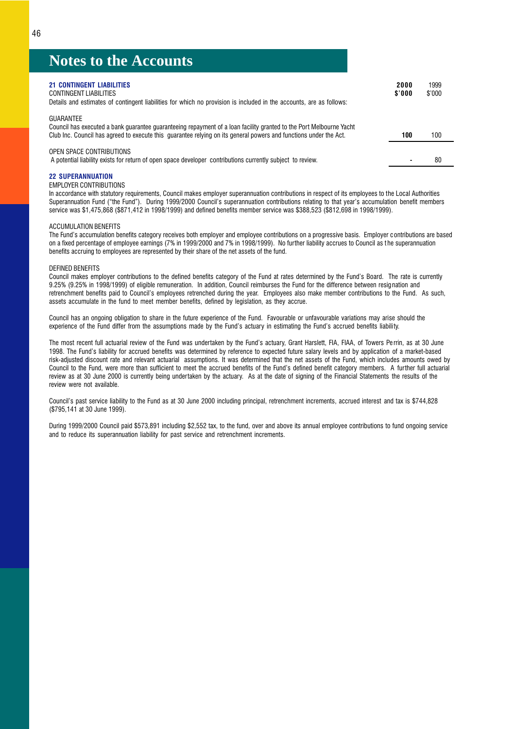# Notes to the Accounts

## 21 CONTINGENT LIABILITIES

| CONTINGENT LIABILITIES | 2000 $'000 | 1999 $'000 |
|---|---|---|
| Details and estimates of contingent liabilities for which no provision is included in the accounts, are as follows: | | |
| GUARANTEE<br>Council has executed a bank guarantee guaranteeing repayment of a loan facility granted to the Port Melbourne Yacht Club Inc. Council has agreed to execute this guarantee relying on its general powers and functions under the Act. | **100** | 100 |
| OPEN SPACE CONTRIBUTIONS<br>A potential liability exists for return of open space developer contributions currently subject to review. | **-** | 80 |

## 22 SUPERANNUATION

EMPLOYER CONTRIBUTIONS

In accordance with statutory requirements, Council makes employer superannuation contributions in respect of its employees to the Local Authorities Superannuation Fund ("the Fund"). During 1999/2000 Council's superannuation contributions relating to that year's accumulation benefit members service was $1,475,868 ($871,412 in 1998/1999) and defined benefits member service was $388,523 ($812,698 in 1998/1999).

ACCUMULATION BENEFITS

The Fund's accumulation benefits category receives both employer and employee contributions on a progressive basis. Employer contributions are based on a fixed percentage of employee earnings (7% in 1999/2000 and 7% in 1998/1999). No further liability accrues to Council as the superannuation benefits accruing to employees are represented by their share of the net assets of the fund.

DEFINED BENEFITS

Council makes employer contributions to the defined benefits category of the Fund at rates determined by the Fund's Board. The rate is currently 9.25% (9.25% in 1998/1999) of eligible remuneration. In addition, Council reimburses the Fund for the difference between resignation and retrenchment benefits paid to Council's employees retrenched during the year. Employees also make member contributions to the Fund. As such, assets accumulate in the fund to meet member benefits, defined by legislation, as they accrue.

Council has an ongoing obligation to share in the future experience of the Fund. Favourable or unfavourable variations may arise should the experience of the Fund differ from the assumptions made by the Fund's actuary in estimating the Fund's accrued benefits liability.

The most recent full actuarial review of the Fund was undertaken by the Fund's actuary, Grant Harslett, FIA, FIAA, of Towers Perrin, as at 30 June 1998. The Fund's liability for accrued benefits was determined by reference to expected future salary levels and by application of a market-based risk-adjusted discount rate and relevant actuarial assumptions. It was determined that the net assets of the Fund, which includes amounts owed by Council to the Fund, were more than sufficient to meet the accrued benefits of the Fund's defined benefit category members. A further full actuarial review as at 30 June 2000 is currently being undertaken by the actuary. As at the date of signing of the Financial Statements the results of the review were not available.

Council's past service liability to the Fund as at 30 June 2000 including principal, retrenchment increments, accrued interest and tax is $744,828 ($795,141 at 30 June 1999).

During 1999/2000 Council paid $573,891 including $2,552 tax, to the fund, over and above its annual employee contributions to fund ongoing service and to reduce its superannuation liability for past service and retrenchment increments.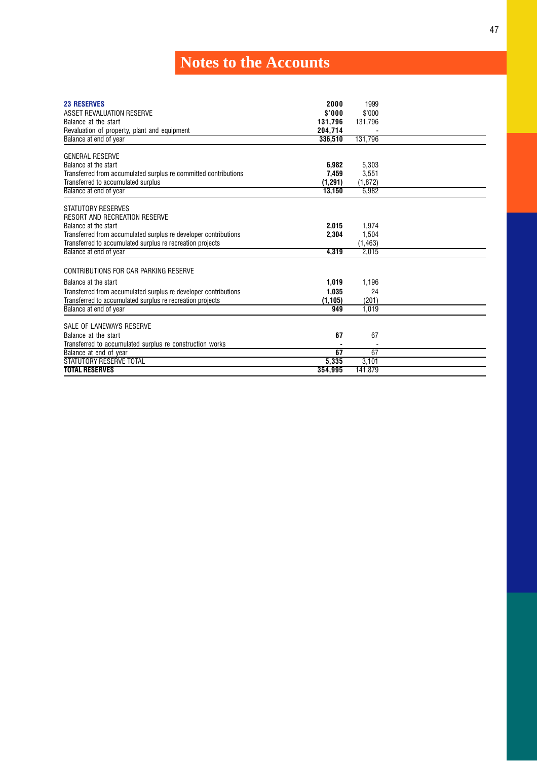# Notes to the Accounts

| **23 RESERVES** | **2000** | 1999 |
|---|---|---|
| ASSET REVALUATION RESERVE | **$'000** | $'000 |
| Balance at the start | **131,796** | 131,796 |
| Revaluation of property, plant and equipment | **204,714** | - |
| Balance at end of year | **336,510** | 131,796 |
| | | |
| GENERAL RESERVE | | |
| Balance at the start | **6,982** | 5,303 |
| Transferred from accumulated surplus re committed contributions | **7,459** | 3,551 |
| Transferred to accumulated surplus | **(1,291)** | (1,872) |
| Balance at end of year | **13,150** | 6,982 |
| | | |
| STATUTORY RESERVES | | |
| RESORT AND RECREATION RESERVE | | |
| Balance at the start | **2,015** | 1,974 |
| Transferred from accumulated surplus re developer contributions | **2,304** | 1,504 |
| Transferred to accumulated surplus re recreation projects | | (1,463) |
| Balance at end of year | **4,319** | 2,015 |
| | | |
| CONTRIBUTIONS FOR CAR PARKING RESERVE | | |
| Balance at the start | **1,019** | 1,196 |
| Transferred from accumulated surplus re developer contributions | **1,035** | 24 |
| Transferred to accumulated surplus re recreation projects | **(1,105)** | (201) |
| Balance at end of year | **949** | 1,019 |
| | | |
| SALE OF LANEWAYS RESERVE | | |
| Balance at the start | **67** | 67 |
| Transferred to accumulated surplus re construction works | **-** | - |
| Balance at end of year | **67** | 67 |
| STATUTORY RESERVE TOTAL | **5,335** | 3,101 |
| **TOTAL RESERVES** | **354,995** | 141,879 |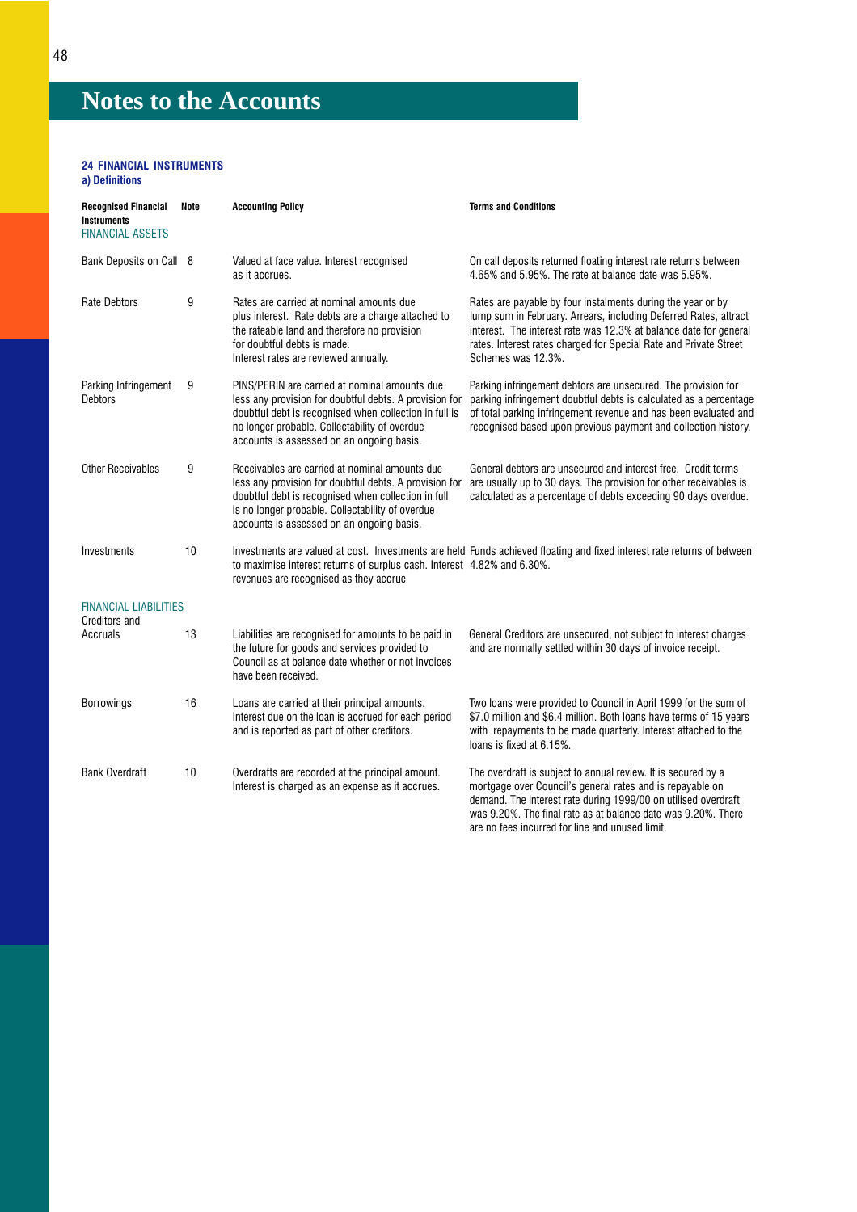# Notes to the Accounts

### 24 FINANCIAL INSTRUMENTS

**a) Definitions**

| Recognised Financial Instruments | Note | Accounting Policy | Terms and Conditions |
|---|---|---|---|
| FINANCIAL ASSETS | | | |
| Bank Deposits on Call | 8 | Valued at face value. Interest recognised as it accrues. | On call deposits returned floating interest rate returns between 4.65% and 5.95%. The rate at balance date was 5.95%. |
| Rate Debtors | 9 | Rates are carried at nominal amounts due plus interest. Rate debts are a charge attached to the rateable land and therefore no provision for doubtful debts is made. Interest rates are reviewed annually. | Rates are payable by four instalments during the year or by lump sum in February. Arrears, including Deferred Rates, attract interest. The interest rate was 12.3% at balance date for general rates. Interest rates charged for Special Rate and Private Street Schemes was 12.3%. |
| Parking Infringement Debtors | 9 | PINS/PERIN are carried at nominal amounts due less any provision for doubtful debts. A provision for doubtful debt is recognised when collection in full is no longer probable. Collectability of overdue accounts is assessed on an ongoing basis. | Parking infringement debtors are unsecured. The provision for parking infringement doubtful debts is calculated as a percentage of total parking infringement revenue and has been evaluated and recognised based upon previous payment and collection history. |
| Other Receivables | 9 | Receivables are carried at nominal amounts due less any provision for doubtful debts. A provision for doubtful debt is recognised when collection in full is no longer probable. Collectability of overdue accounts is assessed on an ongoing basis. | General debtors are unsecured and interest free. Credit terms are usually up to 30 days. The provision for other receivables is calculated as a percentage of debts exceeding 90 days overdue. |
| Investments | 10 | Investments are valued at cost. Investments are held to maximise interest returns of surplus cash. Interest revenues are recognised as they accrue | Funds achieved floating and fixed interest rate returns of between 4.82% and 6.30%. |
| FINANCIAL LIABILITIES | | | |
| Creditors and Accruals | 13 | Liabilities are recognised for amounts to be paid in the future for goods and services provided to Council as at balance date whether or not invoices have been received. | General Creditors are unsecured, not subject to interest charges and are normally settled within 30 days of invoice receipt. |
| Borrowings | 16 | Loans are carried at their principal amounts. Interest due on the loan is accrued for each period and is reported as part of other creditors. | Two loans were provided to Council in April 1999 for the sum of \$7.0 million and \$6.4 million. Both loans have terms of 15 years with repayments to be made quarterly. Interest attached to the loans is fixed at 6.15%. |
| Bank Overdraft | 10 | Overdrafts are recorded at the principal amount. Interest is charged as an expense as it accrues. | The overdraft is subject to annual review. It is secured by a mortgage over Council's general rates and is repayable on demand. The interest rate during 1999/00 on utilised overdraft was 9.20%. The final rate as at balance date was 9.20%. There are no fees incurred for line and unused limit. |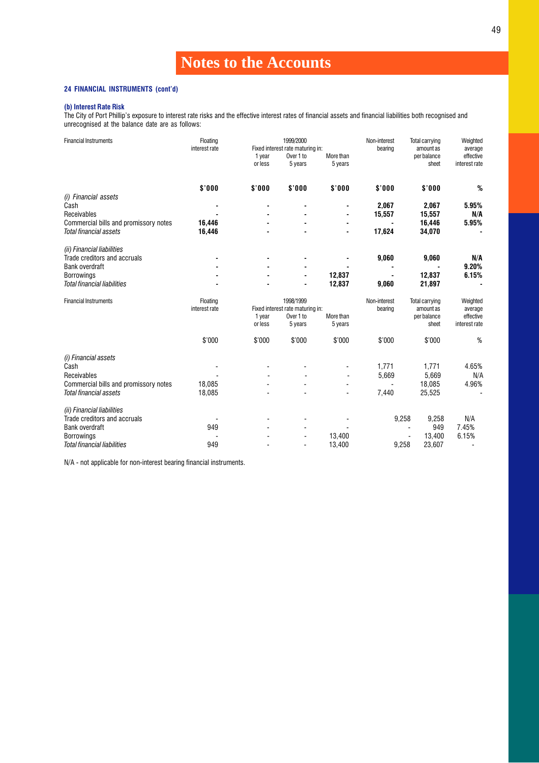# Notes to the Accounts

**24 FINANCIAL INSTRUMENTS (cont'd)**

**(b) Interest Rate Risk**

The City of Port Phillip's exposure to interest rate risks and the effective interest rates of financial assets and financial liabilities both recognised and unrecognised at the balance date are as follows:

| Financial Instruments | Floating interest rate | 1999/2000 Fixed interest rate maturing in: 1 year or less | Over 1 to 5 years | More than 5 years | Non-interest bearing | Total carrying amount as per balance sheet | Weighted average effective interest rate |
|---|---|---|---|---|---|---|---|
| | **$'000** | **$'000** | **$'000** | **$'000** | **$'000** | **$'000** | **%** |
| *(i) Financial assets* | | | | | | | |
| Cash | **-** | **-** | **-** | **-** | **2,067** | **2,067** | **5.95%** |
| Receivables | **-** | **-** | **-** | **-** | **15,557** | **15,557** | **N/A** |
| Commercial bills and promissory notes | **16,446** | **-** | **-** | **-** | **-** | **16,446** | **5.95%** |
| *Total financial assets* | **16,446** | **-** | **-** | **-** | **17,624** | **34,070** | **-** |
| *(ii) Financial liabilities* | | | | | | | |
| Trade creditors and accruals | **-** | **-** | **-** | **-** | **9,060** | **9,060** | **N/A** |
| Bank overdraft | **-** | **-** | **-** | **-** | **-** | **-** | **9.20%** |
| Borrowings | **-** | **-** | **-** | **12,837** | **-** | **12,837** | **6.15%** |
| *Total financial liabilities* | **-** | **-** | **-** | **12,837** | **9,060** | **21,897** | **-** |

| Financial Instruments | Floating interest rate | 1998/1999 Fixed interest rate maturing in: 1 year or less | Over 1 to 5 years | More than 5 years | Non-interest bearing | Total carrying amount as per balance sheet | Weighted average effective interest rate |
|---|---|---|---|---|---|---|---|
| | $'000 | $'000 | $'000 | $'000 | $'000 | $'000 | % |
| *(i) Financial assets* | | | | | | | |
| Cash | - | - | - | - | 1,771 | 1,771 | 4.65% |
| Receivables | - | - | - | - | 5,669 | 5,669 | N/A |
| Commercial bills and promissory notes | 18,085 | - | - | - | - | 18,085 | 4.96% |
| *Total financial assets* | 18,085 | - | - | - | 7,440 | 25,525 | - |
| *(ii) Financial liabilities* | | | | | | | |
| Trade creditors and accruals | - | - | - | - | 9,258 | 9,258 | N/A |
| Bank overdraft | 949 | - | - | - | - | 949 | 7.45% |
| Borrowings | - | - | - | 13,400 | - | 13,400 | 6.15% |
| *Total financial liabilities* | 949 | - | - | 13,400 | 9,258 | 23,607 | - |

N/A - not applicable for non-interest bearing financial instruments.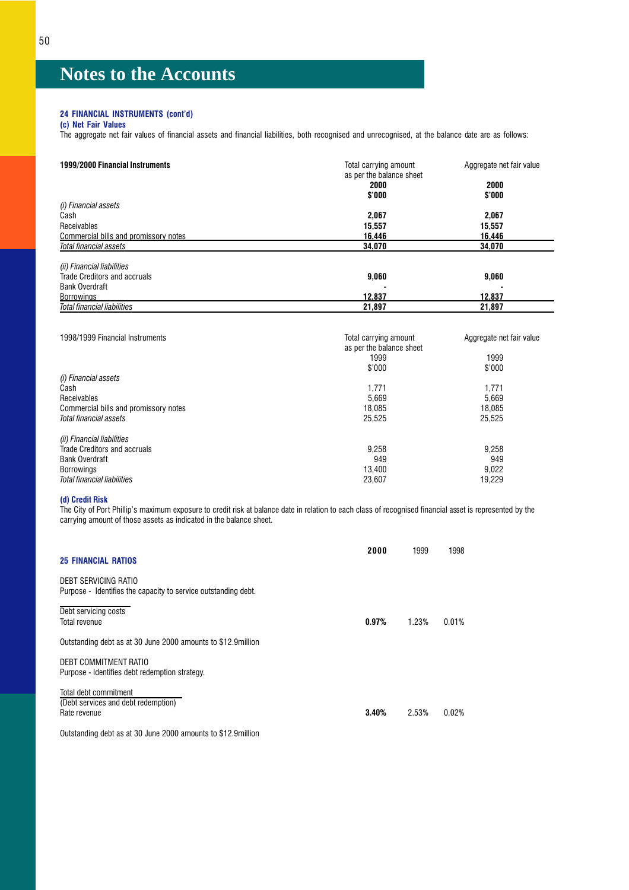# Notes to the Accounts

**24 FINANCIAL INSTRUMENTS (cont'd)**

**(c) Net Fair Values**

The aggregate net fair values of financial assets and financial liabilities, both recognised and unrecognised, at the balance date are as follows:

| **1999/2000 Financial Instruments** | Total carrying amount as per the balance sheet | Aggregate net fair value |
|---|---|---|
| | **2000** | **2000** |
| | **$'000** | **$'000** |
| *(i) Financial assets* | | |
| Cash | **2,067** | **2,067** |
| Receivables | **15,557** | **15,557** |
| Commercial bills and promissory notes | **16,446** | **16,446** |
| *Total financial assets* | **34,070** | **34,070** |
| *(ii) Financial liabilities* | | |
| Trade Creditors and accruals | **9,060** | **9,060** |
| Bank Overdraft | **-** | **-** |
| Borrowings | **12,837** | **12,837** |
| *Total financial liabilities* | **21,897** | **21,897** |

| 1998/1999 Financial Instruments | Total carrying amount as per the balance sheet | Aggregate net fair value |
|---|---|---|
| | 1999 | 1999 |
| | $'000 | $'000 |
| *(i) Financial assets* | | |
| Cash | 1,771 | 1,771 |
| Receivables | 5,669 | 5,669 |
| Commercial bills and promissory notes | 18,085 | 18,085 |
| *Total financial assets* | 25,525 | 25,525 |
| *(ii) Financial liabilities* | | |
| Trade Creditors and accruals | 9,258 | 9,258 |
| Bank Overdraft | 949 | 949 |
| Borrowings | 13,400 | 9,022 |
| *Total financial liabilities* | 23,607 | 19,229 |

**(d) Credit Risk**

The City of Port Phillip's maximum exposure to credit risk at balance date in relation to each class of recognised financial asset is represented by the carrying amount of those assets as indicated in the balance sheet.

**25 FINANCIAL RATIOS**

| | **2000** | 1999 | 1998 |
|---|---|---|---|
| DEBT SERVICING RATIO<br>Purpose - Identifies the capacity to service outstanding debt. | | | |
| Debt servicing costs / Total revenue | **0.97%** | 1.23% | 0.01% |

Outstanding debt as at 30 June 2000 amounts to $12.9million

| | **2000** | 1999 | 1998 |
|---|---|---|---|
| DEBT COMMITMENT RATIO<br>Purpose - Identifies debt redemption strategy. | | | |
| Total debt commitment (Debt services and debt redemption) / Rate revenue | **3.40%** | 2.53% | 0.02% |

Outstanding debt as at 30 June 2000 amounts to $12.9million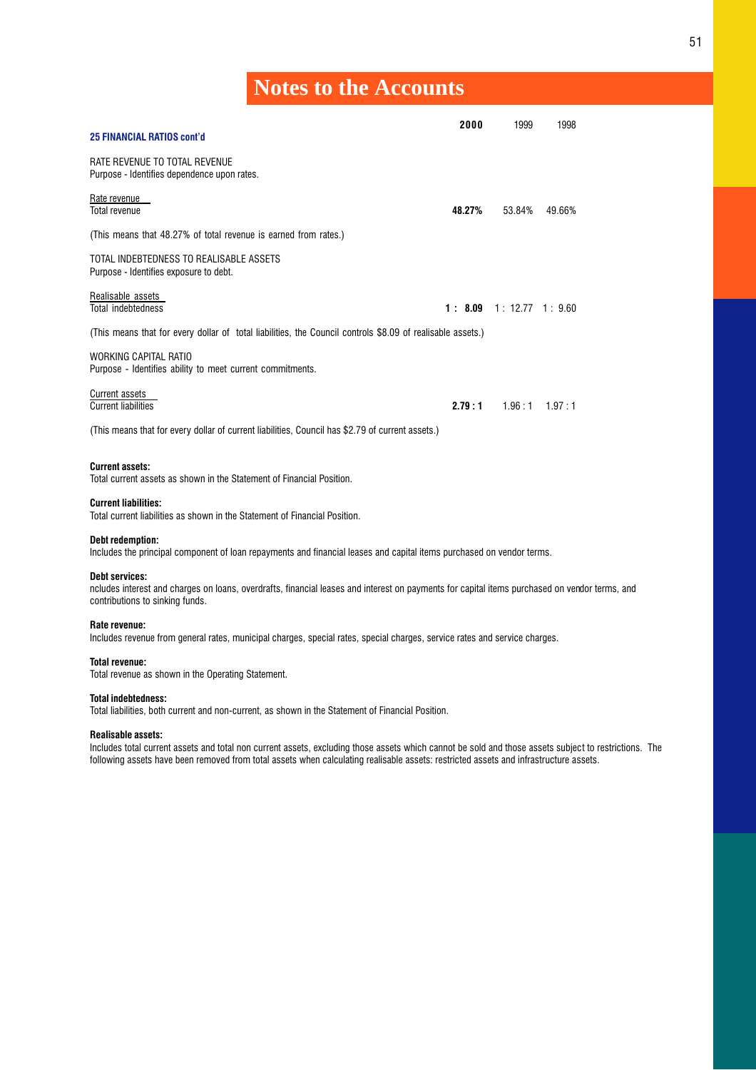# Notes to the Accounts

### 25 FINANCIAL RATIOS cont'd

| | 2000 | 1999 | 1998 |
|---|---|---|---|
| RATE REVENUE TO TOTAL REVENUE<br>Purpose - Identifies dependence upon rates. | | | |
| Rate revenue / Total revenue | **48.27%** | 53.84% | 49.66% |

(This means that 48.27% of total revenue is earned from rates.)

| | 2000 | 1999 | 1998 |
|---|---|---|---|
| TOTAL INDEBTEDNESS TO REALISABLE ASSETS<br>Purpose - Identifies exposure to debt. | | | |
| Realisable assets / Total indebtedness | **1 : 8.09** | 1 : 12.77 | 1 : 9.60 |

(This means that for every dollar of total liabilities, the Council controls $8.09 of realisable assets.)

| | 2000 | 1999 | 1998 |
|---|---|---|---|
| WORKING CAPITAL RATIO<br>Purpose - Identifies ability to meet current commitments. | | | |
| Current assets / Current liabilities | **2.79 : 1** | 1.96 : 1 | 1.97 : 1 |

(This means that for every dollar of current liabilities, Council has $2.79 of current assets.)

**Current assets:**
Total current assets as shown in the Statement of Financial Position.

**Current liabilities:**
Total current liabilities as shown in the Statement of Financial Position.

**Debt redemption:**
Includes the principal component of loan repayments and financial leases and capital items purchased on vendor terms.

**Debt services:**
ncludes interest and charges on loans, overdrafts, financial leases and interest on payments for capital items purchased on vendor terms, and contributions to sinking funds.

**Rate revenue:**
Includes revenue from general rates, municipal charges, special rates, special charges, service rates and service charges.

**Total revenue:**
Total revenue as shown in the Operating Statement.

**Total indebtedness:**
Total liabilities, both current and non-current, as shown in the Statement of Financial Position.

**Realisable assets:**
Includes total current assets and total non current assets, excluding those assets which cannot be sold and those assets subject to restrictions. The following assets have been removed from total assets when calculating realisable assets: restricted assets and infrastructure assets.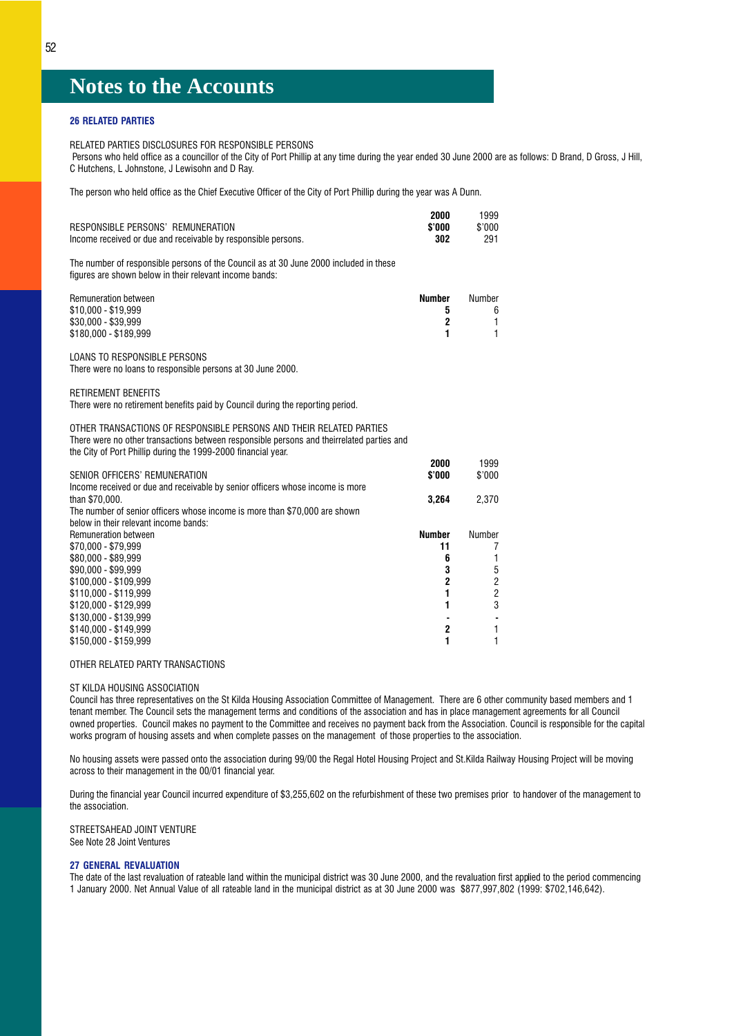# Notes to the Accounts

### 26 RELATED PARTIES

RELATED PARTIES DISCLOSURES FOR RESPONSIBLE PERSONS

Persons who held office as a councillor of the City of Port Phillip at any time during the year ended 30 June 2000 are as follows: D Brand, D Gross, J Hill, C Hutchens, L Johnstone, J Lewisohn and D Ray.

The person who held office as the Chief Executive Officer of the City of Port Phillip during the year was A Dunn.

| | **2000** | 1999 |
|---|---|---|
| RESPONSIBLE PERSONS' REMUNERATION | **\$'000** | \$'000 |
| Income received or due and receivable by responsible persons. | **302** | 291 |

The number of responsible persons of the Council as at 30 June 2000 included in these figures are shown below in their relevant income bands:

| Remuneration between | **Number** | Number |
|---|---|---|
| \$10,000 - \$19,999 | **5** | 6 |
| \$30,000 - \$39,999 | **2** | 1 |
| \$180,000 - \$189,999 | **1** | 1 |

LOANS TO RESPONSIBLE PERSONS

There were no loans to responsible persons at 30 June 2000.

RETIREMENT BENEFITS

There were no retirement benefits paid by Council during the reporting period.

OTHER TRANSACTIONS OF RESPONSIBLE PERSONS AND THEIR RELATED PARTIES

There were no other transactions between responsible persons and theirrelated parties and the City of Port Phillip during the 1999-2000 financial year.

| | **2000** | 1999 |
|---|---|---|
| SENIOR OFFICERS' REMUNERATION | **\$'000** | \$'000 |
| Income received or due and receivable by senior officers whose income is more than \$70,000. | **3,264** | 2,370 |

The number of senior officers whose income is more than \$70,000 are shown below in their relevant income bands:

| Remuneration between | **Number** | Number |
|---|---|---|
| \$70,000 - \$79,999 | **11** | 7 |
| \$80,000 - \$89,999 | **6** | 1 |
| \$90,000 - \$99,999 | **3** | 5 |
| \$100,000 - \$109,999 | **2** | 2 |
| \$110,000 - \$119,999 | **1** | 2 |
| \$120,000 - \$129,999 | **1** | 3 |
| \$130,000 - \$139,999 | **-** | - |
| \$140,000 - \$149,999 | **2** | 1 |
| \$150,000 - \$159,999 | **1** | 1 |

OTHER RELATED PARTY TRANSACTIONS

ST KILDA HOUSING ASSOCIATION

Council has three representatives on the St Kilda Housing Association Committee of Management. There are 6 other community based members and 1 tenant member. The Council sets the management terms and conditions of the association and has in place management agreements for all Council owned properties. Council makes no payment to the Committee and receives no payment back from the Association. Council is responsible for the capital works program of housing assets and when complete passes on the management of those properties to the association.

No housing assets were passed onto the association during 99/00 the Regal Hotel Housing Project and St.Kilda Railway Housing Project will be moving across to their management in the 00/01 financial year.

During the financial year Council incurred expenditure of \$3,255,602 on the refurbishment of these two premises prior to handover of the management to the association.

STREETSAHEAD JOINT VENTURE

See Note 28 Joint Ventures

### 27 GENERAL REVALUATION

The date of the last revaluation of rateable land within the municipal district was 30 June 2000, and the revaluation first applied to the period commencing 1 January 2000. Net Annual Value of all rateable land in the municipal district as at 30 June 2000 was \$877,997,802 (1999: \$702,146,642).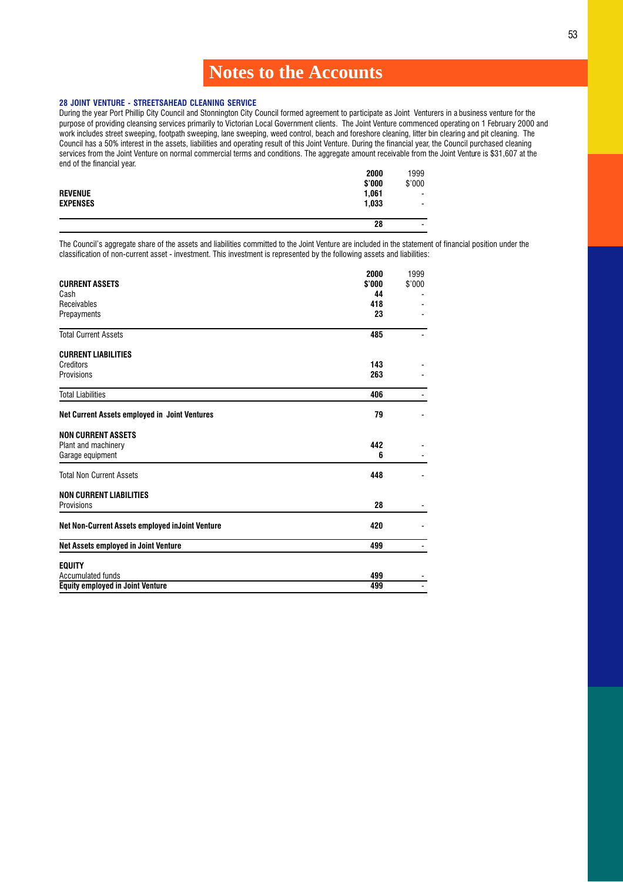# Notes to the Accounts

### 28 JOINT VENTURE - STREETSAHEAD CLEANING SERVICE

During the year Port Phillip City Council and Stonnington City Council formed agreement to participate as Joint Venturers in a business venture for the purpose of providing cleansing services primarily to Victorian Local Government clients. The Joint Venture commenced operating on 1 February 2000 and work includes street sweeping, footpath sweeping, lane sweeping, weed control, beach and foreshore cleaning, litter bin clearing and pit cleaning. The Council has a 50% interest in the assets, liabilities and operating result of this Joint Venture. During the financial year, the Council purchased cleaning services from the Joint Venture on normal commercial terms and conditions. The aggregate amount receivable from the Joint Venture is $31,607 at the end of the financial year.

| | 2000 $'000 | 1999 $'000 |
|---|---|---|
| **REVENUE** | **1,061** | - |
| **EXPENSES** | **1,033** | - |
| | **28** | - |

The Council's aggregate share of the assets and liabilities committed to the Joint Venture are included in the statement of financial position under the classification of non-current asset - investment. This investment is represented by the following assets and liabilities:

| | 2000 $'000 | 1999 $'000 |
|---|---|---|
| **CURRENT ASSETS** | | |
| Cash | **44** | - |
| Receivables | **418** | - |
| Prepayments | **23** | - |
| Total Current Assets | **485** | - |
| **CURRENT LIABILITIES** | | |
| Creditors | **143** | - |
| Provisions | **263** | - |
| Total Liabilities | **406** | - |
| **Net Current Assets employed in Joint Ventures** | **79** | - |
| **NON CURRENT ASSETS** | | |
| Plant and machinery | **442** | - |
| Garage equipment | **6** | - |
| Total Non Current Assets | **448** | - |
| **NON CURRENT LIABILITIES** | | |
| Provisions | **28** | - |
| **Net Non-Current Assets employed inJoint Venture** | **420** | - |
| **Net Assets employed in Joint Venture** | **499** | - |
| **EQUITY** | | |
| Accumulated funds | **499** | - |
| **Equity employed in Joint Venture** | **499** | - |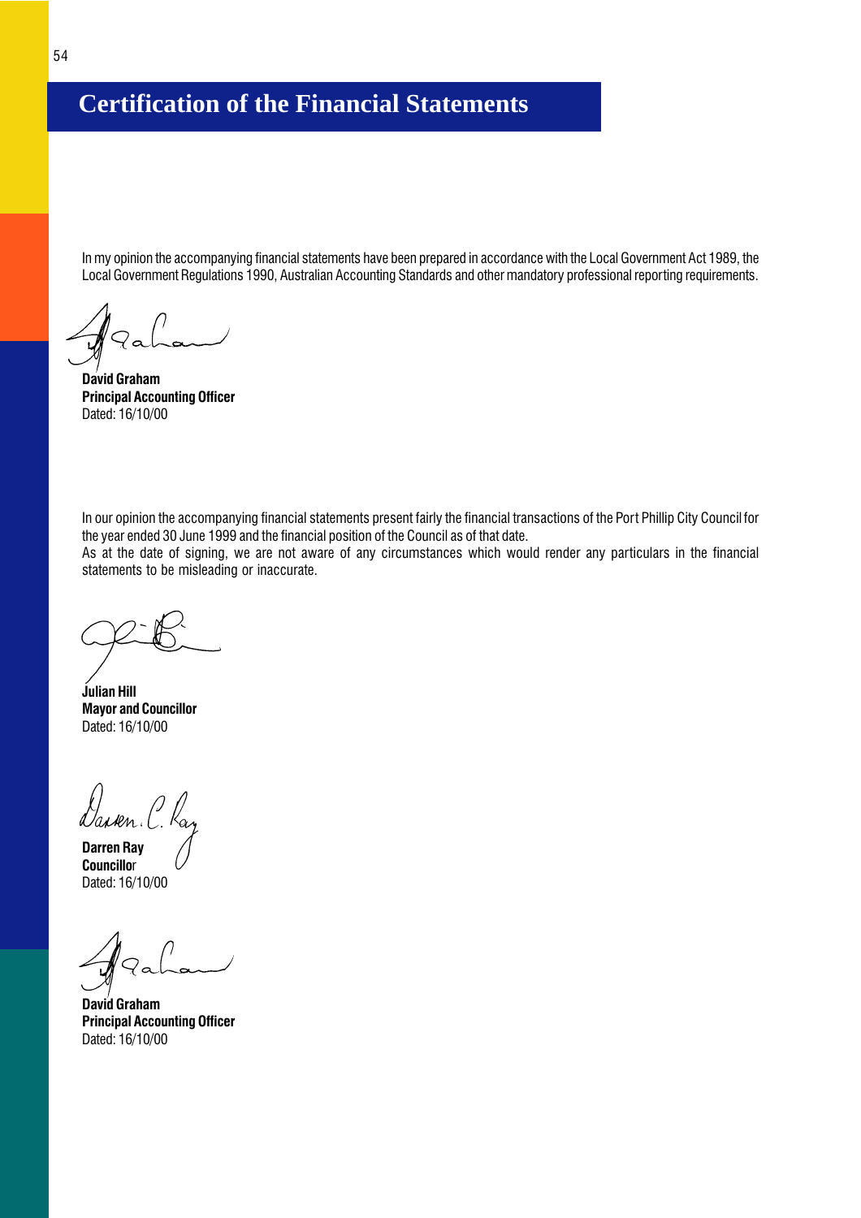# Certification of the Financial Statements

In my opinion the accompanying financial statements have been prepared in accordance with the Local Government Act 1989, the Local Government Regulations 1990, Australian Accounting Standards and other mandatory professional reporting requirements.

**David Graham**
**Principal Accounting Officer**
Dated: 16/10/00

In our opinion the accompanying financial statements present fairly the financial transactions of the Port Phillip City Council for the year ended 30 June 1999 and the financial position of the Council as of that date.
As at the date of signing, we are not aware of any circumstances which would render any particulars in the financial statements to be misleading or inaccurate.

**Julian Hill**
**Mayor and Councillor**
Dated: 16/10/00

**Darren Ray**
**Councillor**
Dated: 16/10/00

**David Graham**
**Principal Accounting Officer**
Dated: 16/10/00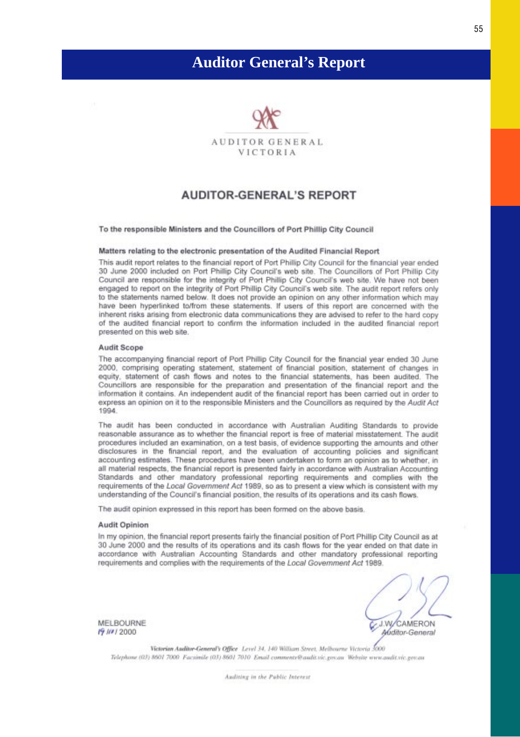# Auditor General's Report

AUDITOR GENERAL
VICTORIA

## AUDITOR-GENERAL'S REPORT

**To the responsible Ministers and the Councillors of Port Phillip City Council**

**Matters relating to the electronic presentation of the Audited Financial Report**

This audit report relates to the financial report of Port Phillip City Council for the financial year ended 30 June 2000 included on Port Phillip City Council's web site. The Councillors of Port Phillip City Council are responsible for the integrity of Port Phillip City Council's web site. We have not been engaged to report on the integrity of Port Phillip City Council's web site. The audit report refers only to the statements named below. It does not provide an opinion on any other information which may have been hyperlinked to/from these statements. If users of this report are concerned with the inherent risks arising from electronic data communications they are advised to refer to the hard copy of the audited financial report to confirm the information included in the audited financial report presented on this web site.

**Audit Scope**

The accompanying financial report of Port Phillip City Council for the financial year ended 30 June 2000, comprising operating statement, statement of financial position, statement of changes in equity, statement of cash flows and notes to the financial statements, has been audited. The Councillors are responsible for the preparation and presentation of the financial report and the information it contains. An independent audit of the financial report has been carried out in order to express an opinion on it to the responsible Ministers and the Councillors as required by the *Audit Act* 1994.

The audit has been conducted in accordance with Australian Auditing Standards to provide reasonable assurance as to whether the financial report is free of material misstatement. The audit procedures included an examination, on a test basis, of evidence supporting the amounts and other disclosures in the financial report, and the evaluation of accounting policies and significant accounting estimates. These procedures have been undertaken to form an opinion as to whether, in all material respects, the financial report is presented fairly in accordance with Australian Accounting Standards and other mandatory professional reporting requirements and complies with the requirements of the *Local Government Act* 1989, so as to present a view which is consistent with my understanding of the Council's financial position, the results of its operations and its cash flows.

The audit opinion expressed in this report has been formed on the above basis.

**Audit Opinion**

In my opinion, the financial report presents fairly the financial position of Port Phillip City Council as at 30 June 2000 and the results of its operations and its cash flows for the year ended on that date in accordance with Australian Accounting Standards and other mandatory professional reporting requirements and complies with the requirements of the *Local Government Act* 1989.

MELBOURNE
19/10/2000

J.W. CAMERON
*Auditor-General*

*Victorian Auditor-General's Office* Level 34, 140 William Street, Melbourne Victoria 3000
Telephone (03) 8601 7000 Facsimile (03) 8601 7010 Email comments@audit.vic.gov.au Website www.audit.vic.gov.au

*Auditing in the Public Interest*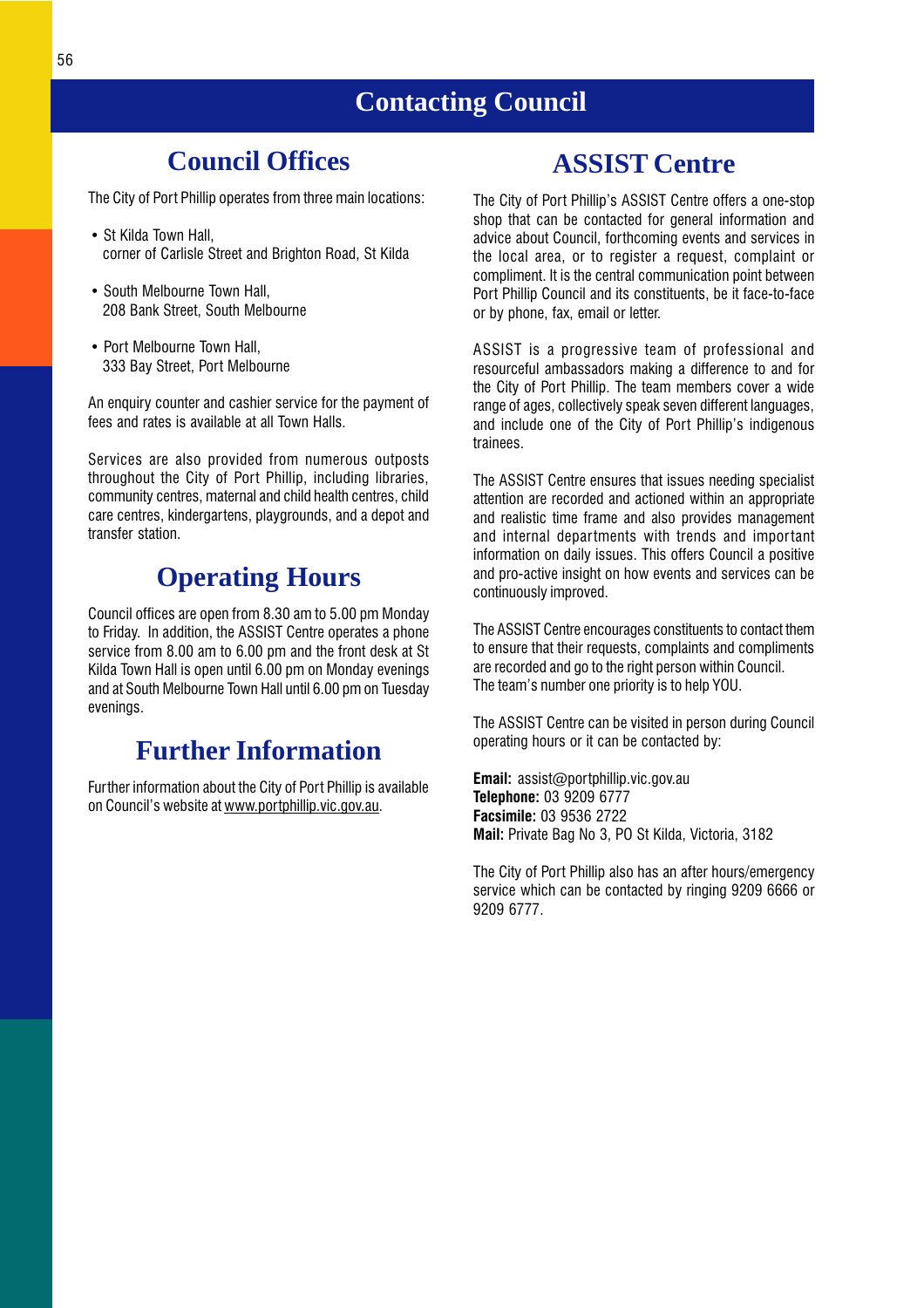# Contacting Council

## Council Offices

The City of Port Phillip operates from three main locations:

- St Kilda Town Hall, corner of Carlisle Street and Brighton Road, St Kilda
- South Melbourne Town Hall, 208 Bank Street, South Melbourne
- Port Melbourne Town Hall, 333 Bay Street, Port Melbourne

An enquiry counter and cashier service for the payment of fees and rates is available at all Town Halls.

Services are also provided from numerous outposts throughout the City of Port Phillip, including libraries, community centres, maternal and child health centres, child care centres, kindergartens, playgrounds, and a depot and transfer station.

## Operating Hours

Council offices are open from 8.30 am to 5.00 pm Monday to Friday. In addition, the ASSIST Centre operates a phone service from 8.00 am to 6.00 pm and the front desk at St Kilda Town Hall is open until 6.00 pm on Monday evenings and at South Melbourne Town Hall until 6.00 pm on Tuesday evenings.

## Further Information

Further information about the City of Port Phillip is available on Council's website at www.portphillip.vic.gov.au.

## ASSIST Centre

The City of Port Phillip's ASSIST Centre offers a one-stop shop that can be contacted for general information and advice about Council, forthcoming events and services in the local area, or to register a request, complaint or compliment. It is the central communication point between Port Phillip Council and its constituents, be it face-to-face or by phone, fax, email or letter.

ASSIST is a progressive team of professional and resourceful ambassadors making a difference to and for the City of Port Phillip. The team members cover a wide range of ages, collectively speak seven different languages, and include one of the City of Port Phillip's indigenous trainees.

The ASSIST Centre ensures that issues needing specialist attention are recorded and actioned within an appropriate and realistic time frame and also provides management and internal departments with trends and important information on daily issues. This offers Council a positive and pro-active insight on how events and services can be continuously improved.

The ASSIST Centre encourages constituents to contact them to ensure that their requests, complaints and compliments are recorded and go to the right person within Council. The team's number one priority is to help YOU.

The ASSIST Centre can be visited in person during Council operating hours or it can be contacted by:

**Email:** assist@portphillip.vic.gov.au
**Telephone:** 03 9209 6777
**Facsimile:** 03 9536 2722
**Mail:** Private Bag No 3, PO St Kilda, Victoria, 3182

The City of Port Phillip also has an after hours/emergency service which can be contacted by ringing 9209 6666 or 9209 6777.